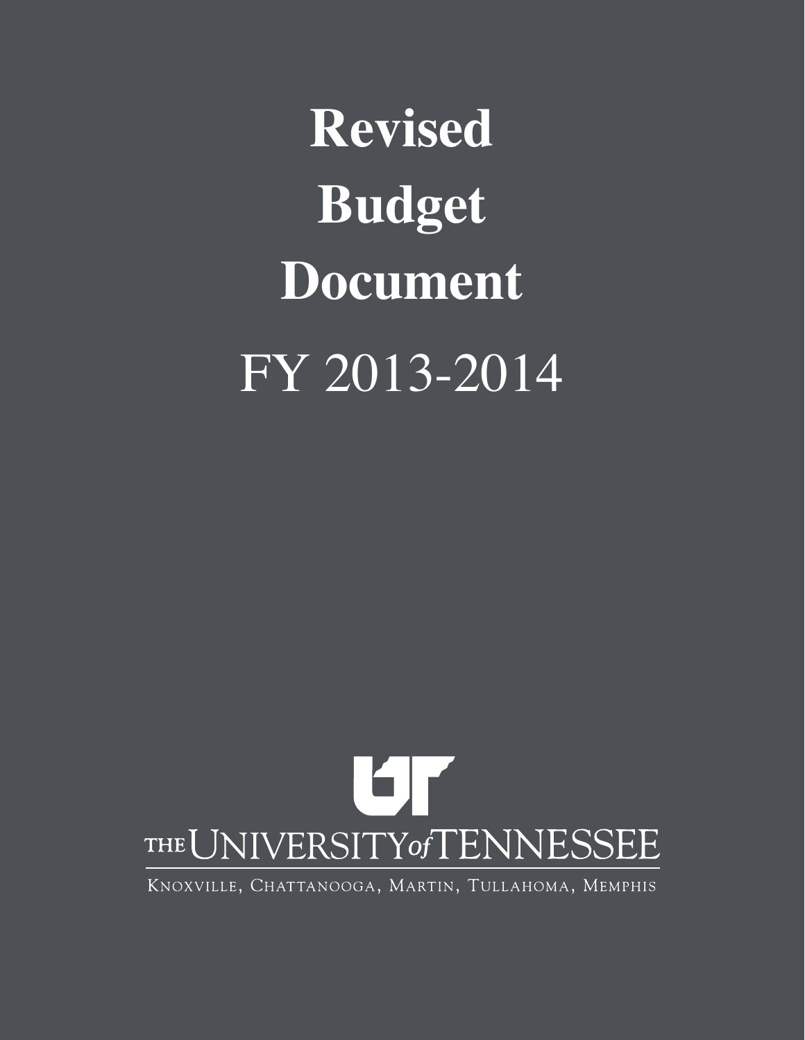# Revised Budget Document

## FY 2013-2014

THE UNIVERSITY of TENNESSEE

KNOXVILLE, CHATTANOOGA, MARTIN, TULLAHOMA, MEMPHIS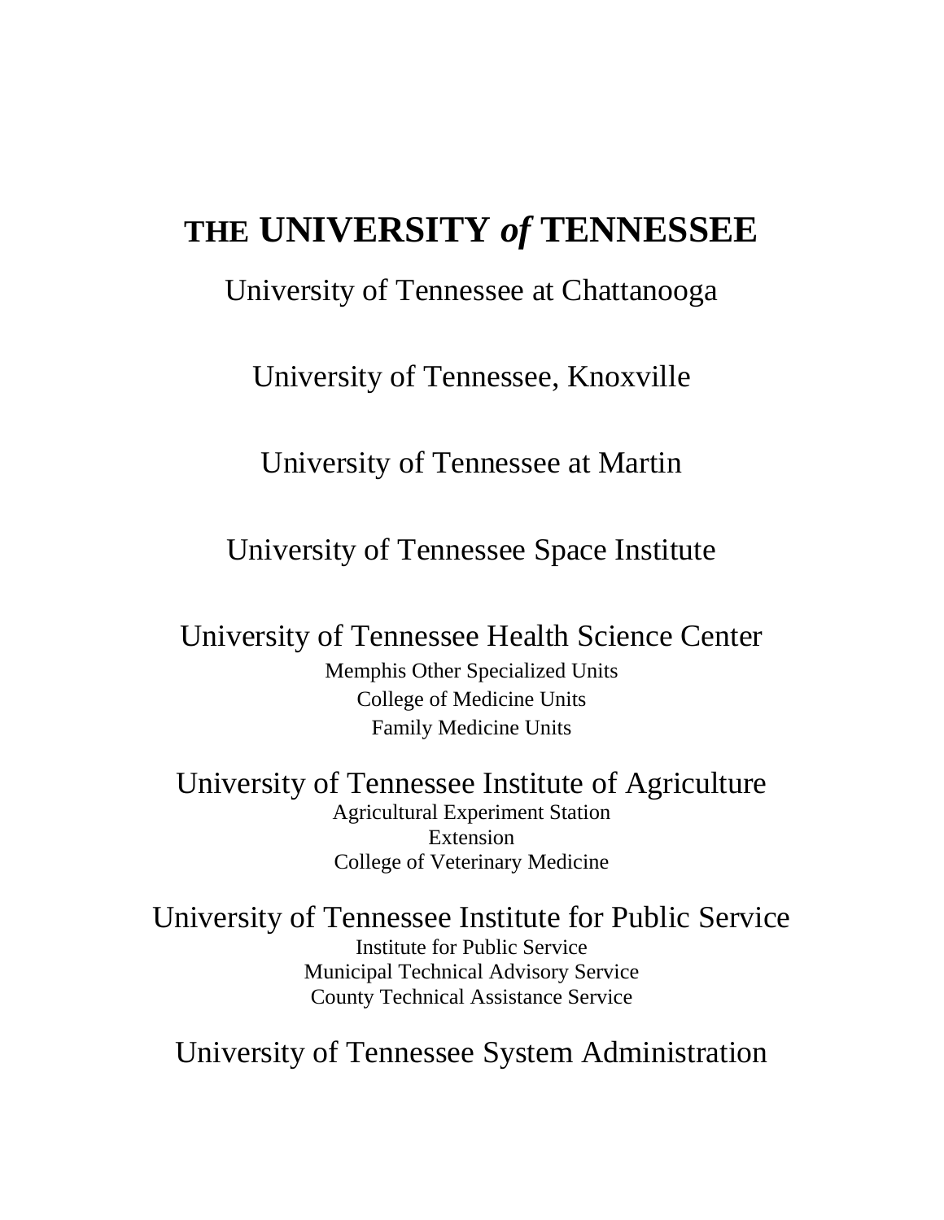# THE UNIVERSITY *of* TENNESSEE

University of Tennessee at Chattanooga

University of Tennessee, Knoxville

University of Tennessee at Martin

University of Tennessee Space Institute

University of Tennessee Health Science Center

Memphis Other Specialized Units
College of Medicine Units
Family Medicine Units

University of Tennessee Institute of Agriculture

Agricultural Experiment Station
Extension
College of Veterinary Medicine

University of Tennessee Institute for Public Service

Institute for Public Service
Municipal Technical Advisory Service
County Technical Assistance Service

University of Tennessee System Administration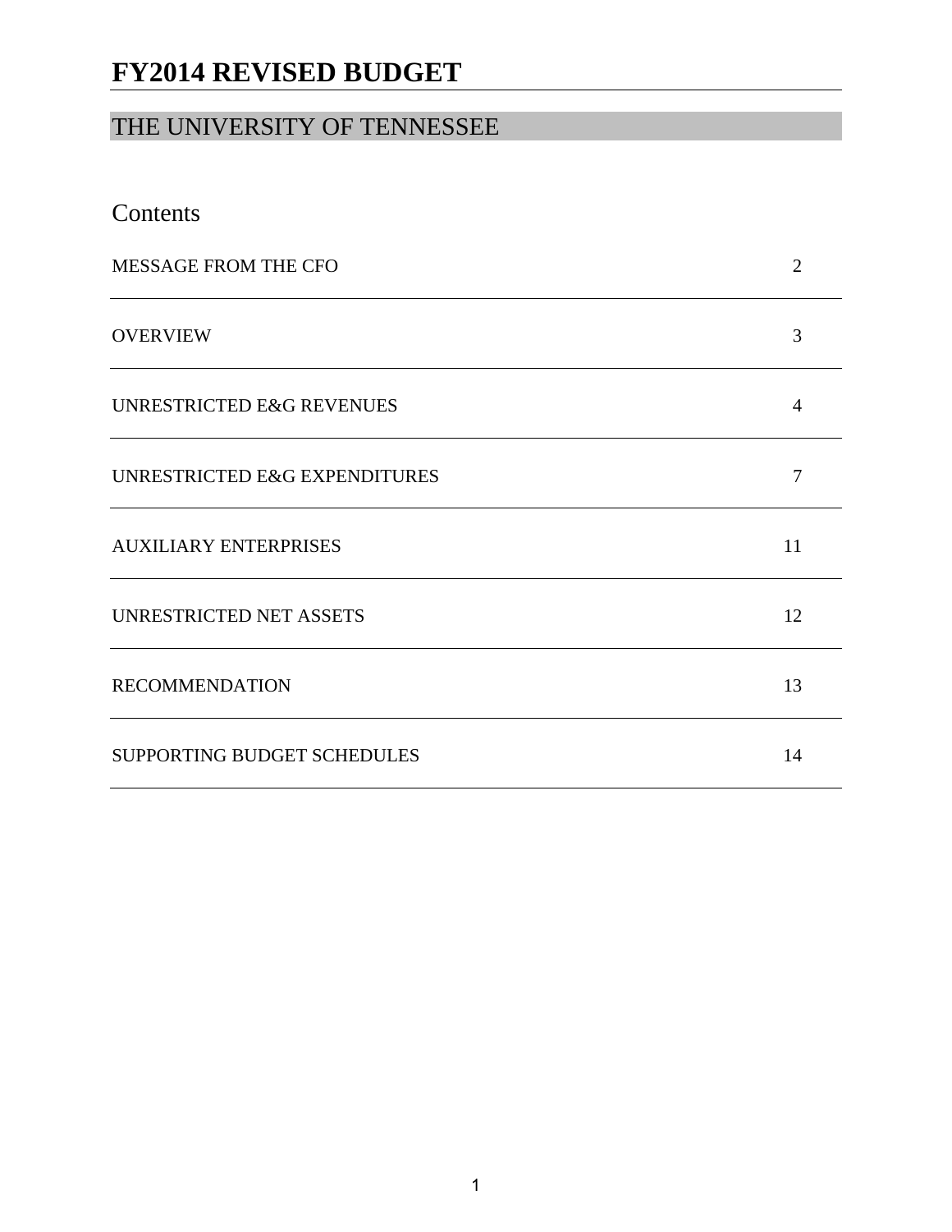# FY2014 REVISED BUDGET

## THE UNIVERSITY OF TENNESSEE

### Contents

| | |
|---|---|
| MESSAGE FROM THE CFO | 2 |
| OVERVIEW | 3 |
| UNRESTRICTED E&G REVENUES | 4 |
| UNRESTRICTED E&G EXPENDITURES | 7 |
| AUXILIARY ENTERPRISES | 11 |
| UNRESTRICTED NET ASSETS | 12 |
| RECOMMENDATION | 13 |
| SUPPORTING BUDGET SCHEDULES | 14 |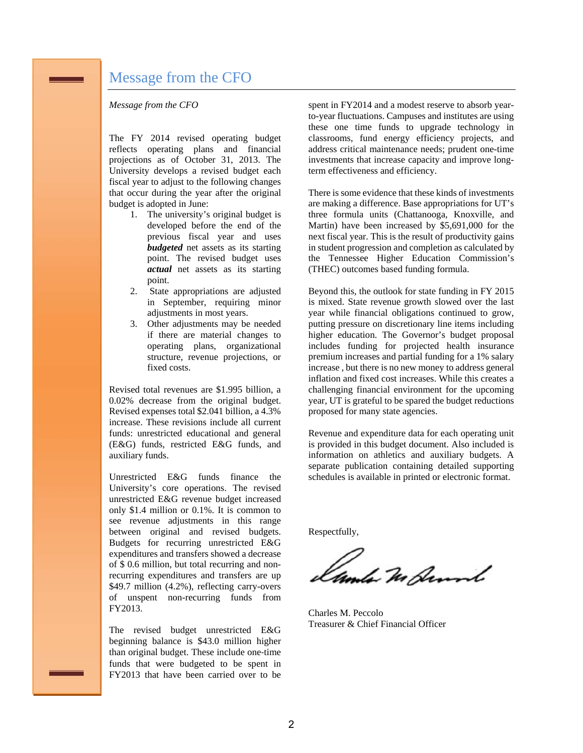# Message from the CFO

*Message from the CFO*

The FY 2014 revised operating budget reflects operating plans and financial projections as of October 31, 2013. The University develops a revised budget each fiscal year to adjust to the following changes that occur during the year after the original budget is adopted in June:

1. The university's original budget is developed before the end of the previous fiscal year and uses ***budgeted*** net assets as its starting point. The revised budget uses ***actual*** net assets as its starting point.
2. State appropriations are adjusted in September, requiring minor adjustments in most years.
3. Other adjustments may be needed if there are material changes to operating plans, organizational structure, revenue projections, or fixed costs.

Revised total revenues are $1.995 billion, a 0.02% decrease from the original budget. Revised expenses total $2.041 billion, a 4.3% increase. These revisions include all current funds: unrestricted educational and general (E&G) funds, restricted E&G funds, and auxiliary funds.

Unrestricted E&G funds finance the University's core operations. The revised unrestricted E&G revenue budget increased only $1.4 million or 0.1%. It is common to see revenue adjustments in this range between original and revised budgets. Budgets for recurring unrestricted E&G expenditures and transfers showed a decrease of $ 0.6 million, but total recurring and non-recurring expenditures and transfers are up $49.7 million (4.2%), reflecting carry-overs of unspent non-recurring funds from FY2013.

The revised budget unrestricted E&G beginning balance is $43.0 million higher than original budget. These include one-time funds that were budgeted to be spent in FY2013 that have been carried over to be spent in FY2014 and a modest reserve to absorb year-to-year fluctuations. Campuses and institutes are using these one time funds to upgrade technology in classrooms, fund energy efficiency projects, and address critical maintenance needs; prudent one-time investments that increase capacity and improve long-term effectiveness and efficiency.

There is some evidence that these kinds of investments are making a difference. Base appropriations for UT's three formula units (Chattanooga, Knoxville, and Martin) have been increased by $5,691,000 for the next fiscal year. This is the result of productivity gains in student progression and completion as calculated by the Tennessee Higher Education Commission's (THEC) outcomes based funding formula.

Beyond this, the outlook for state funding in FY 2015 is mixed. State revenue growth slowed over the last year while financial obligations continued to grow, putting pressure on discretionary line items including higher education. The Governor's budget proposal includes funding for projected health insurance premium increases and partial funding for a 1% salary increase , but there is no new money to address general inflation and fixed cost increases. While this creates a challenging financial environment for the upcoming year, UT is grateful to be spared the budget reductions proposed for many state agencies.

Revenue and expenditure data for each operating unit is provided in this budget document. Also included is information on athletics and auxiliary budgets. A separate publication containing detailed supporting schedules is available in printed or electronic format.

Respectfully,

Charles M. Peccolo
Treasurer & Chief Financial Officer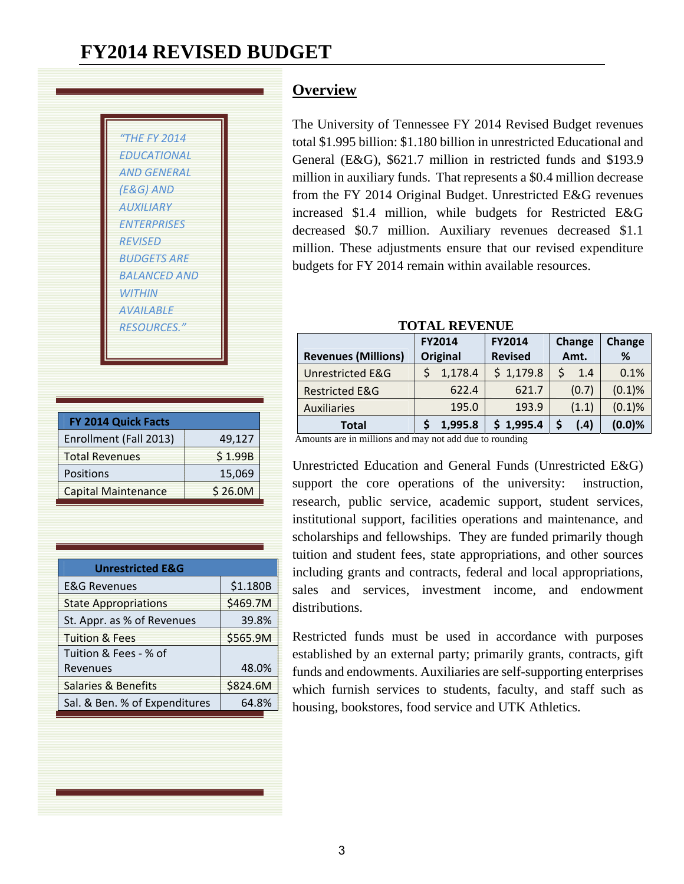# FY2014 REVISED BUDGET

*"THE FY 2014 EDUCATIONAL AND GENERAL (E&G) AND AUXILIARY ENTERPRISES REVISED BUDGETS ARE BALANCED AND WITHIN AVAILABLE RESOURCES."*

| FY 2014 Quick Facts | |
|---|---|
| Enrollment (Fall 2013) | 49,127 |
| Total Revenues | $ 1.99B |
| Positions | 15,069 |
| Capital Maintenance | $ 26.0M |

| Unrestricted E&G | |
|---|---|
| E&G Revenues | $1.180B |
| State Appropriations | $469.7M |
| St. Appr. as % of Revenues | 39.8% |
| Tuition & Fees | $565.9M |
| Tuition & Fees - % of Revenues | 48.0% |
| Salaries & Benefits | $824.6M |
| Sal. & Ben. % of Expenditures | 64.8% |

## Overview

The University of Tennessee FY 2014 Revised Budget revenues total $1.995 billion: $1.180 billion in unrestricted Educational and General (E&G), $621.7 million in restricted funds and $193.9 million in auxiliary funds. That represents a $0.4 million decrease from the FY 2014 Original Budget. Unrestricted E&G revenues increased $1.4 million, while budgets for Restricted E&G decreased $0.7 million. Auxiliary revenues decreased $1.1 million. These adjustments ensure that our revised expenditure budgets for FY 2014 remain within available resources.

**TOTAL REVENUE**

| Revenues (Millions) | FY2014 Original | FY2014 Revised | Change Amt. | Change % |
|---|---|---|---|---|
| Unrestricted E&G | $ 1,178.4 | $ 1,179.8 | $ 1.4 | 0.1% |
| Restricted E&G | 622.4 | 621.7 | (0.7) | (0.1)% |
| Auxiliaries | 195.0 | 193.9 | (1.1) | (0.1)% |
| **Total** | **$ 1,995.8** | **$ 1,995.4** | **$ (.4)** | **(0.0)%** |

Amounts are in millions and may not add due to rounding

Unrestricted Education and General Funds (Unrestricted E&G) support the core operations of the university: instruction, research, public service, academic support, student services, institutional support, facilities operations and maintenance, and scholarships and fellowships. They are funded primarily though tuition and student fees, state appropriations, and other sources including grants and contracts, federal and local appropriations, sales and services, investment income, and endowment distributions.

Restricted funds must be used in accordance with purposes established by an external party; primarily grants, contracts, gift funds and endowments. Auxiliaries are self-supporting enterprises which furnish services to students, faculty, and staff such as housing, bookstores, food service and UTK Athletics.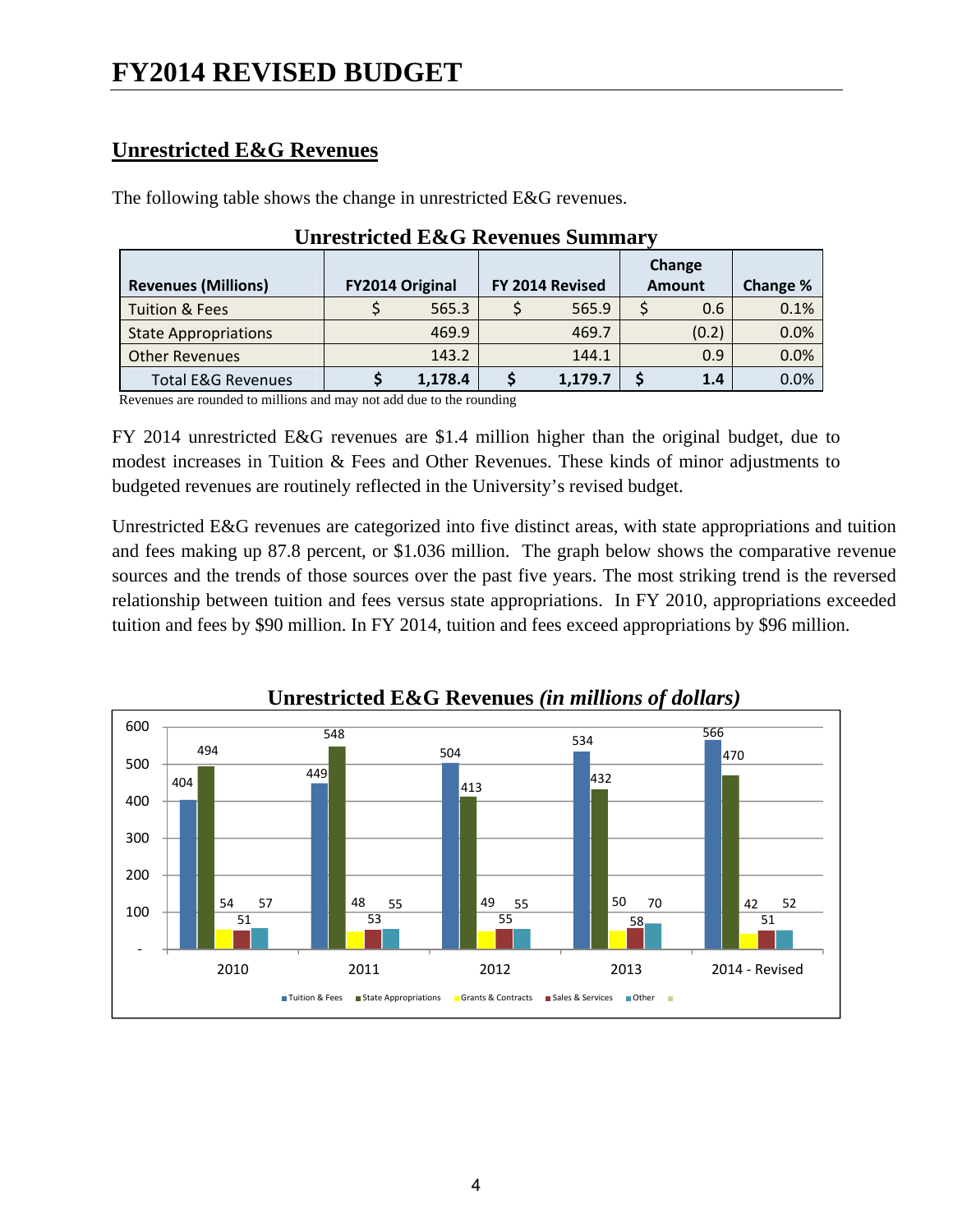# FY2014 REVISED BUDGET

## Unrestricted E&G Revenues

The following table shows the change in unrestricted E&G revenues.

### Unrestricted E&G Revenues Summary

| Revenues (Millions) | FY2014 Original | FY 2014 Revised | Change Amount | Change % |
|---|---|---|---|---|
| Tuition & Fees | $ 565.3 | $ 565.9 | $ 0.6 | 0.1% |
| State Appropriations | 469.9 | 469.7 | (0.2) | 0.0% |
| Other Revenues | 143.2 | 144.1 | 0.9 | 0.0% |
| **Total E&G Revenues** | **$ 1,178.4** | **$ 1,179.7** | **$ 1.4** | 0.0% |

Revenues are rounded to millions and may not add due to the rounding

FY 2014 unrestricted E&G revenues are $1.4 million higher than the original budget, due to modest increases in Tuition & Fees and Other Revenues. These kinds of minor adjustments to budgeted revenues are routinely reflected in the University's revised budget.

Unrestricted E&G revenues are categorized into five distinct areas, with state appropriations and tuition and fees making up 87.8 percent, or $1.036 million. The graph below shows the comparative revenue sources and the trends of those sources over the past five years. The most striking trend is the reversed relationship between tuition and fees versus state appropriations. In FY 2010, appropriations exceeded tuition and fees by $90 million. In FY 2014, tuition and fees exceed appropriations by $96 million.

### Unrestricted E&G Revenues *(in millions of dollars)*

| | 2010 | 2011 | 2012 | 2013 | 2014 - Revised |
|---|---|---|---|---|---|
| Tuition & Fees | 404 | 449 | 504 | 534 | 566 |
| State Appropriations | 494 | 548 | 413 | 432 | 470 |
| Grants & Contracts | 54 | 48 | 49 | 50 | 42 |
| Sales & Services | 51 | 53 | 55 | 58 | 51 |
| Other | 57 | 55 | 55 | 70 | 52 |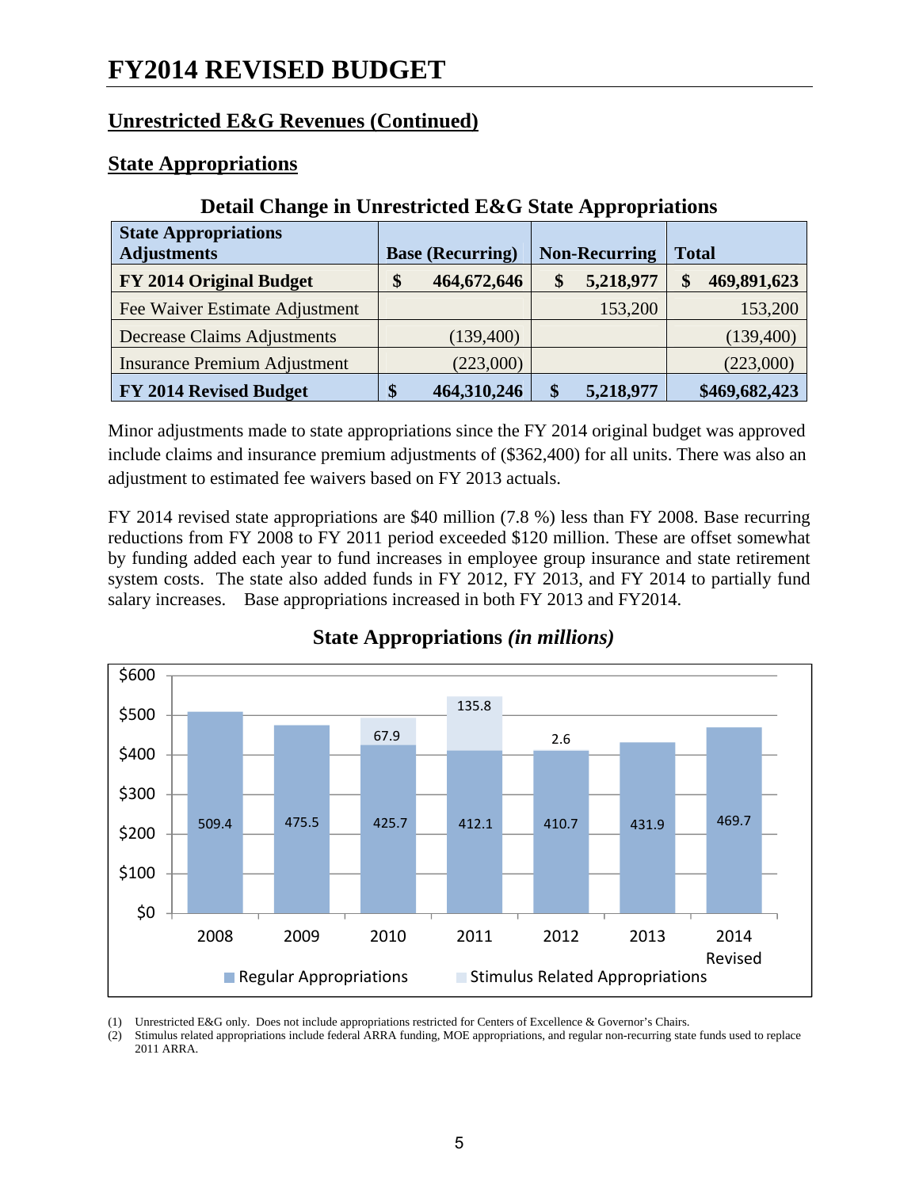# FY2014 REVISED BUDGET

## Unrestricted E&G Revenues (Continued)

## State Appropriations

### Detail Change in Unrestricted E&G State Appropriations

| State Appropriations Adjustments | Base (Recurring) | Non-Recurring | Total |
|---|---|---|---|
| **FY 2014 Original Budget** | **$ 464,672,646** | **$ 5,218,977** | **$ 469,891,623** |
| Fee Waiver Estimate Adjustment | | 153,200 | 153,200 |
| Decrease Claims Adjustments | (139,400) | | (139,400) |
| Insurance Premium Adjustment | (223,000) | | (223,000) |
| **FY 2014 Revised Budget** | **$ 464,310,246** | **$ 5,218,977** | **$469,682,423** |

Minor adjustments made to state appropriations since the FY 2014 original budget was approved include claims and insurance premium adjustments of ($362,400) for all units. There was also an adjustment to estimated fee waivers based on FY 2013 actuals.

FY 2014 revised state appropriations are $40 million (7.8 %) less than FY 2008. Base recurring reductions from FY 2008 to FY 2011 period exceeded $120 million. These are offset somewhat by funding added each year to fund increases in employee group insurance and state retirement system costs. The state also added funds in FY 2012, FY 2013, and FY 2014 to partially fund salary increases. Base appropriations increased in both FY 2013 and FY2014.

### State Appropriations *(in millions)*

| Year | Regular Appropriations | Stimulus Related Appropriations |
|---|---|---|
| 2008 | 509.4 | |
| 2009 | 475.5 | |
| 2010 | 425.7 | 67.9 |
| 2011 | 412.1 | 135.8 |
| 2012 | 410.7 | 2.6 |
| 2013 | 431.9 | |
| 2014 Revised | 469.7 | |

(1) Unrestricted E&G only. Does not include appropriations restricted for Centers of Excellence & Governor's Chairs.
(2) Stimulus related appropriations include federal ARRA funding, MOE appropriations, and regular non-recurring state funds used to replace 2011 ARRA.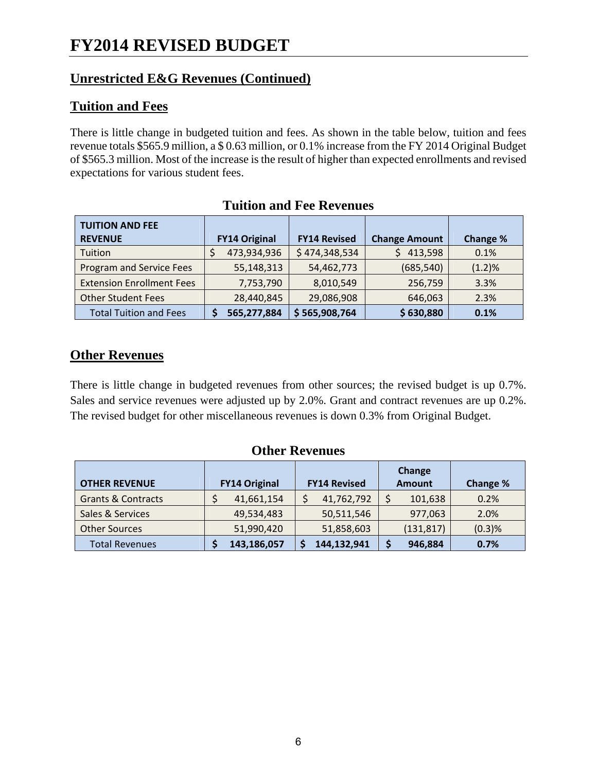# FY2014 REVISED BUDGET

## Unrestricted E&G Revenues (Continued)

## Tuition and Fees

There is little change in budgeted tuition and fees. As shown in the table below, tuition and fees revenue totals $565.9 million, a $ 0.63 million, or 0.1% increase from the FY 2014 Original Budget of $565.3 million. Most of the increase is the result of higher than expected enrollments and revised expectations for various student fees.

### Tuition and Fee Revenues

| TUITION AND FEE REVENUE | FY14 Original | FY14 Revised | Change Amount | Change % |
|---|---|---|---|---|
| Tuition | $ 473,934,936 | $ 474,348,534 | $ 413,598 | 0.1% |
| Program and Service Fees | 55,148,313 | 54,462,773 | (685,540) | (1.2)% |
| Extension Enrollment Fees | 7,753,790 | 8,010,549 | 256,759 | 3.3% |
| Other Student Fees | 28,440,845 | 29,086,908 | 646,063 | 2.3% |
| **Total Tuition and Fees** | **$ 565,277,884** | **$ 565,908,764** | **$ 630,880** | **0.1%** |

## Other Revenues

There is little change in budgeted revenues from other sources; the revised budget is up 0.7%. Sales and service revenues were adjusted up by 2.0%. Grant and contract revenues are up 0.2%. The revised budget for other miscellaneous revenues is down 0.3% from Original Budget.

### Other Revenues

| OTHER REVENUE | FY14 Original | FY14 Revised | Change Amount | Change % |
|---|---|---|---|---|
| Grants & Contracts | $ 41,661,154 | $ 41,762,792 | $ 101,638 | 0.2% |
| Sales & Services | 49,534,483 | 50,511,546 | 977,063 | 2.0% |
| Other Sources | 51,990,420 | 51,858,603 | (131,817) | (0.3)% |
| **Total Revenues** | **$ 143,186,057** | **$ 144,132,941** | **$ 946,884** | **0.7%** |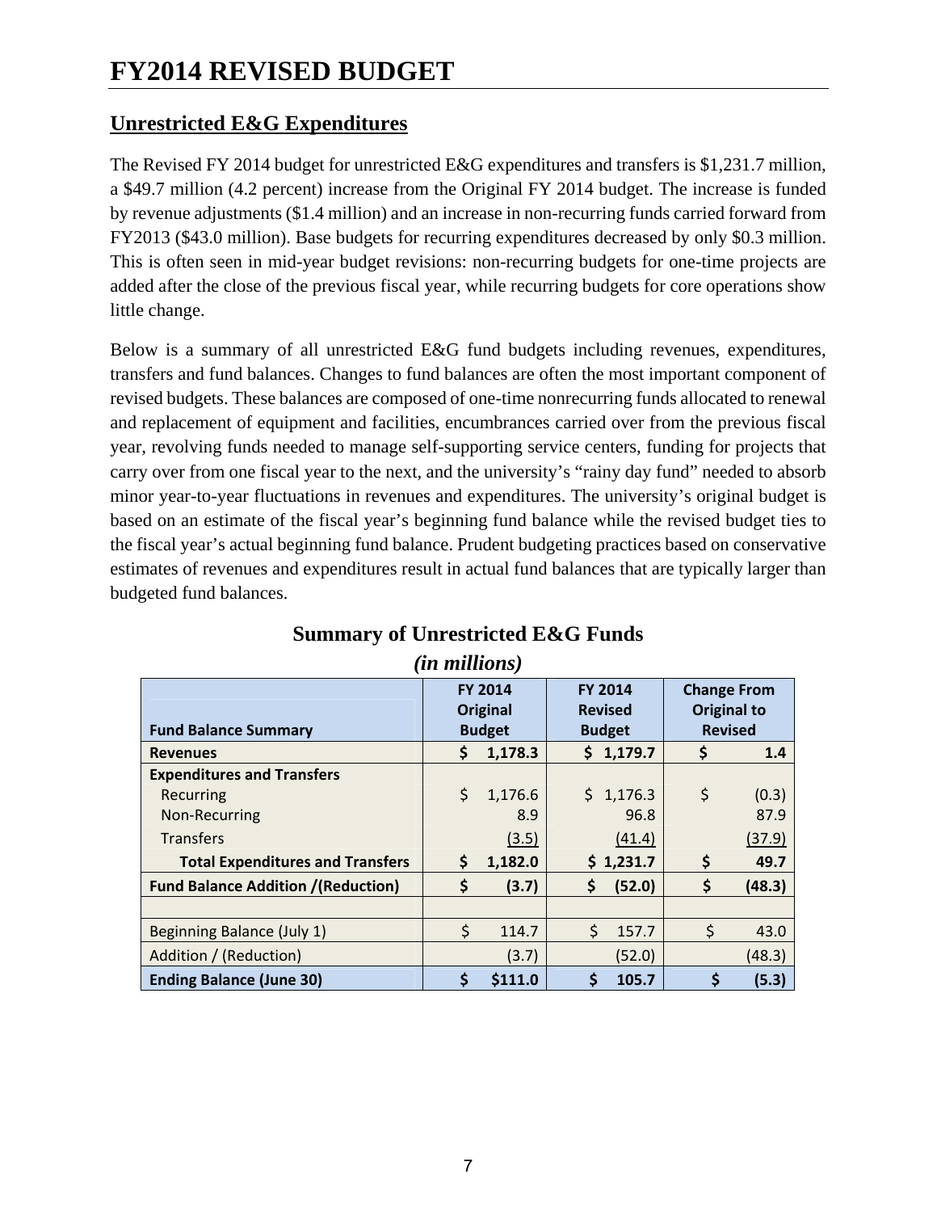# FY2014 REVISED BUDGET

## Unrestricted E&G Expenditures

The Revised FY 2014 budget for unrestricted E&G expenditures and transfers is $1,231.7 million, a $49.7 million (4.2 percent) increase from the Original FY 2014 budget. The increase is funded by revenue adjustments ($1.4 million) and an increase in non-recurring funds carried forward from FY2013 ($43.0 million). Base budgets for recurring expenditures decreased by only $0.3 million. This is often seen in mid-year budget revisions: non-recurring budgets for one-time projects are added after the close of the previous fiscal year, while recurring budgets for core operations show little change.

Below is a summary of all unrestricted E&G fund budgets including revenues, expenditures, transfers and fund balances. Changes to fund balances are often the most important component of revised budgets. These balances are composed of one-time nonrecurring funds allocated to renewal and replacement of equipment and facilities, encumbrances carried over from the previous fiscal year, revolving funds needed to manage self-supporting service centers, funding for projects that carry over from one fiscal year to the next, and the university's "rainy day fund" needed to absorb minor year-to-year fluctuations in revenues and expenditures. The university's original budget is based on an estimate of the fiscal year's beginning fund balance while the revised budget ties to the fiscal year's actual beginning fund balance. Prudent budgeting practices based on conservative estimates of revenues and expenditures result in actual fund balances that are typically larger than budgeted fund balances.

### Summary of Unrestricted E&G Funds
*(in millions)*

| Fund Balance Summary | FY 2014 Original Budget | FY 2014 Revised Budget | Change From Original to Revised |
|---|---|---|---|
| **Revenues** | **$ 1,178.3** | **$ 1,179.7** | **$ 1.4** |
| **Expenditures and Transfers** | | | |
| Recurring | $ 1,176.6 | $ 1,176.3 | $ (0.3) |
| Non-Recurring | 8.9 | 96.8 | 87.9 |
| Transfers | (3.5) | (41.4) | (37.9) |
| **Total Expenditures and Transfers** | **$ 1,182.0** | **$ 1,231.7** | **$ 49.7** |
| **Fund Balance Addition /(Reduction)** | **$ (3.7)** | **$ (52.0)** | **$ (48.3)** |
| | | | |
| Beginning Balance (July 1) | $ 114.7 | $ 157.7 | $ 43.0 |
| Addition / (Reduction) | (3.7) | (52.0) | (48.3) |
| **Ending Balance (June 30)** | **$ $111.0** | **$ 105.7** | **$ (5.3)** |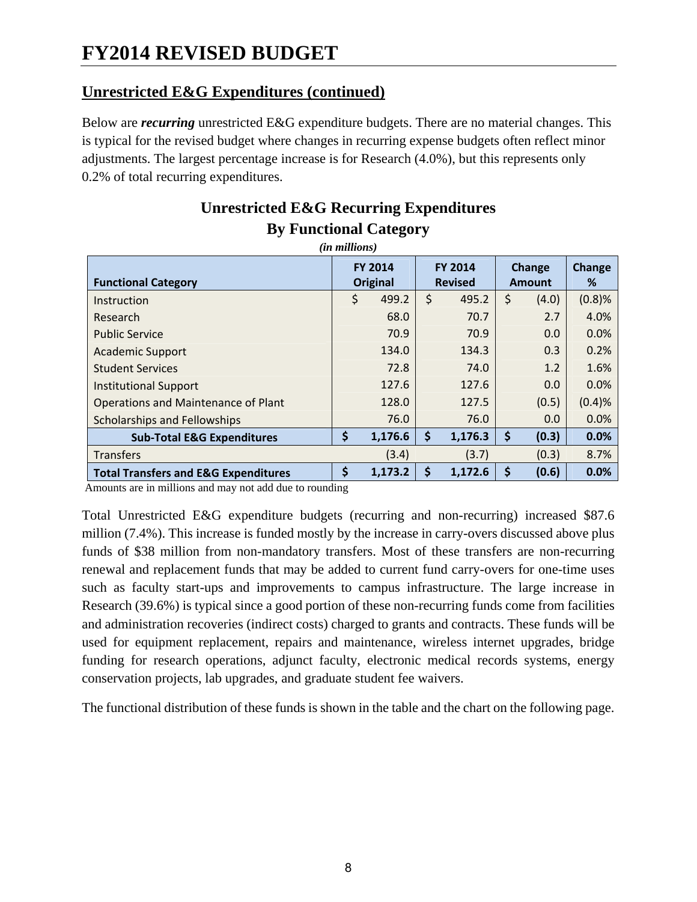# FY2014 REVISED BUDGET

## Unrestricted E&G Expenditures (continued)

Below are ***recurring*** unrestricted E&G expenditure budgets. There are no material changes. This is typical for the revised budget where changes in recurring expense budgets often reflect minor adjustments. The largest percentage increase is for Research (4.0%), but this represents only 0.2% of total recurring expenditures.

### Unrestricted E&G Recurring Expenditures By Functional Category

***(in millions)***

| Functional Category | FY 2014 Original | FY 2014 Revised | Change Amount | Change % |
|---|---|---|---|---|
| Instruction | $ 499.2 | $ 495.2 | $ (4.0) | (0.8)% |
| Research | 68.0 | 70.7 | 2.7 | 4.0% |
| Public Service | 70.9 | 70.9 | 0.0 | 0.0% |
| Academic Support | 134.0 | 134.3 | 0.3 | 0.2% |
| Student Services | 72.8 | 74.0 | 1.2 | 1.6% |
| Institutional Support | 127.6 | 127.6 | 0.0 | 0.0% |
| Operations and Maintenance of Plant | 128.0 | 127.5 | (0.5) | (0.4)% |
| Scholarships and Fellowships | 76.0 | 76.0 | 0.0 | 0.0% |
| **Sub-Total E&G Expenditures** | **$ 1,176.6** | **$ 1,176.3** | **$ (0.3)** | **0.0%** |
| Transfers | (3.4) | (3.7) | (0.3) | 8.7% |
| **Total Transfers and E&G Expenditures** | **$ 1,173.2** | **$ 1,172.6** | **$ (0.6)** | **0.0%** |

Amounts are in millions and may not add due to rounding

Total Unrestricted E&G expenditure budgets (recurring and non-recurring) increased $87.6 million (7.4%). This increase is funded mostly by the increase in carry-overs discussed above plus funds of $38 million from non-mandatory transfers. Most of these transfers are non-recurring renewal and replacement funds that may be added to current fund carry-overs for one-time uses such as faculty start-ups and improvements to campus infrastructure. The large increase in Research (39.6%) is typical since a good portion of these non-recurring funds come from facilities and administration recoveries (indirect costs) charged to grants and contracts. These funds will be used for equipment replacement, repairs and maintenance, wireless internet upgrades, bridge funding for research operations, adjunct faculty, electronic medical records systems, energy conservation projects, lab upgrades, and graduate student fee waivers.

The functional distribution of these funds is shown in the table and the chart on the following page.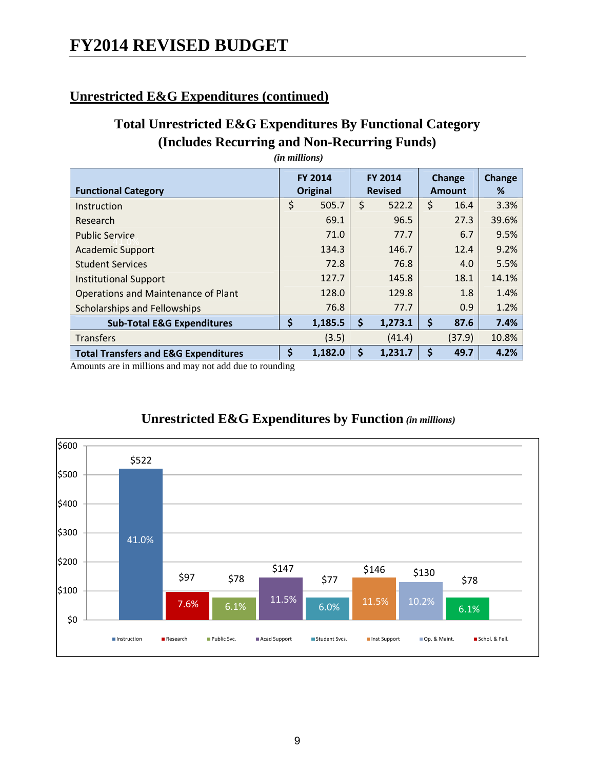# FY2014 REVISED BUDGET

## Unrestricted E&G Expenditures (continued)

### Total Unrestricted E&G Expenditures By Functional Category (Includes Recurring and Non-Recurring Funds)

*(in millions)*

| Functional Category | FY 2014 Original | FY 2014 Revised | Change Amount | Change % |
|---|---|---|---|---|
| Instruction | $ 505.7 | $ 522.2 | $ 16.4 | 3.3% |
| Research | 69.1 | 96.5 | 27.3 | 39.6% |
| Public Service | 71.0 | 77.7 | 6.7 | 9.5% |
| Academic Support | 134.3 | 146.7 | 12.4 | 9.2% |
| Student Services | 72.8 | 76.8 | 4.0 | 5.5% |
| Institutional Support | 127.7 | 145.8 | 18.1 | 14.1% |
| Operations and Maintenance of Plant | 128.0 | 129.8 | 1.8 | 1.4% |
| Scholarships and Fellowships | 76.8 | 77.7 | 0.9 | 1.2% |
| **Sub-Total E&G Expenditures** | **$ 1,185.5** | **$ 1,273.1** | **$ 87.6** | **7.4%** |
| Transfers | (3.5) | (41.4) | (37.9) | 10.8% |
| **Total Transfers and E&G Expenditures** | **$ 1,182.0** | **$ 1,231.7** | **$ 49.7** | **4.2%** |

Amounts are in millions and may not add due to rounding

### Unrestricted E&G Expenditures by Function *(in millions)*

| Function | Amount | % |
|---|---|---|
| Instruction | $522 | 41.0% |
| Research | $97 | 7.6% |
| Public Svc. | $78 | 6.1% |
| Acad Support | $147 | 11.5% |
| Student Svcs. | $77 | 6.0% |
| Inst Support | $146 | 11.5% |
| Op. & Maint. | $130 | 10.2% |
| Schol. & Fell. | $78 | 6.1% |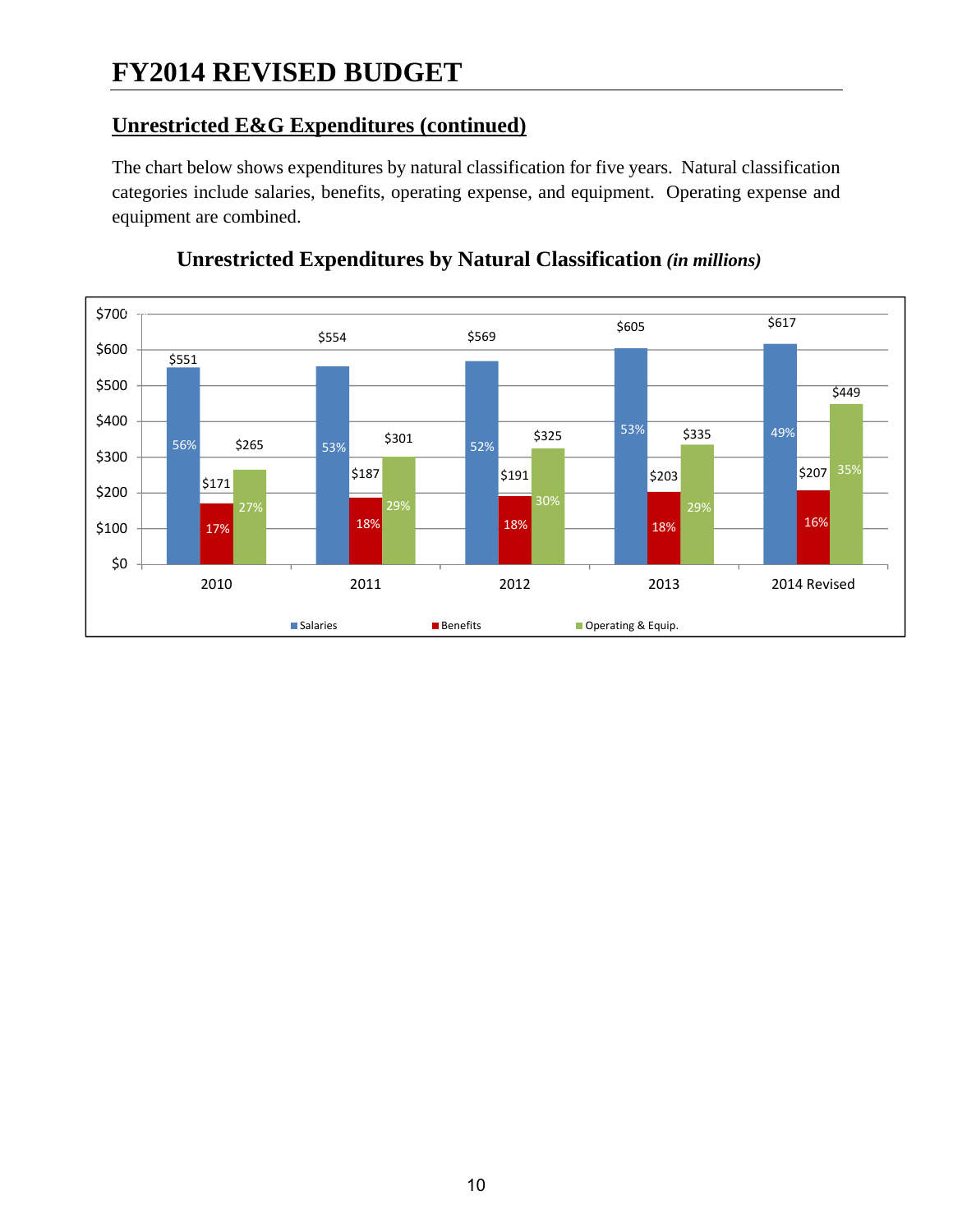# FY2014 REVISED BUDGET

## Unrestricted E&G Expenditures (continued)

The chart below shows expenditures by natural classification for five years. Natural classification categories include salaries, benefits, operating expense, and equipment. Operating expense and equipment are combined.

### Unrestricted Expenditures by Natural Classification *(in millions)*

| Year | Salaries | Benefits | Operating & Equip. |
|---|---|---|---|
| 2010 | $551 (56%) | $171 (17%) | $265 (27%) |
| 2011 | $554 (53%) | $187 (18%) | $301 (29%) |
| 2012 | $569 (52%) | $191 (18%) | $325 (30%) |
| 2013 | $605 (53%) | $203 (18%) | $335 (29%) |
| 2014 Revised | $617 (49%) | $207 (16%) | $449 (35%) |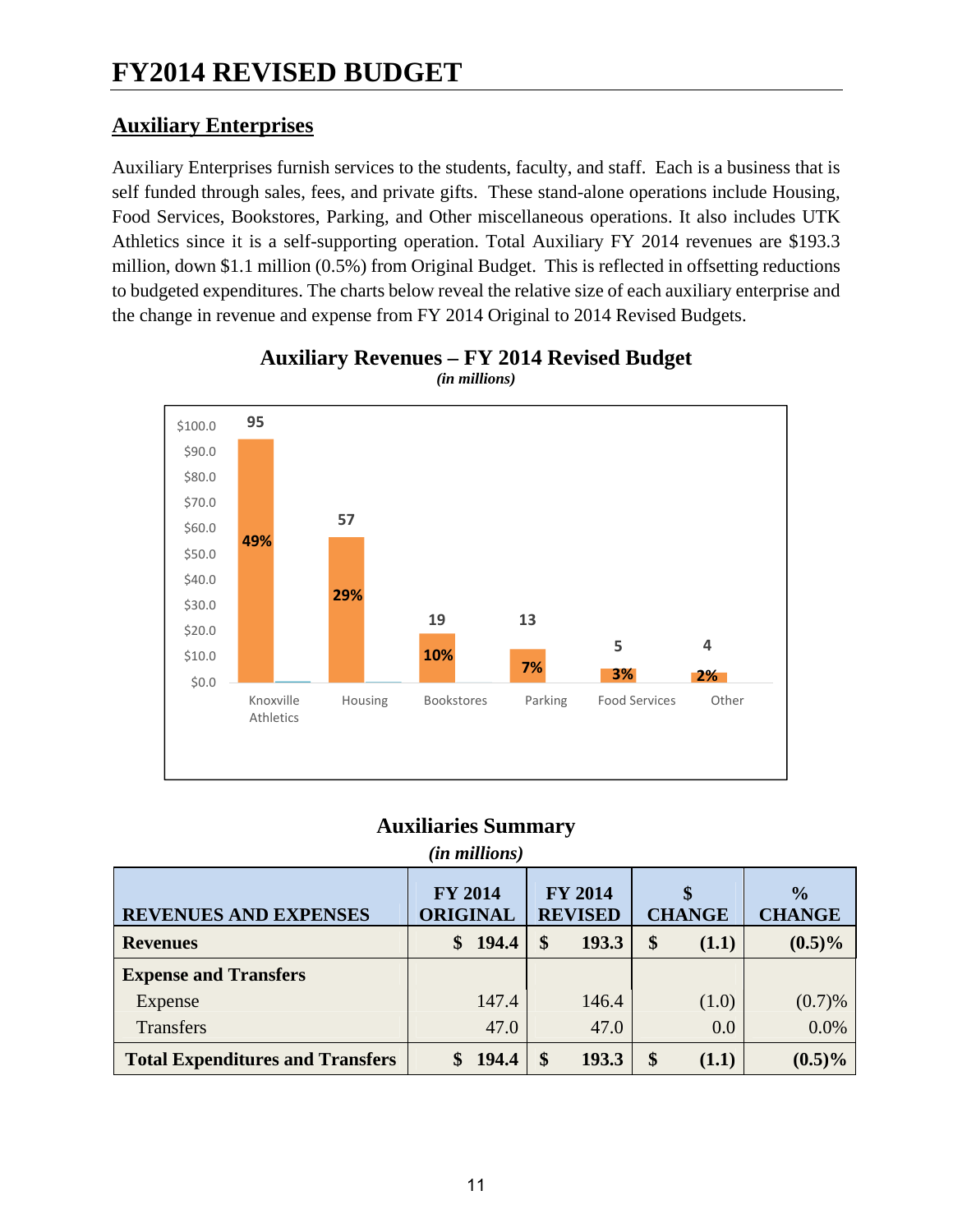# FY2014 REVISED BUDGET

## Auxiliary Enterprises

Auxiliary Enterprises furnish services to the students, faculty, and staff. Each is a business that is self funded through sales, fees, and private gifts. These stand-alone operations include Housing, Food Services, Bookstores, Parking, and Other miscellaneous operations. It also includes UTK Athletics since it is a self-supporting operation. Total Auxiliary FY 2014 revenues are $193.3 million, down $1.1 million (0.5%) from Original Budget. This is reflected in offsetting reductions to budgeted expenditures. The charts below reveal the relative size of each auxiliary enterprise and the change in revenue and expense from FY 2014 Original to 2014 Revised Budgets.

### Auxiliary Revenues – FY 2014 Revised Budget

*(in millions)*

| Category | Amount | Percent |
|---|---|---|
| Knoxville Athletics | 95 | 49% |
| Housing | 57 | 29% |
| Bookstores | 19 | 10% |
| Parking | 13 | 7% |
| Food Services | 5 | 3% |
| Other | 4 | 2% |

### Auxiliaries Summary

*(in millions)*

| REVENUES AND EXPENSES | FY 2014 ORIGINAL | FY 2014 REVISED | $ CHANGE | % CHANGE |
|---|---|---|---|---|
| **Revenues** | **$ 194.4** | **$ 193.3** | **$ (1.1)** | **(0.5)%** |
| **Expense and Transfers** | | | | |
| Expense | 147.4 | 146.4 | (1.0) | (0.7)% |
| Transfers | 47.0 | 47.0 | 0.0 | 0.0% |
| **Total Expenditures and Transfers** | **$ 194.4** | **$ 193.3** | **$ (1.1)** | **(0.5)%** |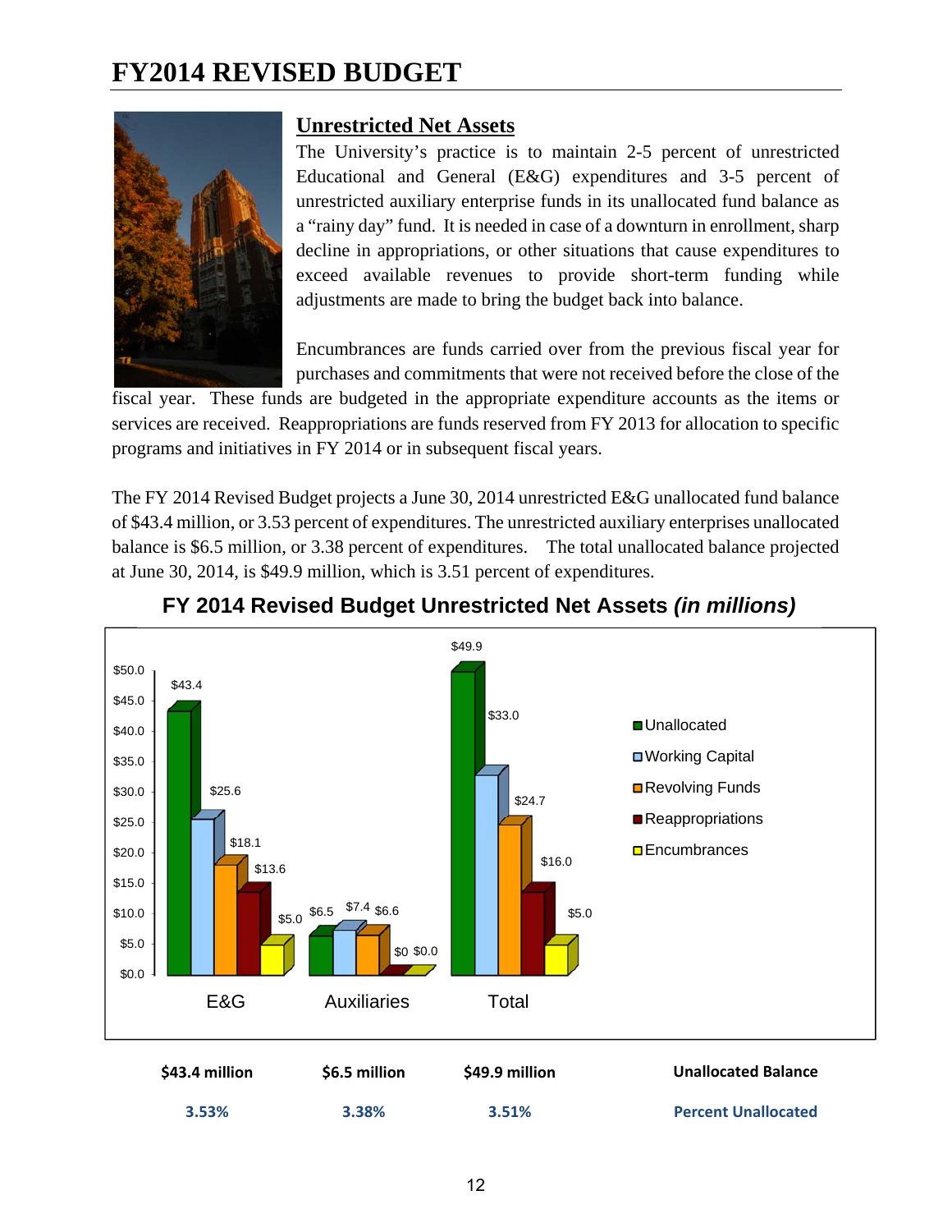# FY2014 REVISED BUDGET

## Unrestricted Net Assets

The University's practice is to maintain 2-5 percent of unrestricted Educational and General (E&G) expenditures and 3-5 percent of unrestricted auxiliary enterprise funds in its unallocated fund balance as a "rainy day" fund. It is needed in case of a downturn in enrollment, sharp decline in appropriations, or other situations that cause expenditures to exceed available revenues to provide short-term funding while adjustments are made to bring the budget back into balance.

Encumbrances are funds carried over from the previous fiscal year for purchases and commitments that were not received before the close of the fiscal year. These funds are budgeted in the appropriate expenditure accounts as the items or services are received. Reappropriations are funds reserved from FY 2013 for allocation to specific programs and initiatives in FY 2014 or in subsequent fiscal years.

The FY 2014 Revised Budget projects a June 30, 2014 unrestricted E&G unallocated fund balance of $43.4 million, or 3.53 percent of expenditures. The unrestricted auxiliary enterprises unallocated balance is $6.5 million, or 3.38 percent of expenditures. The total unallocated balance projected at June 30, 2014, is $49.9 million, which is 3.51 percent of expenditures.

### FY 2014 Revised Budget Unrestricted Net Assets *(in millions)*

| | E&G | Auxiliaries | Total |
|---|---|---|---|
| Unallocated | $43.4 | $6.5 | $49.9 |
| Working Capital | $25.6 | $7.4 | $33.0 |
| Revolving Funds | $18.1 | $6.6 | $24.7 |
| Reappropriations | $13.6 | $0 | $16.0 |
| Encumbrances | $5.0 | $0.0 | $5.0 |

| $43.4 million | $6.5 million | $49.9 million | Unallocated Balance |
|---|---|---|---|
| 3.53% | 3.38% | 3.51% | Percent Unallocated |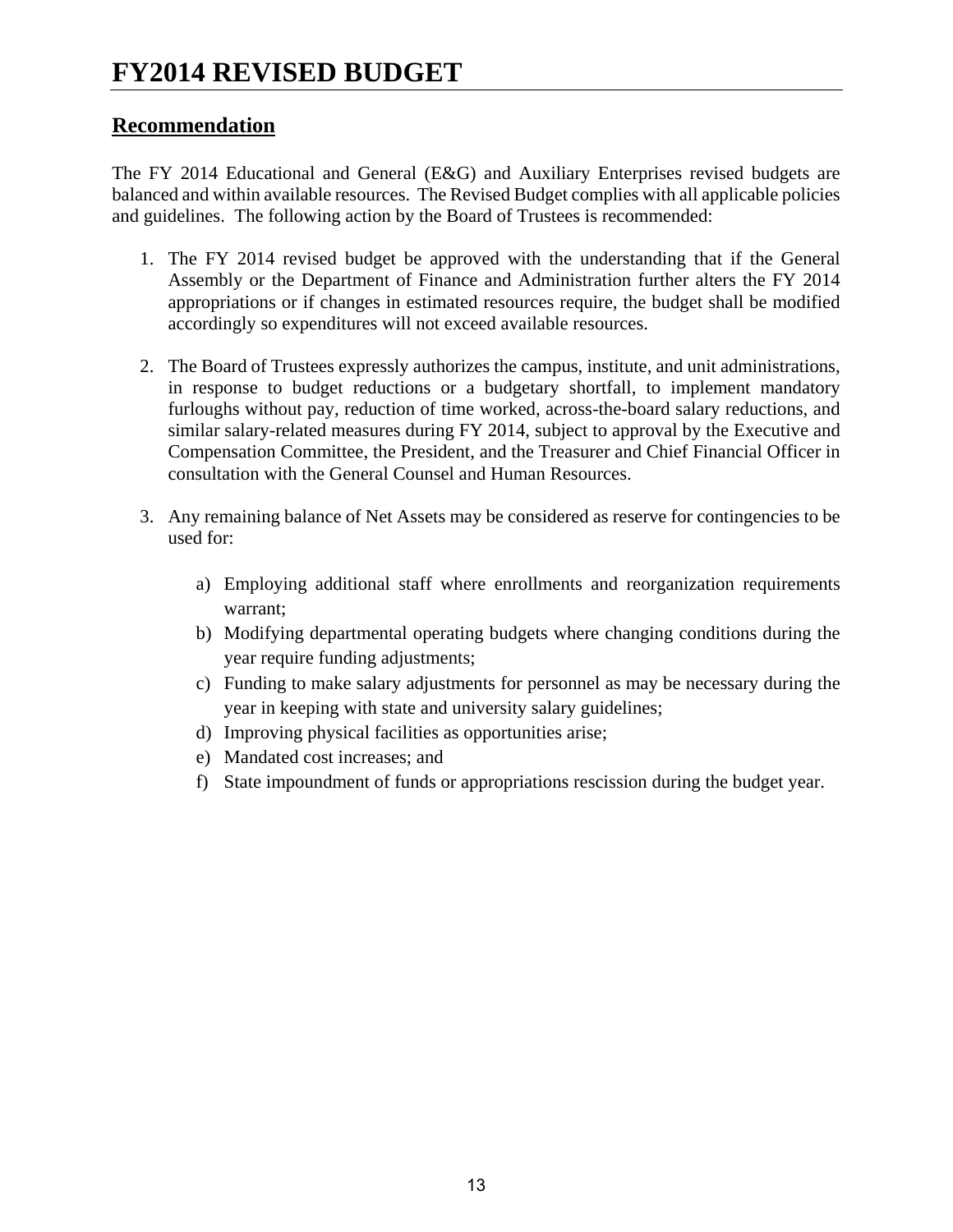# FY2014 REVISED BUDGET

## Recommendation

The FY 2014 Educational and General (E&G) and Auxiliary Enterprises revised budgets are balanced and within available resources. The Revised Budget complies with all applicable policies and guidelines. The following action by the Board of Trustees is recommended:

1. The FY 2014 revised budget be approved with the understanding that if the General Assembly or the Department of Finance and Administration further alters the FY 2014 appropriations or if changes in estimated resources require, the budget shall be modified accordingly so expenditures will not exceed available resources.

2. The Board of Trustees expressly authorizes the campus, institute, and unit administrations, in response to budget reductions or a budgetary shortfall, to implement mandatory furloughs without pay, reduction of time worked, across-the-board salary reductions, and similar salary-related measures during FY 2014, subject to approval by the Executive and Compensation Committee, the President, and the Treasurer and Chief Financial Officer in consultation with the General Counsel and Human Resources.

3. Any remaining balance of Net Assets may be considered as reserve for contingencies to be used for:

   a) Employing additional staff where enrollments and reorganization requirements warrant;
   b) Modifying departmental operating budgets where changing conditions during the year require funding adjustments;
   c) Funding to make salary adjustments for personnel as may be necessary during the year in keeping with state and university salary guidelines;
   d) Improving physical facilities as opportunities arise;
   e) Mandated cost increases; and
   f) State impoundment of funds or appropriations rescission during the budget year.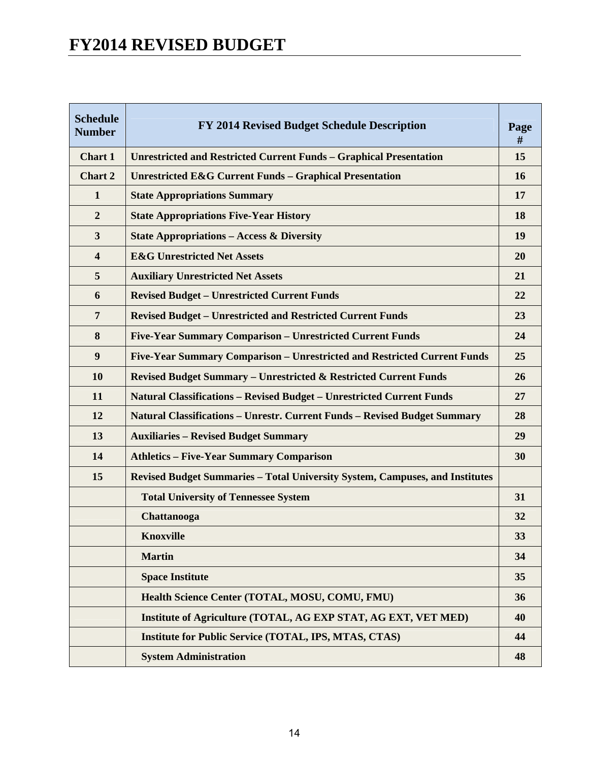# FY2014 REVISED BUDGET

| Schedule Number | FY 2014 Revised Budget Schedule Description | Page # |
|---|---|---|
| Chart 1 | Unrestricted and Restricted Current Funds – Graphical Presentation | 15 |
| Chart 2 | Unrestricted E&G Current Funds – Graphical Presentation | 16 |
| 1 | State Appropriations Summary | 17 |
| 2 | State Appropriations Five-Year History | 18 |
| 3 | State Appropriations – Access & Diversity | 19 |
| 4 | E&G Unrestricted Net Assets | 20 |
| 5 | Auxiliary Unrestricted Net Assets | 21 |
| 6 | Revised Budget – Unrestricted Current Funds | 22 |
| 7 | Revised Budget – Unrestricted and Restricted Current Funds | 23 |
| 8 | Five-Year Summary Comparison – Unrestricted Current Funds | 24 |
| 9 | Five-Year Summary Comparison – Unrestricted and Restricted Current Funds | 25 |
| 10 | Revised Budget Summary – Unrestricted & Restricted Current Funds | 26 |
| 11 | Natural Classifications – Revised Budget – Unrestricted Current Funds | 27 |
| 12 | Natural Classifications – Unrestr. Current Funds – Revised Budget Summary | 28 |
| 13 | Auxiliaries – Revised Budget Summary | 29 |
| 14 | Athletics – Five-Year Summary Comparison | 30 |
| 15 | Revised Budget Summaries – Total University System, Campuses, and Institutes | |
| | Total University of Tennessee System | 31 |
| | Chattanooga | 32 |
| | Knoxville | 33 |
| | Martin | 34 |
| | Space Institute | 35 |
| | Health Science Center (TOTAL, MOSU, COMU, FMU) | 36 |
| | Institute of Agriculture (TOTAL, AG EXP STAT, AG EXT, VET MED) | 40 |
| | Institute for Public Service (TOTAL, IPS, MTAS, CTAS) | 44 |
| | System Administration | 48 |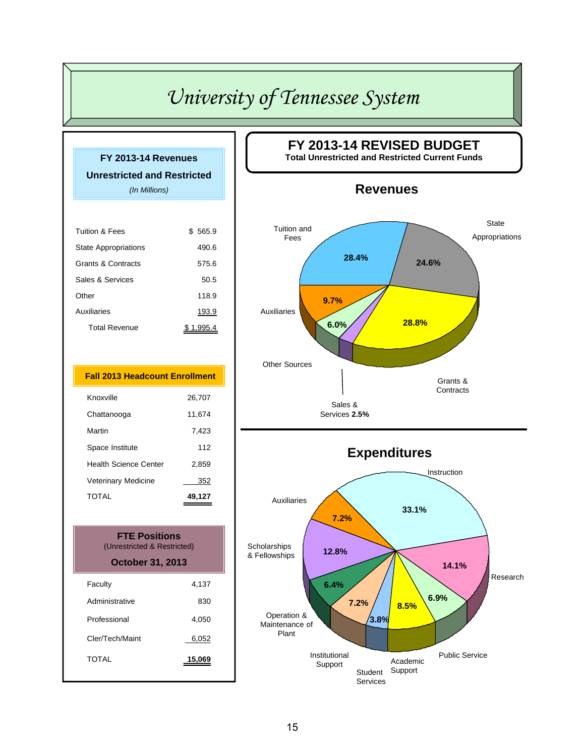# University of Tennessee System

## FY 2013-14 Revenues Unrestricted and Restricted

*(In Millions)*

| | |
|---|---|
| Tuition & Fees | $ 565.9 |
| State Appropriations | 490.6 |
| Grants & Contracts | 575.6 |
| Sales & Services | 50.5 |
| Other | 118.9 |
| Auxiliaries | 193.9 |
| Total Revenue | $ 1,995.4 |

## Fall 2013 Headcount Enrollment

| | |
|---|---|
| Knoxville | 26,707 |
| Chattanooga | 11,674 |
| Martin | 7,423 |
| Space Institute | 112 |
| Health Science Center | 2,859 |
| Veterinary Medicine | 352 |
| TOTAL | 49,127 |

## FTE Positions

(Unrestricted & Restricted)

**October 31, 2013**

| | |
|---|---|
| Faculty | 4,137 |
| Administrative | 830 |
| Professional | 4,050 |
| Cler/Tech/Maint | 6,052 |
| TOTAL | 15,069 |

## FY 2013-14 REVISED BUDGET

**Total Unrestricted and Restricted Current Funds**

### Revenues

| Category | Percent |
|---|---|
| Tuition and Fees | 28.4% |
| State Appropriations | 24.6% |
| Grants & Contracts | 28.8% |
| Sales & Services | 2.5% |
| Other Sources | 6.0% |
| Auxiliaries | 9.7% |

### Expenditures

| Category | Percent |
|---|---|
| Instruction | 33.1% |
| Research | 14.1% |
| Public Service | 6.9% |
| Academic Support | 8.5% |
| Student Services | 3.8% |
| Institutional Support | 7.2% |
| Operation & Maintenance of Plant | 6.4% |
| Scholarships & Fellowships | 12.8% |
| Auxiliaries | 7.2% |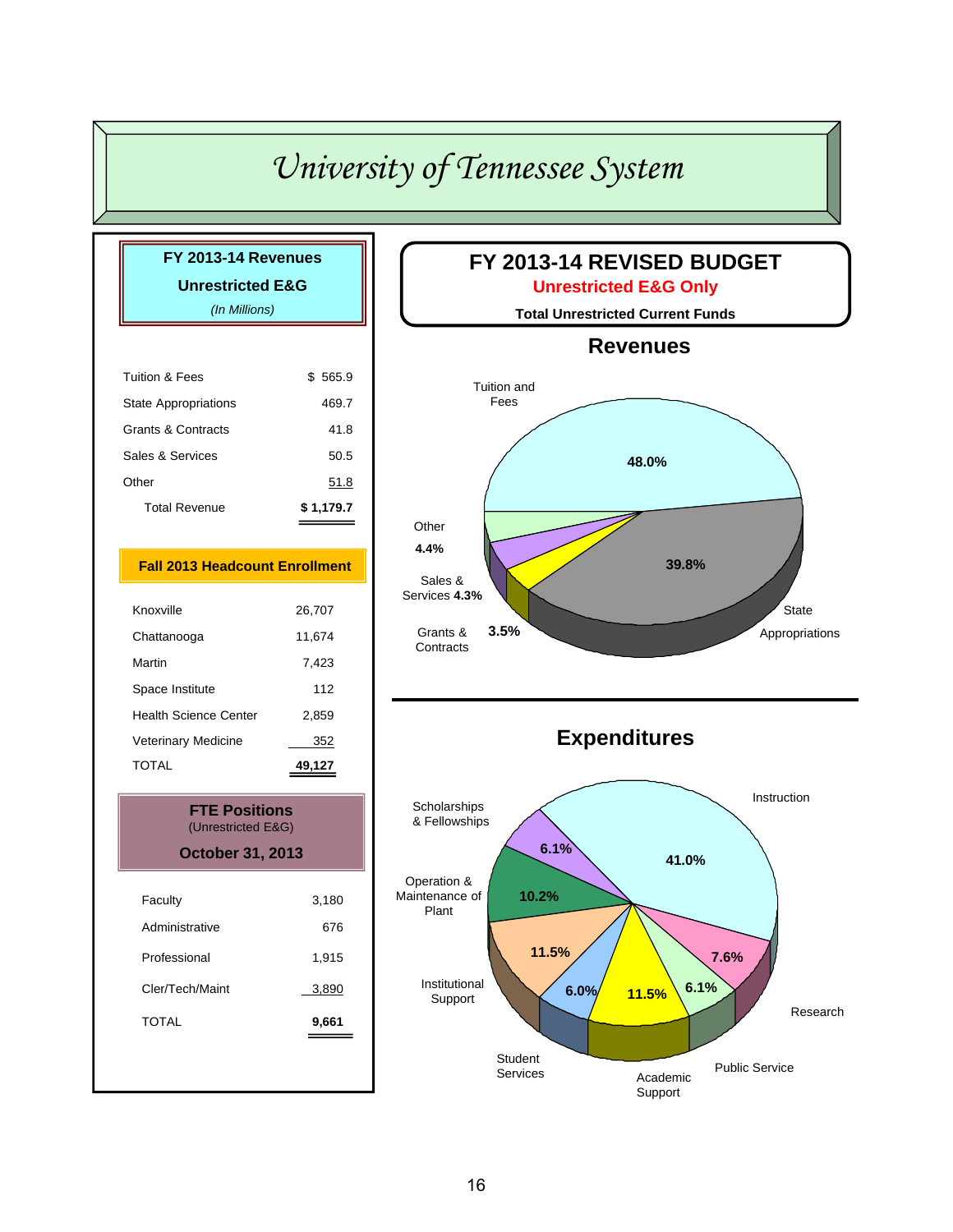# University of Tennessee System

## FY 2013-14 Revenues

**Unrestricted E&G**

*(In Millions)*

| | |
|---|---|
| Tuition & Fees | $ 565.9 |
| State Appropriations | 469.7 |
| Grants & Contracts | 41.8 |
| Sales & Services | 50.5 |
| Other | 51.8 |
| Total Revenue | **$ 1,179.7** |

## Fall 2013 Headcount Enrollment

| | |
|---|---|
| Knoxville | 26,707 |
| Chattanooga | 11,674 |
| Martin | 7,423 |
| Space Institute | 112 |
| Health Science Center | 2,859 |
| Veterinary Medicine | 352 |
| TOTAL | **49,127** |

## FTE Positions

(Unrestricted E&G)

**October 31, 2013**

| | |
|---|---|
| Faculty | 3,180 |
| Administrative | 676 |
| Professional | 1,915 |
| Cler/Tech/Maint | 3,890 |
| TOTAL | **9,661** |

## FY 2013-14 REVISED BUDGET

**Unrestricted E&G Only**

**Total Unrestricted Current Funds**

### Revenues

| Category | Percent |
|---|---|
| Tuition and Fees | 48.0% |
| State Appropriations | 39.8% |
| Grants & Contracts | 3.5% |
| Sales & Services | 4.3% |
| Other | 4.4% |

### Expenditures

| Category | Percent |
|---|---|
| Instruction | 41.0% |
| Research | 7.6% |
| Public Service | 6.1% |
| Academic Support | 11.5% |
| Student Services | 6.0% |
| Institutional Support | 11.5% |
| Operation & Maintenance of Plant | 10.2% |
| Scholarships & Fellowships | 6.1% |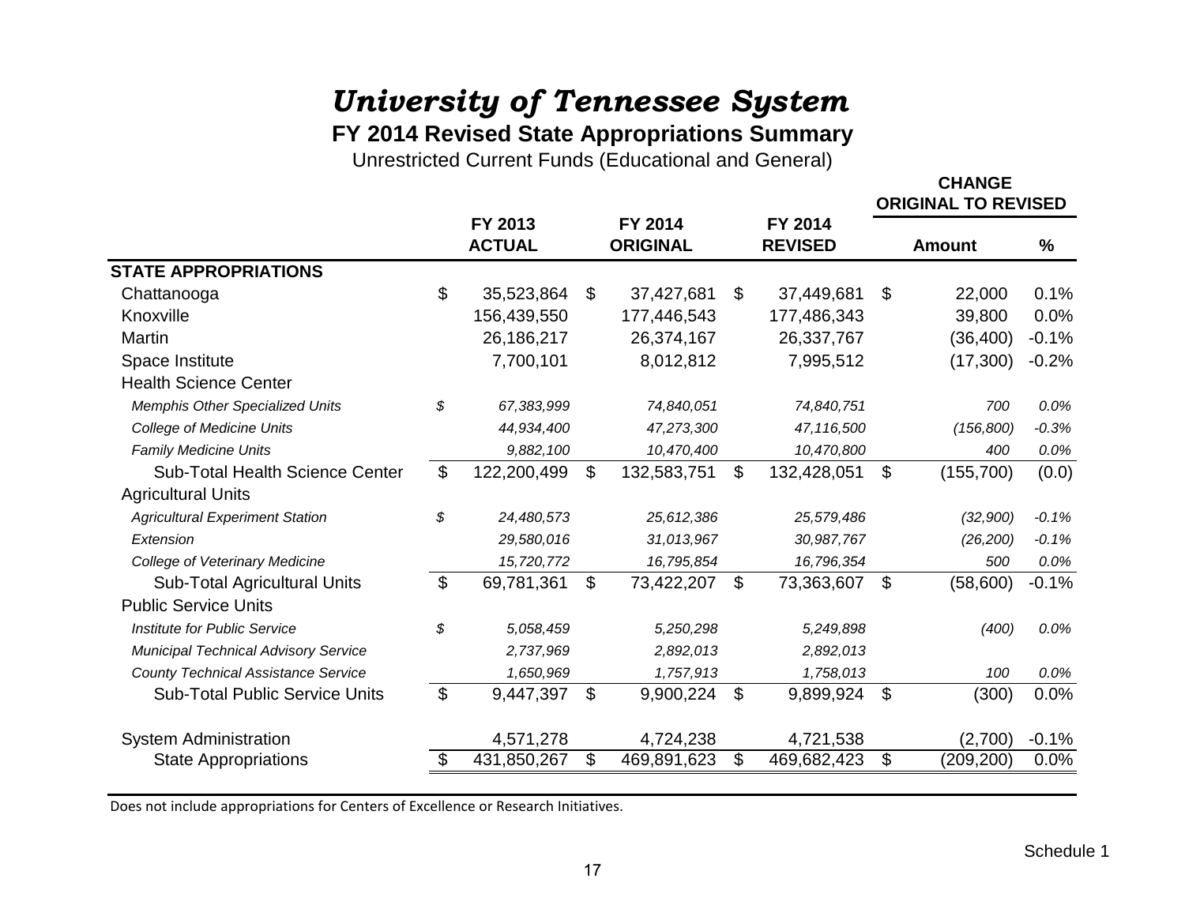# University of Tennessee System

## FY 2014 Revised State Appropriations Summary

Unrestricted Current Funds (Educational and General)

| | FY 2013 ACTUAL | FY 2014 ORIGINAL | FY 2014 REVISED | CHANGE ORIGINAL TO REVISED Amount | % |
|---|---|---|---|---|---|
| **STATE APPROPRIATIONS** | | | | | |
| Chattanooga | $ 35,523,864 | $ 37,427,681 | $ 37,449,681 | $ 22,000 | 0.1% |
| Knoxville | 156,439,550 | 177,446,543 | 177,486,343 | 39,800 | 0.0% |
| Martin | 26,186,217 | 26,374,167 | 26,337,767 | (36,400) | -0.1% |
| Space Institute | 7,700,101 | 8,012,812 | 7,995,512 | (17,300) | -0.2% |
| Health Science Center | | | | | |
| *Memphis Other Specialized Units* | *$ 67,383,999* | *74,840,051* | *74,840,751* | *700* | *0.0%* |
| *College of Medicine Units* | *44,934,400* | *47,273,300* | *47,116,500* | *(156,800)* | *-0.3%* |
| *Family Medicine Units* | *9,882,100* | *10,470,400* | *10,470,800* | *400* | *0.0%* |
| Sub-Total Health Science Center | $ 122,200,499 | $ 132,583,751 | $ 132,428,051 | $ (155,700) | (0.0) |
| Agricultural Units | | | | | |
| *Agricultural Experiment Station* | *$ 24,480,573* | *25,612,386* | *25,579,486* | *(32,900)* | *-0.1%* |
| *Extension* | *29,580,016* | *31,013,967* | *30,987,767* | *(26,200)* | *-0.1%* |
| *College of Veterinary Medicine* | *15,720,772* | *16,795,854* | *16,796,354* | *500* | *0.0%* |
| Sub-Total Agricultural Units | $ 69,781,361 | $ 73,422,207 | $ 73,363,607 | $ (58,600) | -0.1% |
| Public Service Units | | | | | |
| *Institute for Public Service* | *$ 5,058,459* | *5,250,298* | *5,249,898* | *(400)* | *0.0%* |
| *Municipal Technical Advisory Service* | *2,737,969* | *2,892,013* | *2,892,013* | | |
| *County Technical Assistance Service* | *1,650,969* | *1,757,913* | *1,758,013* | *100* | *0.0%* |
| Sub-Total Public Service Units | $ 9,447,397 | $ 9,900,224 | $ 9,899,924 | $ (300) | 0.0% |
| System Administration | 4,571,278 | 4,724,238 | 4,721,538 | (2,700) | -0.1% |
| State Appropriations | $ 431,850,267 | $ 469,891,623 | $ 469,682,423 | $ (209,200) | 0.0% |

Does not include appropriations for Centers of Excellence or Research Initiatives.

Schedule 1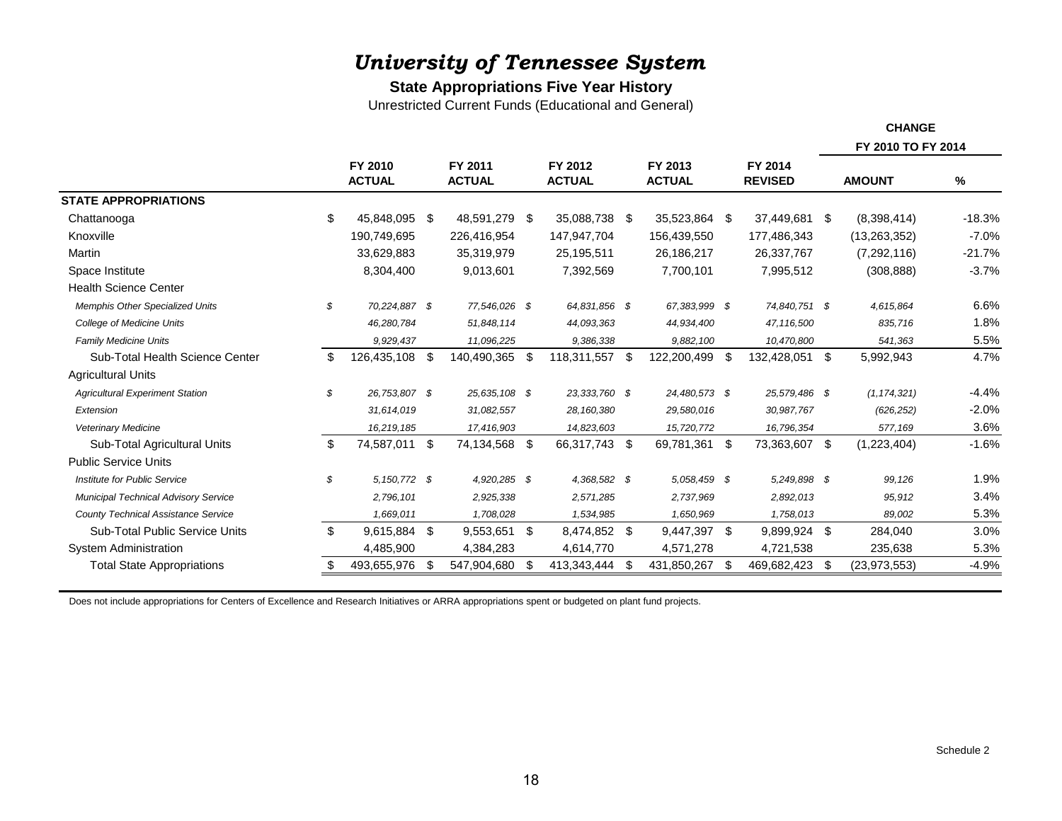# *University of Tennessee System*

**State Appropriations Five Year History**

Unrestricted Current Funds (Educational and General)

| | FY 2010 ACTUAL | FY 2011 ACTUAL | FY 2012 ACTUAL | FY 2013 ACTUAL | FY 2014 REVISED | CHANGE FY 2010 TO FY 2014 AMOUNT | % |
|---|---|---|---|---|---|---|---|
| **STATE APPROPRIATIONS** | | | | | | | |
| Chattanooga | $ 45,848,095 | $ 48,591,279 | $ 35,088,738 | $ 35,523,864 | $ 37,449,681 | $ (8,398,414) | -18.3% |
| Knoxville | 190,749,695 | 226,416,954 | 147,947,704 | 156,439,550 | 177,486,343 | (13,263,352) | -7.0% |
| Martin | 33,629,883 | 35,319,979 | 25,195,511 | 26,186,217 | 26,337,767 | (7,292,116) | -21.7% |
| Space Institute | 8,304,400 | 9,013,601 | 7,392,569 | 7,700,101 | 7,995,512 | (308,888) | -3.7% |
| Health Science Center | | | | | | | |
| *Memphis Other Specialized Units* | *$ 70,224,887* | *$ 77,546,026* | *$ 64,831,856* | *$ 67,383,999* | *$ 74,840,751* | *$ 4,615,864* | 6.6% |
| *College of Medicine Units* | *46,280,784* | *51,848,114* | *44,093,363* | *44,934,400* | *47,116,500* | *835,716* | 1.8% |
| *Family Medicine Units* | *9,929,437* | *11,096,225* | *9,386,338* | *9,882,100* | *10,470,800* | *541,363* | 5.5% |
| Sub-Total Health Science Center | $ 126,435,108 | $ 140,490,365 | $ 118,311,557 | $ 122,200,499 | $ 132,428,051 | $ 5,992,943 | 4.7% |
| Agricultural Units | | | | | | | |
| *Agricultural Experiment Station* | *$ 26,753,807* | *$ 25,635,108* | *$ 23,333,760* | *$ 24,480,573* | *$ 25,579,486* | *$ (1,174,321)* | -4.4% |
| *Extension* | *31,614,019* | *31,082,557* | *28,160,380* | *29,580,016* | *30,987,767* | *(626,252)* | -2.0% |
| *Veterinary Medicine* | *16,219,185* | *17,416,903* | *14,823,603* | *15,720,772* | *16,796,354* | *577,169* | 3.6% |
| Sub-Total Agricultural Units | $ 74,587,011 | $ 74,134,568 | $ 66,317,743 | $ 69,781,361 | $ 73,363,607 | $ (1,223,404) | -1.6% |
| Public Service Units | | | | | | | |
| *Institute for Public Service* | *$ 5,150,772* | *$ 4,920,285* | *$ 4,368,582* | *$ 5,058,459* | *$ 5,249,898* | *$ 99,126* | 1.9% |
| *Municipal Technical Advisory Service* | *2,796,101* | *2,925,338* | *2,571,285* | *2,737,969* | *2,892,013* | *95,912* | 3.4% |
| *County Technical Assistance Service* | *1,669,011* | *1,708,028* | *1,534,985* | *1,650,969* | *1,758,013* | *89,002* | 5.3% |
| Sub-Total Public Service Units | $ 9,615,884 | $ 9,553,651 | $ 8,474,852 | $ 9,447,397 | $ 9,899,924 | $ 284,040 | 3.0% |
| System Administration | 4,485,900 | 4,384,283 | 4,614,770 | 4,571,278 | 4,721,538 | 235,638 | 5.3% |
| Total State Appropriations | $ 493,655,976 | $ 547,904,680 | $ 413,343,444 | $ 431,850,267 | $ 469,682,423 | $ (23,973,553) | -4.9% |

Does not include appropriations for Centers of Excellence and Research Initiatives or ARRA appropriations spent or budgeted on plant fund projects.

Schedule 2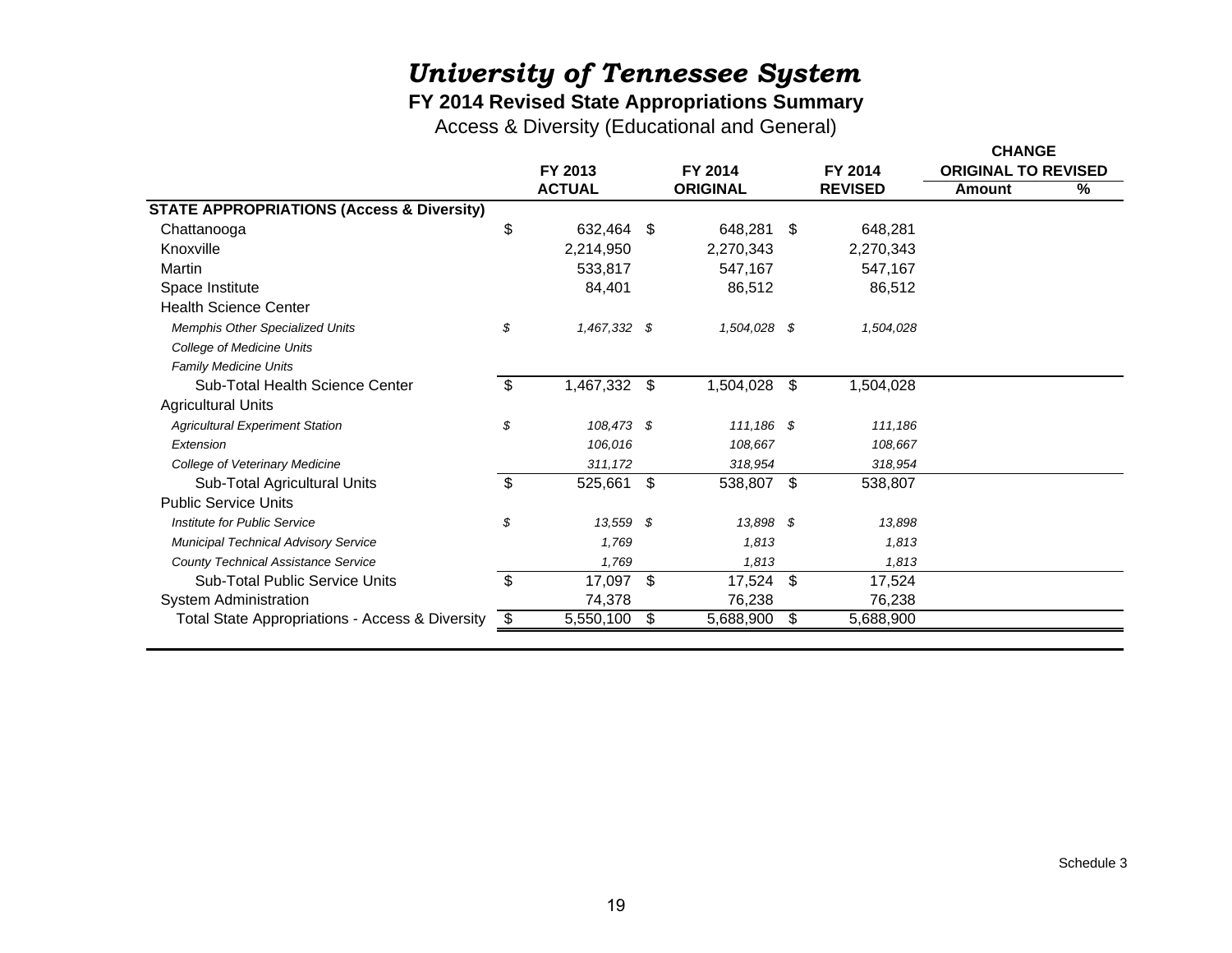# *University of Tennessee System*

**FY 2014 Revised State Appropriations Summary**

Access & Diversity (Educational and General)

| | FY 2013 ACTUAL | FY 2014 ORIGINAL | FY 2014 REVISED | CHANGE ORIGINAL TO REVISED Amount | % |
|---|---|---|---|---|---|
| **STATE APPROPRIATIONS (Access & Diversity)** | | | | | |
| Chattanooga | $ 632,464 | $ 648,281 | $ 648,281 | | |
| Knoxville | 2,214,950 | 2,270,343 | 2,270,343 | | |
| Martin | 533,817 | 547,167 | 547,167 | | |
| Space Institute | 84,401 | 86,512 | 86,512 | | |
| Health Science Center | | | | | |
| *Memphis Other Specialized Units* | *$ 1,467,332* | *$ 1,504,028* | *$ 1,504,028* | | |
| *College of Medicine Units* | | | | | |
| *Family Medicine Units* | | | | | |
| Sub-Total Health Science Center | $ 1,467,332 | $ 1,504,028 | $ 1,504,028 | | |
| Agricultural Units | | | | | |
| *Agricultural Experiment Station* | *$ 108,473* | *$ 111,186* | *$ 111,186* | | |
| *Extension* | *106,016* | *108,667* | *108,667* | | |
| *College of Veterinary Medicine* | *311,172* | *318,954* | *318,954* | | |
| Sub-Total Agricultural Units | $ 525,661 | $ 538,807 | $ 538,807 | | |
| Public Service Units | | | | | |
| *Institute for Public Service* | *$ 13,559* | *$ 13,898* | *$ 13,898* | | |
| *Municipal Technical Advisory Service* | *1,769* | *1,813* | *1,813* | | |
| *County Technical Assistance Service* | *1,769* | *1,813* | *1,813* | | |
| Sub-Total Public Service Units | $ 17,097 | $ 17,524 | $ 17,524 | | |
| System Administration | 74,378 | 76,238 | 76,238 | | |
| Total State Appropriations - Access & Diversity | $ 5,550,100 | $ 5,688,900 | $ 5,688,900 | | |

Schedule 3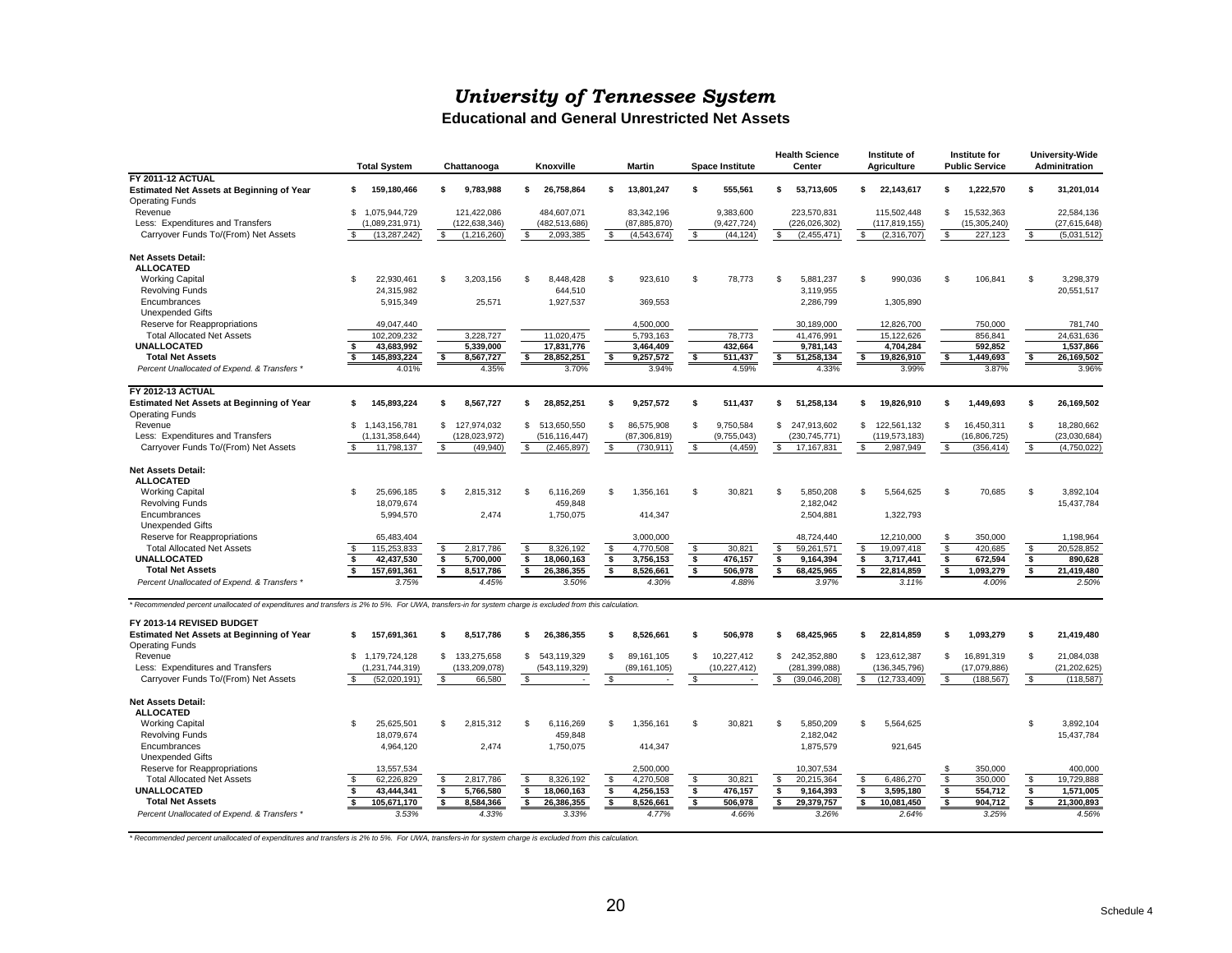# *University of Tennessee System*

## Educational and General Unrestricted Net Assets

| | Total System | Chattanooga | Knoxville | Martin | Space Institute | Health Science Center | Institute of Agriculture | Institute for Public Service | University-Wide Adminitration |
|---|---|---|---|---|---|---|---|---|---|
| **FY 2011-12 ACTUAL** | | | | | | | | | |
| **Estimated Net Assets at Beginning of Year** | **$ 159,180,466** | **$ 9,783,988** | **$ 26,758,864** | **$ 13,801,247** | **$ 555,561** | **$ 53,713,605** | **$ 22,143,617** | **$ 1,222,570** | **$ 31,201,014** |
| Operating Funds | | | | | | | | | |
| Revenue | $ 1,075,944,729 | 121,422,086 | 484,607,071 | 83,342,196 | 9,383,600 | 223,570,831 | 115,502,448 | $ 15,532,363 | 22,584,136 |
| Less: Expenditures and Transfers | (1,089,231,971) | (122,638,346) | (482,513,686) | (87,885,870) | (9,427,724) | (226,026,302) | (117,819,155) | (15,305,240) | (27,615,648) |
| Carryover Funds To/(From) Net Assets | $ (13,287,242) | $ (1,216,260) | $ 2,093,385 | $ (4,543,674) | $ (44,124) | $ (2,455,471) | $ (2,316,707) | $ 227,123 | $ (5,031,512) |
| **Net Assets Detail:** | | | | | | | | | |
| **ALLOCATED** | | | | | | | | | |
| Working Capital | $ 22,930,461 | $ 3,203,156 | $ 8,448,428 | $ 923,610 | $ 78,773 | $ 5,881,237 | $ 990,036 | $ 106,841 | $ 3,298,379 |
| Revolving Funds | 24,315,982 | | 644,510 | | | 3,119,955 | | | 20,551,517 |
| Encumbrances | 5,915,349 | 25,571 | 1,927,537 | 369,553 | | 2,286,799 | 1,305,890 | | |
| Unexpended Gifts | | | | | | | | | |
| Reserve for Reappropriations | 49,047,440 | | | 4,500,000 | | 30,189,000 | 12,826,700 | 750,000 | 781,740 |
| Total Allocated Net Assets | 102,209,232 | 3,228,727 | 11,020,475 | 5,793,163 | 78,773 | 41,476,991 | 15,122,626 | 856,841 | 24,631,636 |
| **UNALLOCATED** | **$ 43,683,992** | **5,339,000** | **17,831,776** | **3,464,409** | **432,664** | **9,781,143** | **4,704,284** | **592,852** | **1,537,866** |
| **Total Net Assets** | **$ 145,893,224** | **$ 8,567,727** | **$ 28,852,251** | **$ 9,257,572** | **$ 511,437** | **$ 51,258,134** | **$ 19,826,910** | **$ 1,449,693** | **$ 26,169,502** |
| *Percent Unallocated of Expend. & Transfers ** | 4.01% | 4.35% | 3.70% | 3.94% | 4.59% | 4.33% | 3.99% | 3.87% | 3.96% |
| **FY 2012-13 ACTUAL** | | | | | | | | | |
| **Estimated Net Assets at Beginning of Year** | **$ 145,893,224** | **$ 8,567,727** | **$ 28,852,251** | **$ 9,257,572** | **$ 511,437** | **$ 51,258,134** | **$ 19,826,910** | **$ 1,449,693** | **$ 26,169,502** |
| Operating Funds | | | | | | | | | |
| Revenue | $ 1,143,156,781 | $ 127,974,032 | $ 513,650,550 | $ 86,575,908 | $ 9,750,584 | $ 247,913,602 | $ 122,561,132 | $ 16,450,311 | $ 18,280,662 |
| Less: Expenditures and Transfers | (1,131,358,644) | (128,023,972) | (516,116,447) | (87,306,819) | (9,755,043) | (230,745,771) | (119,573,183) | (16,806,725) | (23,030,684) |
| Carryover Funds To/(From) Net Assets | $ 11,798,137 | $ (49,940) | $ (2,465,897) | $ (730,911) | $ (4,459) | $ 17,167,831 | $ 2,987,949 | $ (356,414) | $ (4,750,022) |
| **Net Assets Detail:** | | | | | | | | | |
| **ALLOCATED** | | | | | | | | | |
| Working Capital | $ 25,696,185 | $ 2,815,312 | $ 6,116,269 | $ 1,356,161 | $ 30,821 | $ 5,850,208 | $ 5,564,625 | $ 70,685 | $ 3,892,104 |
| Revolving Funds | 18,079,674 | | 459,848 | | | 2,182,042 | | | 15,437,784 |
| Encumbrances | 5,994,570 | 2,474 | 1,750,075 | 414,347 | | 2,504,881 | 1,322,793 | | |
| Unexpended Gifts | | | | | | | | | |
| Reserve for Reappropriations | 65,483,404 | | | 3,000,000 | | 48,724,440 | 12,210,000 | $ 350,000 | 1,198,964 |
| Total Allocated Net Assets | $ 115,253,833 | $ 2,817,786 | $ 8,326,192 | $ 4,770,508 | $ 30,821 | $ 59,261,571 | $ 19,097,418 | $ 420,685 | $ 20,528,852 |
| **UNALLOCATED** | **$ 42,437,530** | **$ 5,700,000** | **$ 18,060,163** | **$ 3,756,153** | **$ 476,157** | **$ 9,164,394** | **$ 3,717,441** | **$ 672,594** | **$ 890,628** |
| **Total Net Assets** | **$ 157,691,361** | **$ 8,517,786** | **$ 26,386,355** | **$ 8,526,661** | **$ 506,978** | **$ 68,425,965** | **$ 22,814,859** | **$ 1,093,279** | **$ 21,419,480** |
| *Percent Unallocated of Expend. & Transfers ** | *3.75%* | *4.45%* | *3.50%* | *4.30%* | *4.88%* | *3.97%* | *3.11%* | *4.00%* | *2.50%* |

*\* Recommended percent unallocated of expenditures and transfers is 2% to 5%. For UWA, transfers-in for system charge is excluded from this calculation.*

| | Total System | Chattanooga | Knoxville | Martin | Space Institute | Health Science Center | Institute of Agriculture | Institute for Public Service | University-Wide Adminitration |
|---|---|---|---|---|---|---|---|---|---|
| **FY 2013-14 REVISED BUDGET** | | | | | | | | | |
| **Estimated Net Assets at Beginning of Year** | **$ 157,691,361** | **$ 8,517,786** | **$ 26,386,355** | **$ 8,526,661** | **$ 506,978** | **$ 68,425,965** | **$ 22,814,859** | **$ 1,093,279** | **$ 21,419,480** |
| Operating Funds | | | | | | | | | |
| Revenue | $ 1,179,724,128 | $ 133,275,658 | $ 543,119,329 | $ 89,161,105 | $ 10,227,412 | $ 242,352,880 | $ 123,612,387 | $ 16,891,319 | $ 21,084,038 |
| Less: Expenditures and Transfers | (1,231,744,319) | (133,209,078) | (543,119,329) | (89,161,105) | (10,227,412) | (281,399,088) | (136,345,796) | (17,079,886) | (21,202,625) |
| Carryover Funds To/(From) Net Assets | $ (52,020,191) | $ 66,580 | $ - | $ - | $ - | $ (39,046,208) | $ (12,733,409) | $ (188,567) | $ (118,587) |
| **Net Assets Detail:** | | | | | | | | | |
| **ALLOCATED** | | | | | | | | | |
| Working Capital | $ 25,625,501 | $ 2,815,312 | $ 6,116,269 | $ 1,356,161 | $ 30,821 | $ 5,850,209 | $ 5,564,625 | | $ 3,892,104 |
| Revolving Funds | 18,079,674 | | 459,848 | | | 2,182,042 | | | 15,437,784 |
| Encumbrances | 4,964,120 | 2,474 | 1,750,075 | 414,347 | | 1,875,579 | 921,645 | | |
| Unexpended Gifts | | | | | | | | | |
| Reserve for Reappropriations | 13,557,534 | | | 2,500,000 | | 10,307,534 | | $ 350,000 | 400,000 |
| Total Allocated Net Assets | $ 62,226,829 | $ 2,817,786 | $ 8,326,192 | $ 4,270,508 | $ 30,821 | $ 20,215,364 | $ 6,486,270 | $ 350,000 | $ 19,729,888 |
| **UNALLOCATED** | **$ 43,444,341** | **$ 5,766,580** | **$ 18,060,163** | **$ 4,256,153** | **$ 476,157** | **$ 9,164,393** | **$ 3,595,180** | **$ 554,712** | **$ 1,571,005** |
| **Total Net Assets** | **$ 105,671,170** | **$ 8,584,366** | **$ 26,386,355** | **$ 8,526,661** | **$ 506,978** | **$ 29,379,757** | **$ 10,081,450** | **$ 904,712** | **$ 21,300,893** |
| *Percent Unallocated of Expend. & Transfers ** | *3.53%* | *4.33%* | *3.33%* | *4.77%* | *4.66%* | *3.26%* | *2.64%* | *3.25%* | *4.56%* |

*\* Recommended percent unallocated of expenditures and transfers is 2% to 5%. For UWA, transfers-in for system charge is excluded from this calculation.*

Schedule 4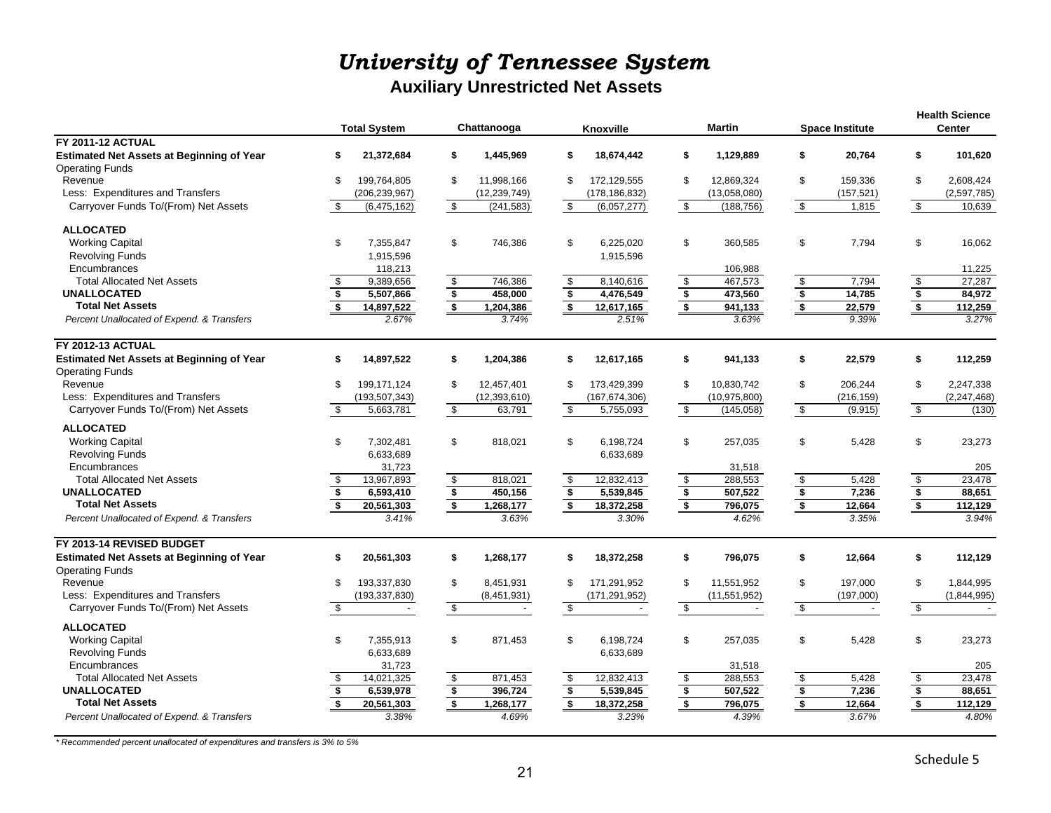# *University of Tennessee System*

## Auxiliary Unrestricted Net Assets

| | Total System | Chattanooga | Knoxville | Martin | Space Institute | Health Science Center |
|---|---|---|---|---|---|---|
| **FY 2011-12 ACTUAL** | | | | | | |
| **Estimated Net Assets at Beginning of Year** | **$ 21,372,684** | **$ 1,445,969** | **$ 18,674,442** | **$ 1,129,889** | **$ 20,764** | **$ 101,620** |
| Operating Funds | | | | | | |
| Revenue | $ 199,764,805 | $ 11,998,166 | $ 172,129,555 | $ 12,869,324 | $ 159,336 | $ 2,608,424 |
| Less: Expenditures and Transfers | (206,239,967) | (12,239,749) | (178,186,832) | (13,058,080) | (157,521) | (2,597,785) |
| Carryover Funds To/(From) Net Assets | $ (6,475,162) | $ (241,583) | $ (6,057,277) | $ (188,756) | $ 1,815 | $ 10,639 |
| **ALLOCATED** | | | | | | |
| Working Capital | $ 7,355,847 | $ 746,386 | $ 6,225,020 | $ 360,585 | $ 7,794 | $ 16,062 |
| Revolving Funds | 1,915,596 | | 1,915,596 | | | |
| Encumbrances | 118,213 | | | 106,988 | | 11,225 |
| Total Allocated Net Assets | $ 9,389,656 | $ 746,386 | $ 8,140,616 | $ 467,573 | $ 7,794 | $ 27,287 |
| **UNALLOCATED** | **$ 5,507,866** | **$ 458,000** | **$ 4,476,549** | **$ 473,560** | **$ 14,785** | **$ 84,972** |
| **Total Net Assets** | **$ 14,897,522** | **$ 1,204,386** | **$ 12,617,165** | **$ 941,133** | **$ 22,579** | **$ 112,259** |
| *Percent Unallocated of Expend. & Transfers* | *2.67%* | *3.74%* | *2.51%* | *3.63%* | *9.39%* | *3.27%* |
| **FY 2012-13 ACTUAL** | | | | | | |
| **Estimated Net Assets at Beginning of Year** | **$ 14,897,522** | **$ 1,204,386** | **$ 12,617,165** | **$ 941,133** | **$ 22,579** | **$ 112,259** |
| Operating Funds | | | | | | |
| Revenue | $ 199,171,124 | $ 12,457,401 | $ 173,429,399 | $ 10,830,742 | $ 206,244 | $ 2,247,338 |
| Less: Expenditures and Transfers | (193,507,343) | (12,393,610) | (167,674,306) | (10,975,800) | (216,159) | (2,247,468) |
| Carryover Funds To/(From) Net Assets | $ 5,663,781 | $ 63,791 | $ 5,755,093 | $ (145,058) | $ (9,915) | $ (130) |
| **ALLOCATED** | | | | | | |
| Working Capital | $ 7,302,481 | $ 818,021 | $ 6,198,724 | $ 257,035 | $ 5,428 | $ 23,273 |
| Revolving Funds | 6,633,689 | | 6,633,689 | | | |
| Encumbrances | 31,723 | | | 31,518 | | 205 |
| Total Allocated Net Assets | $ 13,967,893 | $ 818,021 | $ 12,832,413 | $ 288,553 | $ 5,428 | $ 23,478 |
| **UNALLOCATED** | **$ 6,593,410** | **$ 450,156** | **$ 5,539,845** | **$ 507,522** | **$ 7,236** | **$ 88,651** |
| **Total Net Assets** | **$ 20,561,303** | **$ 1,268,177** | **$ 18,372,258** | **$ 796,075** | **$ 12,664** | **$ 112,129** |
| *Percent Unallocated of Expend. & Transfers* | *3.41%* | *3.63%* | *3.30%* | *4.62%* | *3.35%* | *3.94%* |
| **FY 2013-14 REVISED BUDGET** | | | | | | |
| **Estimated Net Assets at Beginning of Year** | **$ 20,561,303** | **$ 1,268,177** | **$ 18,372,258** | **$ 796,075** | **$ 12,664** | **$ 112,129** |
| Operating Funds | | | | | | |
| Revenue | $ 193,337,830 | $ 8,451,931 | $ 171,291,952 | $ 11,551,952 | $ 197,000 | $ 1,844,995 |
| Less: Expenditures and Transfers | (193,337,830) | (8,451,931) | (171,291,952) | (11,551,952) | (197,000) | (1,844,995) |
| Carryover Funds To/(From) Net Assets | $ - | $ - | $ - | $ - | $ - | $ - |
| **ALLOCATED** | | | | | | |
| Working Capital | $ 7,355,913 | $ 871,453 | $ 6,198,724 | $ 257,035 | $ 5,428 | $ 23,273 |
| Revolving Funds | 6,633,689 | | 6,633,689 | | | |
| Encumbrances | 31,723 | | | 31,518 | | 205 |
| Total Allocated Net Assets | $ 14,021,325 | $ 871,453 | $ 12,832,413 | $ 288,553 | $ 5,428 | $ 23,478 |
| **UNALLOCATED** | **$ 6,539,978** | **$ 396,724** | **$ 5,539,845** | **$ 507,522** | **$ 7,236** | **$ 88,651** |
| **Total Net Assets** | **$ 20,561,303** | **$ 1,268,177** | **$ 18,372,258** | **$ 796,075** | **$ 12,664** | **$ 112,129** |
| *Percent Unallocated of Expend. & Transfers* | *3.38%* | *4.69%* | *3.23%* | *4.39%* | *3.67%* | *4.80%* |

*\* Recommended percent unallocated of expenditures and transfers is 3% to 5%*

Schedule 5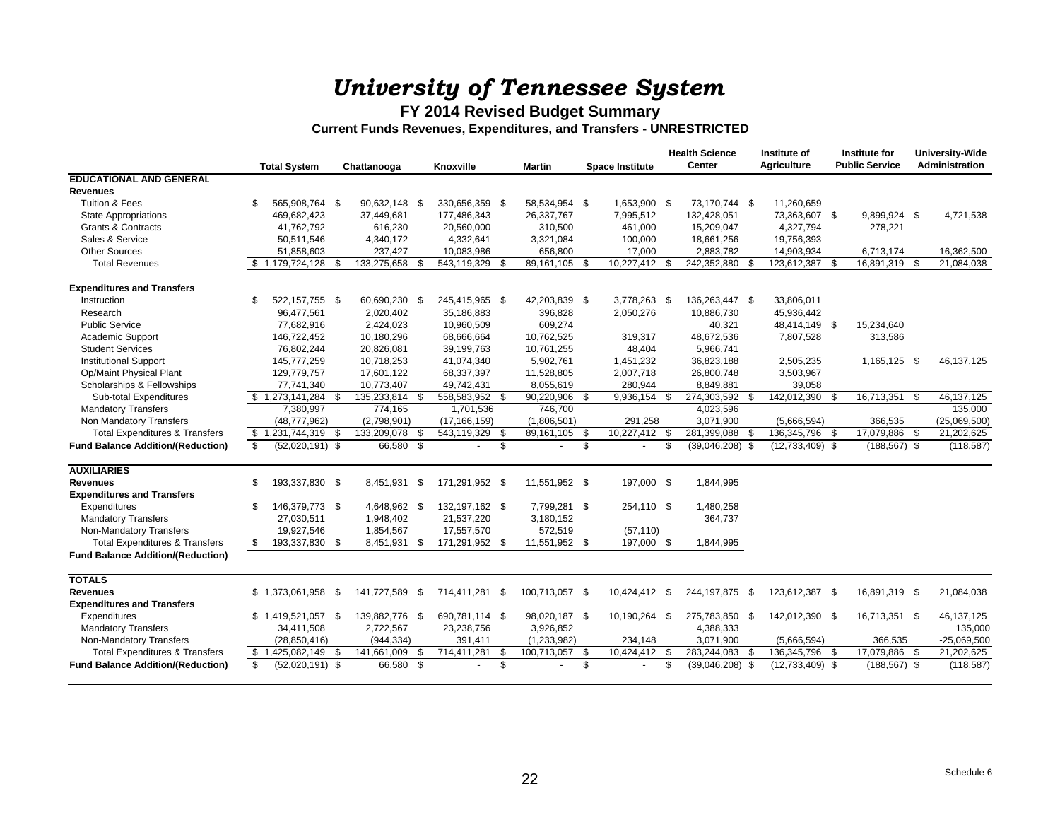# *University of Tennessee System*

## FY 2014 Revised Budget Summary

### Current Funds Revenues, Expenditures, and Transfers - UNRESTRICTED

| | Total System | Chattanooga | Knoxville | Martin | Space Institute | Health Science Center | Institute of Agriculture | Institute for Public Service | University-Wide Administration |
|---|---|---|---|---|---|---|---|---|---|
| **EDUCATIONAL AND GENERAL** | | | | | | | | | |
| **Revenues** | | | | | | | | | |
| Tuition & Fees | $ 565,908,764 | $ 90,632,148 | $ 330,656,359 | $ 58,534,954 | $ 1,653,900 | $ 73,170,744 | $ 11,260,659 | | |
| State Appropriations | 469,682,423 | 37,449,681 | 177,486,343 | 26,337,767 | 7,995,512 | 132,428,051 | 73,363,607 | $ 9,899,924 | $ 4,721,538 |
| Grants & Contracts | 41,762,792 | 616,230 | 20,560,000 | 310,500 | 461,000 | 15,209,047 | 4,327,794 | 278,221 | |
| Sales & Service | 50,511,546 | 4,340,172 | 4,332,641 | 3,321,084 | 100,000 | 18,661,256 | 19,756,393 | | |
| Other Sources | 51,858,603 | 237,427 | 10,083,986 | 656,800 | 17,000 | 2,883,782 | 14,903,934 | 6,713,174 | 16,362,500 |
| Total Revenues | $ 1,179,724,128 | $ 133,275,658 | $ 543,119,329 | $ 89,161,105 | $ 10,227,412 | $ 242,352,880 | $ 123,612,387 | $ 16,891,319 | $ 21,084,038 |
| **Expenditures and Transfers** | | | | | | | | | |
| Instruction | $ 522,157,755 | $ 60,690,230 | $ 245,415,965 | $ 42,203,839 | $ 3,778,263 | $ 136,263,447 | $ 33,806,011 | | |
| Research | 96,477,561 | 2,020,402 | 35,186,883 | 396,828 | 2,050,276 | 10,886,730 | 45,936,442 | | |
| Public Service | 77,682,916 | 2,424,023 | 10,960,509 | 609,274 | | 40,321 | 48,414,149 | $ 15,234,640 | |
| Academic Support | 146,722,452 | 10,180,296 | 68,666,664 | 10,762,525 | 319,317 | 48,672,536 | 7,807,528 | 313,586 | |
| Student Services | 76,802,244 | 20,826,081 | 39,199,763 | 10,761,255 | 48,404 | 5,966,741 | | | |
| Institutional Support | 145,777,259 | 10,718,253 | 41,074,340 | 5,902,761 | 1,451,232 | 36,823,188 | 2,505,235 | 1,165,125 | $ 46,137,125 |
| Op/Maint Physical Plant | 129,779,757 | 17,601,122 | 68,337,397 | 11,528,805 | 2,007,718 | 26,800,748 | 3,503,967 | | |
| Scholarships & Fellowships | 77,741,340 | 10,773,407 | 49,742,431 | 8,055,619 | 280,944 | 8,849,881 | 39,058 | | |
| Sub-total Expenditures | $ 1,273,141,284 | $ 135,233,814 | $ 558,583,952 | $ 90,220,906 | $ 9,936,154 | $ 274,303,592 | $ 142,012,390 | $ 16,713,351 | $ 46,137,125 |
| Mandatory Transfers | 7,380,997 | 774,165 | 1,701,536 | 746,700 | | 4,023,596 | | | 135,000 |
| Non Mandatory Transfers | (48,777,962) | (2,798,901) | (17,166,159) | (1,806,501) | 291,258 | 3,071,900 | (5,666,594) | 366,535 | (25,069,500) |
| Total Expenditures & Transfers | $ 1,231,744,319 | $ 133,209,078 | $ 543,119,329 | $ 89,161,105 | $ 10,227,412 | $ 281,399,088 | $ 136,345,796 | $ 17,079,886 | $ 21,202,625 |
| **Fund Balance Addition/(Reduction)** | $ (52,020,191) | $ 66,580 | $ - | $ - | $ - | $ (39,046,208) | $ (12,733,409) | $ (188,567) | $ (118,587) |
| **AUXILIARIES** | | | | | | | | | |
| **Revenues** | $ 193,337,830 | $ 8,451,931 | $ 171,291,952 | $ 11,551,952 | $ 197,000 | $ 1,844,995 | | | |
| **Expenditures and Transfers** | | | | | | | | | |
| Expenditures | $ 146,379,773 | $ 4,648,962 | $ 132,197,162 | $ 7,799,281 | $ 254,110 | $ 1,480,258 | | | |
| Mandatory Transfers | 27,030,511 | 1,948,402 | 21,537,220 | 3,180,152 | | 364,737 | | | |
| Non-Mandatory Transfers | 19,927,546 | 1,854,567 | 17,557,570 | 572,519 | (57,110) | | | | |
| Total Expenditures & Transfers | $ 193,337,830 | $ 8,451,931 | $ 171,291,952 | $ 11,551,952 | $ 197,000 | $ 1,844,995 | | | |
| **Fund Balance Addition/(Reduction)** | | | | | | | | | |
| **TOTALS** | | | | | | | | | |
| **Revenues** | $ 1,373,061,958 | $ 141,727,589 | $ 714,411,281 | $ 100,713,057 | $ 10,424,412 | $ 244,197,875 | $ 123,612,387 | $ 16,891,319 | $ 21,084,038 |
| **Expenditures and Transfers** | | | | | | | | | |
| Expenditures | $ 1,419,521,057 | $ 139,882,776 | $ 690,781,114 | $ 98,020,187 | $ 10,190,264 | $ 275,783,850 | $ 142,012,390 | $ 16,713,351 | $ 46,137,125 |
| Mandatory Transfers | 34,411,508 | 2,722,567 | 23,238,756 | 3,926,852 | | 4,388,333 | | | 135,000 |
| Non-Mandatory Transfers | (28,850,416) | (944,334) | 391,411 | (1,233,982) | 234,148 | 3,071,900 | (5,666,594) | 366,535 | -25,069,500 |
| Total Expenditures & Transfers | $ 1,425,082,149 | $ 141,661,009 | $ 714,411,281 | $ 100,713,057 | $ 10,424,412 | $ 283,244,083 | $ 136,345,796 | $ 17,079,886 | $ 21,202,625 |
| **Fund Balance Addition/(Reduction)** | $ (52,020,191) | $ 66,580 | $ - | $ - | $ - | $ (39,046,208) | $ (12,733,409) | $ (188,567) | $ (118,587) |

Schedule 6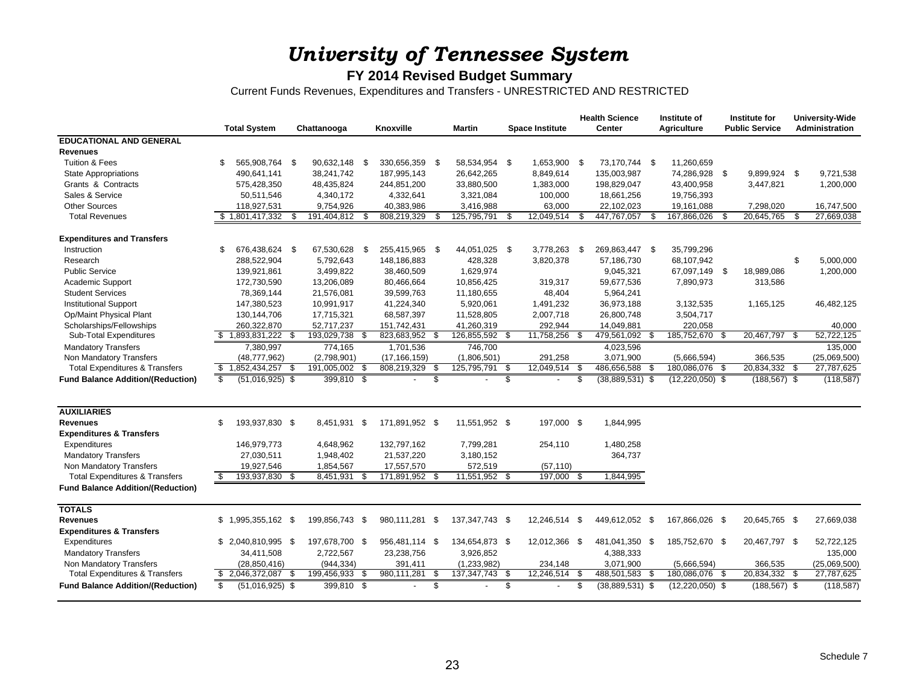# *University of Tennessee System*

## FY 2014 Revised Budget Summary

Current Funds Revenues, Expenditures and Transfers - UNRESTRICTED AND RESTRICTED

| | Total System | Chattanooga | Knoxville | Martin | Space Institute | Health Science Center | Institute of Agriculture | Institute for Public Service | University-Wide Administration |
|---|---|---|---|---|---|---|---|---|---|
| **EDUCATIONAL AND GENERAL** | | | | | | | | | |
| **Revenues** | | | | | | | | | |
| Tuition & Fees | $ 565,908,764 | $ 90,632,148 | $ 330,656,359 | $ 58,534,954 | $ 1,653,900 | $ 73,170,744 | $ 11,260,659 | | |
| State Appropriations | 490,641,141 | 38,241,742 | 187,995,143 | 26,642,265 | 8,849,614 | 135,003,987 | 74,286,928 | $ 9,899,924 | $ 9,721,538 |
| Grants & Contracts | 575,428,350 | 48,435,824 | 244,851,200 | 33,880,500 | 1,383,000 | 198,829,047 | 43,400,958 | 3,447,821 | 1,200,000 |
| Sales & Service | 50,511,546 | 4,340,172 | 4,332,641 | 3,321,084 | 100,000 | 18,661,256 | 19,756,393 | | |
| Other Sources | 118,927,531 | 9,754,926 | 40,383,986 | 3,416,988 | 63,000 | 22,102,023 | 19,161,088 | 7,298,020 | 16,747,500 |
| Total Revenues | $ 1,801,417,332 | $ 191,404,812 | $ 808,219,329 | $ 125,795,791 | $ 12,049,514 | $ 447,767,057 | $ 167,866,026 | $ 20,645,765 | $ 27,669,038 |
| **Expenditures and Transfers** | | | | | | | | | |
| Instruction | $ 676,438,624 | $ 67,530,628 | $ 255,415,965 | $ 44,051,025 | $ 3,778,263 | $ 269,863,447 | $ 35,799,296 | | |
| Research | 288,522,904 | 5,792,643 | 148,186,883 | 428,328 | 3,820,378 | 57,186,730 | 68,107,942 | | $ 5,000,000 |
| Public Service | 139,921,861 | 3,499,822 | 38,460,509 | 1,629,974 | | 9,045,321 | 67,097,149 | $ 18,989,086 | 1,200,000 |
| Academic Support | 172,730,590 | 13,206,089 | 80,466,664 | 10,856,425 | 319,317 | 59,677,536 | 7,890,973 | 313,586 | |
| Student Services | 78,369,144 | 21,576,081 | 39,599,763 | 11,180,655 | 48,404 | 5,964,241 | | | |
| Institutional Support | 147,380,523 | 10,991,917 | 41,224,340 | 5,920,061 | 1,491,232 | 36,973,188 | 3,132,535 | 1,165,125 | 46,482,125 |
| Op/Maint Physical Plant | 130,144,706 | 17,715,321 | 68,587,397 | 11,528,805 | 2,007,718 | 26,800,748 | 3,504,717 | | |
| Scholarships/Fellowships | 260,322,870 | 52,717,237 | 151,742,431 | 41,260,319 | 292,944 | 14,049,881 | 220,058 | | 40,000 |
| Sub-Total Expenditures | $ 1,893,831,222 | $ 193,029,738 | $ 823,683,952 | $ 126,855,592 | $ 11,758,256 | $ 479,561,092 | $ 185,752,670 | $ 20,467,797 | $ 52,722,125 |
| Mandatory Transfers | 7,380,997 | 774,165 | 1,701,536 | 746,700 | | 4,023,596 | | | 135,000 |
| Non Mandatory Transfers | (48,777,962) | (2,798,901) | (17,166,159) | (1,806,501) | 291,258 | 3,071,900 | (5,666,594) | 366,535 | (25,069,500) |
| Total Expenditures & Transfers | $ 1,852,434,257 | $ 191,005,002 | $ 808,219,329 | $ 125,795,791 | $ 12,049,514 | $ 486,656,588 | $ 180,086,076 | $ 20,834,332 | $ 27,787,625 |
| **Fund Balance Addition/(Reduction)** | $ (51,016,925) | $ 399,810 | $ - | $ - | $ - | $ (38,889,531) | $ (12,220,050) | $ (188,567) | $ (118,587) |
| **AUXILIARIES** | | | | | | | | | |
| **Revenues** | $ 193,937,830 | $ 8,451,931 | $ 171,891,952 | $ 11,551,952 | $ 197,000 | $ 1,844,995 | | | |
| **Expenditures & Transfers** | | | | | | | | | |
| Expenditures | 146,979,773 | 4,648,962 | 132,797,162 | 7,799,281 | 254,110 | 1,480,258 | | | |
| Mandatory Transfers | 27,030,511 | 1,948,402 | 21,537,220 | 3,180,152 | | 364,737 | | | |
| Non Mandatory Transfers | 19,927,546 | 1,854,567 | 17,557,570 | 572,519 | (57,110) | | | | |
| Total Expenditures & Transfers | $ 193,937,830 | $ 8,451,931 | $ 171,891,952 | $ 11,551,952 | $ 197,000 | $ 1,844,995 | | | |
| **Fund Balance Addition/(Reduction)** | | | | | | | | | |
| **TOTALS** | | | | | | | | | |
| **Revenues** | $ 1,995,355,162 | $ 199,856,743 | $ 980,111,281 | $ 137,347,743 | $ 12,246,514 | $ 449,612,052 | $ 167,866,026 | $ 20,645,765 | $ 27,669,038 |
| **Expenditures & Transfers** | | | | | | | | | |
| Expenditures | $ 2,040,810,995 | $ 197,678,700 | $ 956,481,114 | $ 134,654,873 | $ 12,012,366 | $ 481,041,350 | $ 185,752,670 | $ 20,467,797 | $ 52,722,125 |
| Mandatory Transfers | 34,411,508 | 2,722,567 | 23,238,756 | 3,926,852 | | 4,388,333 | | | 135,000 |
| Non Mandatory Transfers | (28,850,416) | (944,334) | 391,411 | (1,233,982) | 234,148 | 3,071,900 | (5,666,594) | 366,535 | (25,069,500) |
| Total Expenditures & Transfers | $ 2,046,372,087 | $ 199,456,933 | $ 980,111,281 | $ 137,347,743 | $ 12,246,514 | $ 488,501,583 | $ 180,086,076 | $ 20,834,332 | $ 27,787,625 |
| **Fund Balance Addition/(Reduction)** | $ (51,016,925) | $ 399,810 | $ - | $ - | $ - | $ (38,889,531) | $ (12,220,050) | $ (188,567) | $ (118,587) |

Schedule 7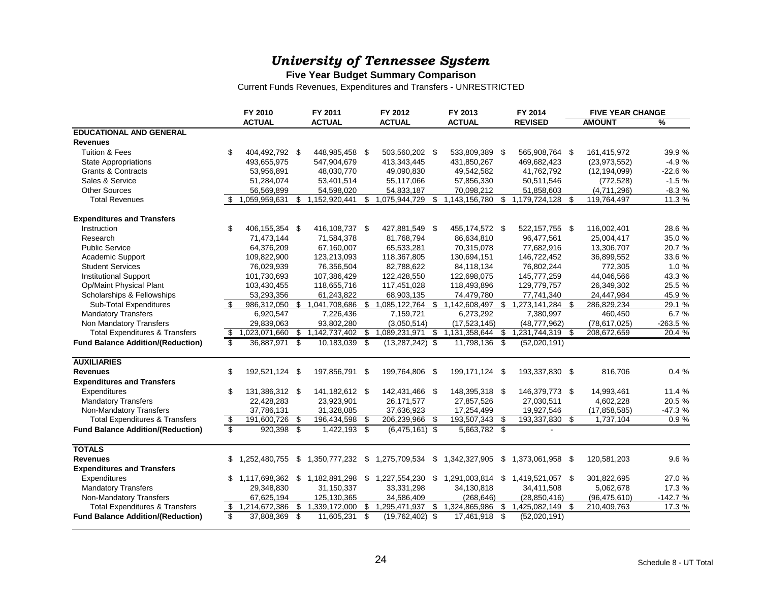# *University of Tennessee System*

**Five Year Budget Summary Comparison**

Current Funds Revenues, Expenditures and Transfers - UNRESTRICTED

| | FY 2010 ACTUAL | FY 2011 ACTUAL | FY 2012 ACTUAL | FY 2013 ACTUAL | FY 2014 REVISED | FIVE YEAR CHANGE AMOUNT | % |
|---|---|---|---|---|---|---|---|
| **EDUCATIONAL AND GENERAL** | | | | | | | |
| **Revenues** | | | | | | | |
| Tuition & Fees | $ 404,492,792 | $ 448,985,458 | $ 503,560,202 | $ 533,809,389 | $ 565,908,764 | $ 161,415,972 | 39.9 % |
| State Appropriations | 493,655,975 | 547,904,679 | 413,343,445 | 431,850,267 | 469,682,423 | (23,973,552) | -4.9 % |
| Grants & Contracts | 53,956,891 | 48,030,770 | 49,090,830 | 49,542,582 | 41,762,792 | (12,194,099) | -22.6 % |
| Sales & Service | 51,284,074 | 53,401,514 | 55,117,066 | 57,856,330 | 50,511,546 | (772,528) | -1.5 % |
| Other Sources | 56,569,899 | 54,598,020 | 54,833,187 | 70,098,212 | 51,858,603 | (4,711,296) | -8.3 % |
| Total Revenues | $ 1,059,959,631 | $ 1,152,920,441 | $ 1,075,944,729 | $ 1,143,156,780 | $ 1,179,724,128 | $ 119,764,497 | 11.3 % |
| **Expenditures and Transfers** | | | | | | | |
| Instruction | $ 406,155,354 | $ 416,108,737 | $ 427,881,549 | $ 455,174,572 | $ 522,157,755 | $ 116,002,401 | 28.6 % |
| Research | 71,473,144 | 71,584,378 | 81,768,794 | 86,634,810 | 96,477,561 | 25,004,417 | 35.0 % |
| Public Service | 64,376,209 | 67,160,007 | 65,533,281 | 70,315,078 | 77,682,916 | 13,306,707 | 20.7 % |
| Academic Support | 109,822,900 | 123,213,093 | 118,367,805 | 130,694,151 | 146,722,452 | 36,899,552 | 33.6 % |
| Student Services | 76,029,939 | 76,356,504 | 82,788,622 | 84,118,134 | 76,802,244 | 772,305 | 1.0 % |
| Institutional Support | 101,730,693 | 107,386,429 | 122,428,550 | 122,698,075 | 145,777,259 | 44,046,566 | 43.3 % |
| Op/Maint Physical Plant | 103,430,455 | 118,655,716 | 117,451,028 | 118,493,896 | 129,779,757 | 26,349,302 | 25.5 % |
| Scholarships & Fellowships | 53,293,356 | 61,243,822 | 68,903,135 | 74,479,780 | 77,741,340 | 24,447,984 | 45.9 % |
| Sub-Total Expenditures | $ 986,312,050 | $ 1,041,708,686 | $ 1,085,122,764 | $ 1,142,608,497 | $ 1,273,141,284 | $ 286,829,234 | 29.1 % |
| Mandatory Transfers | 6,920,547 | 7,226,436 | 7,159,721 | 6,273,292 | 7,380,997 | 460,450 | 6.7 % |
| Non Mandatory Transfers | 29,839,063 | 93,802,280 | (3,050,514) | (17,523,145) | (48,777,962) | (78,617,025) | -263.5 % |
| Total Expenditures & Transfers | $ 1,023,071,660 | $ 1,142,737,402 | $ 1,089,231,971 | $ 1,131,358,644 | $ 1,231,744,319 | $ 208,672,659 | 20.4 % |
| **Fund Balance Addition/(Reduction)** | $ 36,887,971 | $ 10,183,039 | $ (13,287,242) | $ 11,798,136 | $ (52,020,191) | | |
| **AUXILIARIES** | | | | | | | |
| **Revenues** | $ 192,521,124 | $ 197,856,791 | $ 199,764,806 | $ 199,171,124 | $ 193,337,830 | $ 816,706 | 0.4 % |
| **Expenditures and Transfers** | | | | | | | |
| Expenditures | $ 131,386,312 | $ 141,182,612 | $ 142,431,466 | $ 148,395,318 | $ 146,379,773 | $ 14,993,461 | 11.4 % |
| Mandatory Transfers | 22,428,283 | 23,923,901 | 26,171,577 | 27,857,526 | 27,030,511 | 4,602,228 | 20.5 % |
| Non-Mandatory Transfers | 37,786,131 | 31,328,085 | 37,636,923 | 17,254,499 | 19,927,546 | (17,858,585) | -47.3 % |
| Total Expenditures & Transfers | $ 191,600,726 | $ 196,434,598 | $ 206,239,966 | $ 193,507,343 | $ 193,337,830 | $ 1,737,104 | 0.9 % |
| **Fund Balance Addition/(Reduction)** | $ 920,398 | $ 1,422,193 | $ (6,475,161) | $ 5,663,782 | $ - | | |
| **TOTALS** | | | | | | | |
| **Revenues** | $ 1,252,480,755 | $ 1,350,777,232 | $ 1,275,709,534 | $ 1,342,327,905 | $ 1,373,061,958 | $ 120,581,203 | 9.6 % |
| **Expenditures and Transfers** | | | | | | | |
| Expenditures | $ 1,117,698,362 | $ 1,182,891,298 | $ 1,227,554,230 | $ 1,291,003,814 | $ 1,419,521,057 | $ 301,822,695 | 27.0 % |
| Mandatory Transfers | 29,348,830 | 31,150,337 | 33,331,298 | 34,130,818 | 34,411,508 | 5,062,678 | 17.3 % |
| Non-Mandatory Transfers | 67,625,194 | 125,130,365 | 34,586,409 | (268,646) | (28,850,416) | (96,475,610) | -142.7 % |
| Total Expenditures & Transfers | $ 1,214,672,386 | $ 1,339,172,000 | $ 1,295,471,937 | $ 1,324,865,986 | $ 1,425,082,149 | $ 210,409,763 | 17.3 % |
| **Fund Balance Addition/(Reduction)** | $ 37,808,369 | $ 11,605,231 | $ (19,762,402) | $ 17,461,918 | $ (52,020,191) | | |

Schedule 8 - UT Total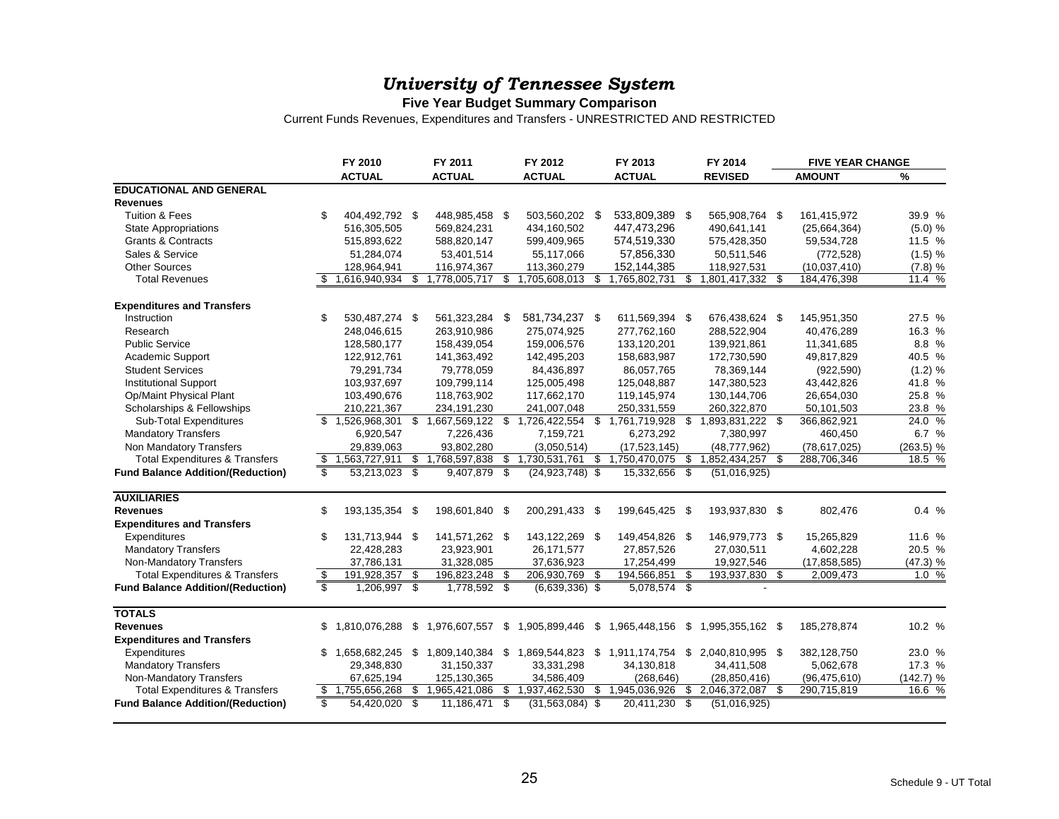# *University of Tennessee System*

**Five Year Budget Summary Comparison**

Current Funds Revenues, Expenditures and Transfers - UNRESTRICTED AND RESTRICTED

| | FY 2010 ACTUAL | FY 2011 ACTUAL | FY 2012 ACTUAL | FY 2013 ACTUAL | FY 2014 REVISED | FIVE YEAR CHANGE AMOUNT | % |
|---|---|---|---|---|---|---|---|
| **EDUCATIONAL AND GENERAL** | | | | | | | |
| **Revenues** | | | | | | | |
| Tuition & Fees | $ 404,492,792 | $ 448,985,458 | $ 503,560,202 | $ 533,809,389 | $ 565,908,764 | $ 161,415,972 | 39.9 % |
| State Appropriations | 516,305,505 | 569,824,231 | 434,160,502 | 447,473,296 | 490,641,141 | (25,664,364) | (5.0) % |
| Grants & Contracts | 515,893,622 | 588,820,147 | 599,409,965 | 574,519,330 | 575,428,350 | 59,534,728 | 11.5 % |
| Sales & Service | 51,284,074 | 53,401,514 | 55,117,066 | 57,856,330 | 50,511,546 | (772,528) | (1.5) % |
| Other Sources | 128,964,941 | 116,974,367 | 113,360,279 | 152,144,385 | 118,927,531 | (10,037,410) | (7.8) % |
| Total Revenues | $ 1,616,940,934 | $ 1,778,005,717 | $ 1,705,608,013 | $ 1,765,802,731 | $ 1,801,417,332 | $ 184,476,398 | 11.4 % |
| **Expenditures and Transfers** | | | | | | | |
| Instruction | $ 530,487,274 | $ 561,323,284 | $ 581,734,237 | $ 611,569,394 | $ 676,438,624 | $ 145,951,350 | 27.5 % |
| Research | 248,046,615 | 263,910,986 | 275,074,925 | 277,762,160 | 288,522,904 | 40,476,289 | 16.3 % |
| Public Service | 128,580,177 | 158,439,054 | 159,006,576 | 133,120,201 | 139,921,861 | 11,341,685 | 8.8 % |
| Academic Support | 122,912,761 | 141,363,492 | 142,495,203 | 158,683,987 | 172,730,590 | 49,817,829 | 40.5 % |
| Student Services | 79,291,734 | 79,778,059 | 84,436,897 | 86,057,765 | 78,369,144 | (922,590) | (1.2) % |
| Institutional Support | 103,937,697 | 109,799,114 | 125,005,498 | 125,048,887 | 147,380,523 | 43,442,826 | 41.8 % |
| Op/Maint Physical Plant | 103,490,676 | 118,763,902 | 117,662,170 | 119,145,974 | 130,144,706 | 26,654,030 | 25.8 % |
| Scholarships & Fellowships | 210,221,367 | 234,191,230 | 241,007,048 | 250,331,559 | 260,322,870 | 50,101,503 | 23.8 % |
| Sub-Total Expenditures | $ 1,526,968,301 | $ 1,667,569,122 | $ 1,726,422,554 | $ 1,761,719,928 | $ 1,893,831,222 | $ 366,862,921 | 24.0 % |
| Mandatory Transfers | 6,920,547 | 7,226,436 | 7,159,721 | 6,273,292 | 7,380,997 | 460,450 | 6.7 % |
| Non Mandatory Transfers | 29,839,063 | 93,802,280 | (3,050,514) | (17,523,145) | (48,777,962) | (78,617,025) | (263.5) % |
| Total Expenditures & Transfers | $ 1,563,727,911 | $ 1,768,597,838 | $ 1,730,531,761 | $ 1,750,470,075 | $ 1,852,434,257 | $ 288,706,346 | 18.5 % |
| **Fund Balance Addition/(Reduction)** | $ 53,213,023 | $ 9,407,879 | $ (24,923,748) | $ 15,332,656 | $ (51,016,925) | | |
| **AUXILIARIES** | | | | | | | |
| **Revenues** | $ 193,135,354 | $ 198,601,840 | $ 200,291,433 | $ 199,645,425 | $ 193,937,830 | $ 802,476 | 0.4 % |
| **Expenditures and Transfers** | | | | | | | |
| Expenditures | $ 131,713,944 | $ 141,571,262 | $ 143,122,269 | $ 149,454,826 | $ 146,979,773 | $ 15,265,829 | 11.6 % |
| Mandatory Transfers | 22,428,283 | 23,923,901 | 26,171,577 | 27,857,526 | 27,030,511 | 4,602,228 | 20.5 % |
| Non-Mandatory Transfers | 37,786,131 | 31,328,085 | 37,636,923 | 17,254,499 | 19,927,546 | (17,858,585) | (47.3) % |
| Total Expenditures & Transfers | $ 191,928,357 | $ 196,823,248 | $ 206,930,769 | $ 194,566,851 | $ 193,937,830 | $ 2,009,473 | 1.0 % |
| **Fund Balance Addition/(Reduction)** | $ 1,206,997 | $ 1,778,592 | $ (6,639,336) | $ 5,078,574 | $ - | | |
| **TOTALS** | | | | | | | |
| **Revenues** | $ 1,810,076,288 | $ 1,976,607,557 | $ 1,905,899,446 | $ 1,965,448,156 | $ 1,995,355,162 | $ 185,278,874 | 10.2 % |
| **Expenditures and Transfers** | | | | | | | |
| Expenditures | $ 1,658,682,245 | $ 1,809,140,384 | $ 1,869,544,823 | $ 1,911,174,754 | $ 2,040,810,995 | $ 382,128,750 | 23.0 % |
| Mandatory Transfers | 29,348,830 | 31,150,337 | 33,331,298 | 34,130,818 | 34,411,508 | 5,062,678 | 17.3 % |
| Non-Mandatory Transfers | 67,625,194 | 125,130,365 | 34,586,409 | (268,646) | (28,850,416) | (96,475,610) | (142.7) % |
| Total Expenditures & Transfers | $ 1,755,656,268 | $ 1,965,421,086 | $ 1,937,462,530 | $ 1,945,036,926 | $ 2,046,372,087 | $ 290,715,819 | 16.6 % |
| **Fund Balance Addition/(Reduction)** | $ 54,420,020 | $ 11,186,471 | $ (31,563,084) | $ 20,411,230 | $ (51,016,925) | | |

Schedule 9 - UT Total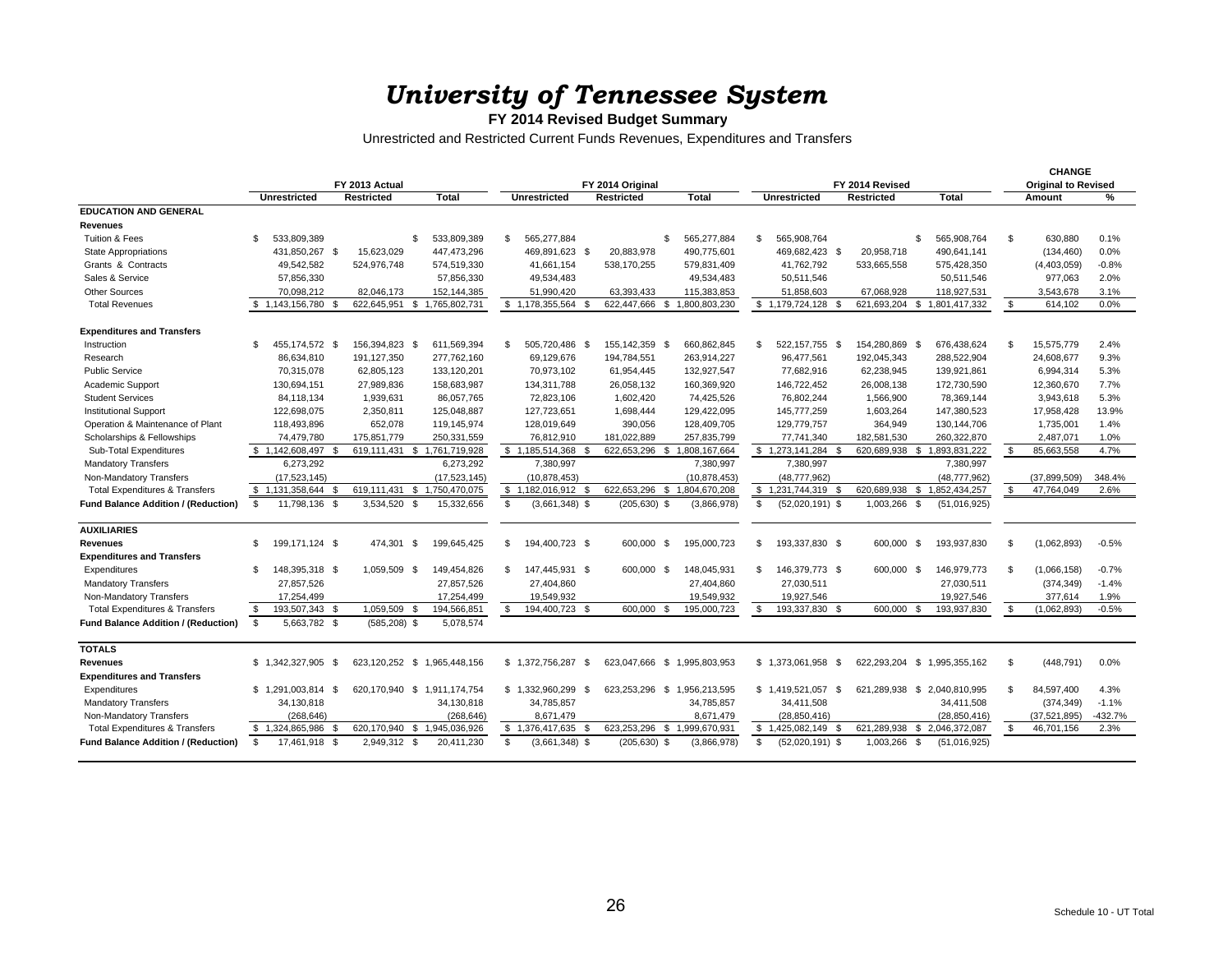# *University of Tennessee System*

**FY 2014 Revised Budget Summary**

Unrestricted and Restricted Current Funds Revenues, Expenditures and Transfers

| | FY 2013 Actual | | | FY 2014 Original | | | FY 2014 Revised | | | CHANGE Original to Revised | |
|---|---|---|---|---|---|---|---|---|---|---|---|
| | **Unrestricted** | **Restricted** | **Total** | **Unrestricted** | **Restricted** | **Total** | **Unrestricted** | **Restricted** | **Total** | **Amount** | **%** |
| **EDUCATION AND GENERAL** | | | | | | | | | | | |
| **Revenues** | | | | | | | | | | | |
| Tuition & Fees | $ 533,809,389 | | $ 533,809,389 | $ 565,277,884 | | $ 565,277,884 | $ 565,908,764 | | $ 565,908,764 | $ 630,880 | 0.1% |
| State Appropriations | 431,850,267 | $ 15,623,029 | 447,473,296 | 469,891,623 | $ 20,883,978 | 490,775,601 | 469,682,423 | $ 20,958,718 | 490,641,141 | (134,460) | 0.0% |
| Grants & Contracts | 49,542,582 | 524,976,748 | 574,519,330 | 41,661,154 | 538,170,255 | 579,831,409 | 41,762,792 | 533,665,558 | 575,428,350 | (4,403,059) | -0.8% |
| Sales & Service | 57,856,330 | | 57,856,330 | 49,534,483 | | 49,534,483 | 50,511,546 | | 50,511,546 | 977,063 | 2.0% |
| Other Sources | 70,098,212 | 82,046,173 | 152,144,385 | 51,990,420 | 63,393,433 | 115,383,853 | 51,858,603 | 67,068,928 | 118,927,531 | 3,543,678 | 3.1% |
| Total Revenues | $ 1,143,156,780 | $ 622,645,951 | $ 1,765,802,731 | $ 1,178,355,564 | $ 622,447,666 | $ 1,800,803,230 | $ 1,179,724,128 | $ 621,693,204 | $ 1,801,417,332 | $ 614,102 | 0.0% |
| **Expenditures and Transfers** | | | | | | | | | | | |
| Instruction | $ 455,174,572 | $ 156,394,823 | $ 611,569,394 | $ 505,720,486 | $ 155,142,359 | $ 660,862,845 | $ 522,157,755 | $ 154,280,869 | $ 676,438,624 | $ 15,575,779 | 2.4% |
| Research | 86,634,810 | 191,127,350 | 277,762,160 | 69,129,676 | 194,784,551 | 263,914,227 | 96,477,561 | 192,045,343 | 288,522,904 | 24,608,677 | 9.3% |
| Public Service | 70,315,078 | 62,805,123 | 133,120,201 | 70,973,102 | 61,954,445 | 132,927,547 | 77,682,916 | 62,238,945 | 139,921,861 | 6,994,314 | 5.3% |
| Academic Support | 130,694,151 | 27,989,836 | 158,683,987 | 134,311,788 | 26,058,132 | 160,369,920 | 146,722,452 | 26,008,138 | 172,730,590 | 12,360,670 | 7.7% |
| Student Services | 84,118,134 | 1,939,631 | 86,057,765 | 72,823,106 | 1,602,420 | 74,425,526 | 76,802,244 | 1,566,900 | 78,369,144 | 3,943,618 | 5.3% |
| Institutional Support | 122,698,075 | 2,350,811 | 125,048,887 | 127,723,651 | 1,698,444 | 129,422,095 | 145,777,259 | 1,603,264 | 147,380,523 | 17,958,428 | 13.9% |
| Operation & Maintenance of Plant | 118,493,896 | 652,078 | 119,145,974 | 128,019,649 | 390,056 | 128,409,705 | 129,779,757 | 364,949 | 130,144,706 | 1,735,001 | 1.4% |
| Scholarships & Fellowships | 74,479,780 | 175,851,779 | 250,331,559 | 76,812,910 | 181,022,889 | 257,835,799 | 77,741,340 | 182,581,530 | 260,322,870 | 2,487,071 | 1.0% |
| Sub-Total Expenditures | $ 1,142,608,497 | $ 619,111,431 | $ 1,761,719,928 | $ 1,185,514,368 | $ 622,653,296 | $ 1,808,167,664 | $ 1,273,141,284 | $ 620,689,938 | $ 1,893,831,222 | $ 85,663,558 | 4.7% |
| Mandatory Transfers | 6,273,292 | | 6,273,292 | 7,380,997 | | 7,380,997 | 7,380,997 | | 7,380,997 | | |
| Non-Mandatory Transfers | (17,523,145) | | (17,523,145) | (10,878,453) | | (10,878,453) | (48,777,962) | | (48,777,962) | (37,899,509) | 348.4% |
| Total Expenditures & Transfers | $ 1,131,358,644 | $ 619,111,431 | $ 1,750,470,075 | $ 1,182,016,912 | $ 622,653,296 | $ 1,804,670,208 | $ 1,231,744,319 | $ 620,689,938 | $ 1,852,434,257 | $ 47,764,049 | 2.6% |
| **Fund Balance Addition / (Reduction)** | $ 11,798,136 | $ 3,534,520 | $ 15,332,656 | $ (3,661,348) | $ (205,630) | $ (3,866,978) | $ (52,020,191) | $ 1,003,266 | $ (51,016,925) | | |
| **AUXILIARIES** | | | | | | | | | | | |
| **Revenues** | $ 199,171,124 | $ 474,301 | $ 199,645,425 | $ 194,400,723 | $ 600,000 | $ 195,000,723 | $ 193,337,830 | $ 600,000 | $ 193,937,830 | $ (1,062,893) | -0.5% |
| **Expenditures and Transfers** | | | | | | | | | | | |
| Expenditures | $ 148,395,318 | $ 1,059,509 | $ 149,454,826 | $ 147,445,931 | $ 600,000 | $ 148,045,931 | $ 146,379,773 | $ 600,000 | $ 146,979,773 | $ (1,066,158) | -0.7% |
| Mandatory Transfers | 27,857,526 | | 27,857,526 | 27,404,860 | | 27,404,860 | 27,030,511 | | 27,030,511 | (374,349) | -1.4% |
| Non-Mandatory Transfers | 17,254,499 | | 17,254,499 | 19,549,932 | | 19,549,932 | 19,927,546 | | 19,927,546 | 377,614 | 1.9% |
| Total Expenditures & Transfers | $ 193,507,343 | $ 1,059,509 | $ 194,566,851 | $ 194,400,723 | $ 600,000 | $ 195,000,723 | $ 193,337,830 | $ 600,000 | $ 193,937,830 | $ (1,062,893) | -0.5% |
| **Fund Balance Addition / (Reduction)** | $ 5,663,782 | $ (585,208) | $ 5,078,574 | | | | | | | | |
| **TOTALS** | | | | | | | | | | | |
| **Revenues** | $ 1,342,327,905 | $ 623,120,252 | $ 1,965,448,156 | $ 1,372,756,287 | $ 623,047,666 | $ 1,995,803,953 | $ 1,373,061,958 | $ 622,293,204 | $ 1,995,355,162 | $ (448,791) | 0.0% |
| **Expenditures and Transfers** | | | | | | | | | | | |
| Expenditures | $ 1,291,003,814 | $ 620,170,940 | $ 1,911,174,754 | $ 1,332,960,299 | $ 623,253,296 | $ 1,956,213,595 | $ 1,419,521,057 | $ 621,289,938 | $ 2,040,810,995 | $ 84,597,400 | 4.3% |
| Mandatory Transfers | 34,130,818 | | 34,130,818 | 34,785,857 | | 34,785,857 | 34,411,508 | | 34,411,508 | (374,349) | -1.1% |
| Non-Mandatory Transfers | (268,646) | | (268,646) | 8,671,479 | | 8,671,479 | (28,850,416) | | (28,850,416) | (37,521,895) | -432.7% |
| Total Expenditures & Transfers | $ 1,324,865,986 | $ 620,170,940 | $ 1,945,036,926 | $ 1,376,417,635 | $ 623,253,296 | $ 1,999,670,931 | $ 1,425,082,149 | $ 621,289,938 | $ 2,046,372,087 | $ 46,701,156 | 2.3% |
| **Fund Balance Addition / (Reduction)** | $ 17,461,918 | $ 2,949,312 | $ 20,411,230 | $ (3,661,348) | $ (205,630) | $ (3,866,978) | $ (52,020,191) | $ 1,003,266 | $ (51,016,925) | | |

Schedule 10 - UT Total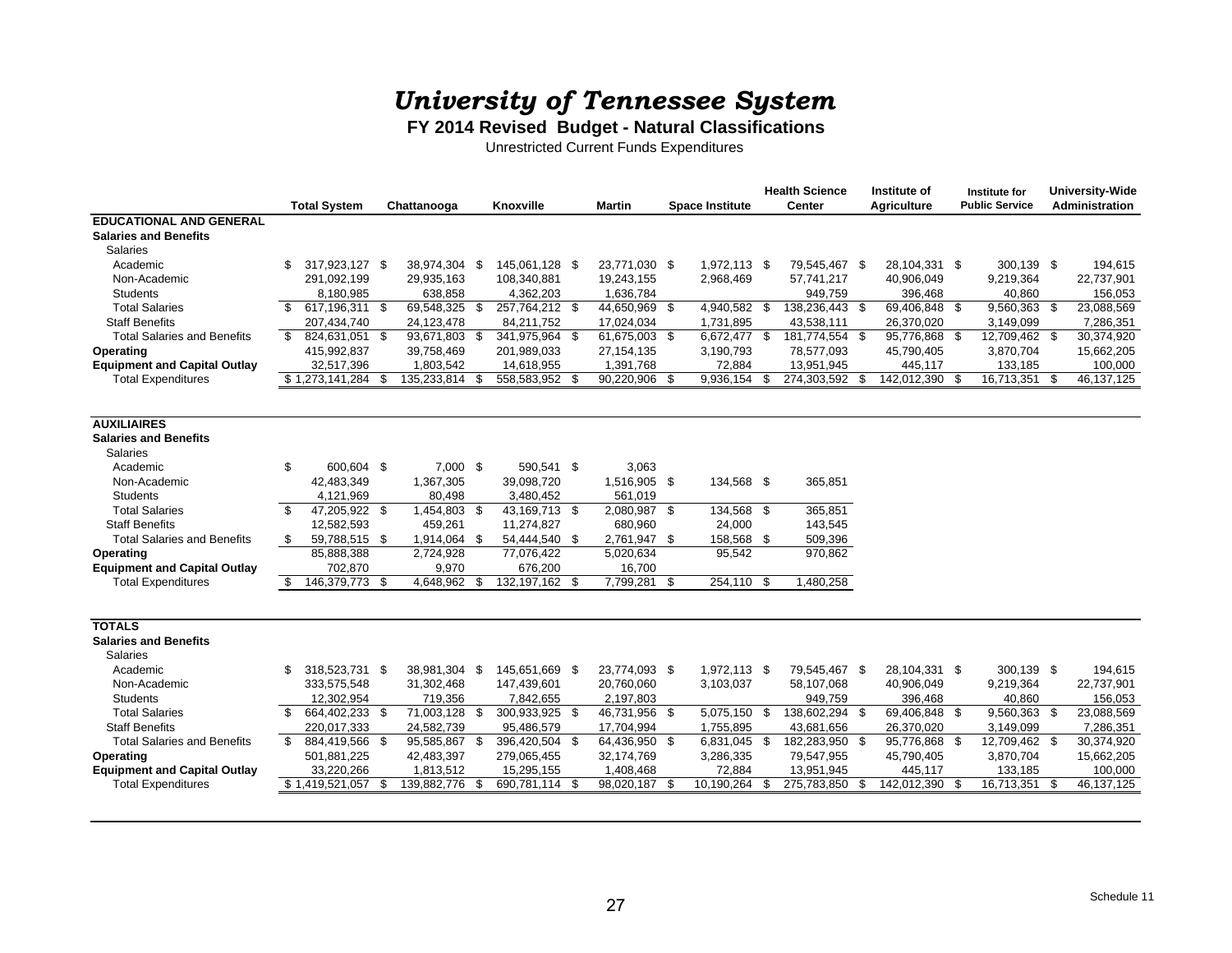# *University of Tennessee System*

**FY 2014 Revised Budget - Natural Classifications**

Unrestricted Current Funds Expenditures

| | Total System | Chattanooga | Knoxville | Martin | Space Institute | Health Science Center | Institute of Agriculture | Institute for Public Service | University-Wide Administration |
|---|---|---|---|---|---|---|---|---|---|
| **EDUCATIONAL AND GENERAL** | | | | | | | | | |
| **Salaries and Benefits** | | | | | | | | | |
| Salaries | | | | | | | | | |
| Academic | $ 317,923,127 | $ 38,974,304 | $ 145,061,128 | $ 23,771,030 | $ 1,972,113 | $ 79,545,467 | $ 28,104,331 | $ 300,139 | $ 194,615 |
| Non-Academic | 291,092,199 | 29,935,163 | 108,340,881 | 19,243,155 | 2,968,469 | 57,741,217 | 40,906,049 | 9,219,364 | 22,737,901 |
| Students | 8,180,985 | 638,858 | 4,362,203 | 1,636,784 | | 949,759 | 396,468 | 40,860 | 156,053 |
| Total Salaries | $ 617,196,311 | $ 69,548,325 | $ 257,764,212 | $ 44,650,969 | $ 4,940,582 | $ 138,236,443 | $ 69,406,848 | $ 9,560,363 | $ 23,088,569 |
| Staff Benefits | 207,434,740 | 24,123,478 | 84,211,752 | 17,024,034 | 1,731,895 | 43,538,111 | 26,370,020 | 3,149,099 | 7,286,351 |
| Total Salaries and Benefits | $ 824,631,051 | $ 93,671,803 | $ 341,975,964 | $ 61,675,003 | $ 6,672,477 | $ 181,774,554 | $ 95,776,868 | $ 12,709,462 | $ 30,374,920 |
| **Operating** | 415,992,837 | 39,758,469 | 201,989,033 | 27,154,135 | 3,190,793 | 78,577,093 | 45,790,405 | 3,870,704 | 15,662,205 |
| **Equipment and Capital Outlay** | 32,517,396 | 1,803,542 | 14,618,955 | 1,391,768 | 72,884 | 13,951,945 | 445,117 | 133,185 | 100,000 |
| Total Expenditures | $ 1,273,141,284 | $ 135,233,814 | $ 558,583,952 | $ 90,220,906 | $ 9,936,154 | $ 274,303,592 | $ 142,012,390 | $ 16,713,351 | $ 46,137,125 |
| **AUXILIAIRES** | | | | | | | | | |
| **Salaries and Benefits** | | | | | | | | | |
| Salaries | | | | | | | | | |
| Academic | $ 600,604 | $ 7,000 | $ 590,541 | $ 3,063 | | | | | |
| Non-Academic | 42,483,349 | 1,367,305 | 39,098,720 | 1,516,905 | $ 134,568 | $ 365,851 | | | |
| Students | 4,121,969 | 80,498 | 3,480,452 | 561,019 | | | | | |
| Total Salaries | $ 47,205,922 | $ 1,454,803 | $ 43,169,713 | $ 2,080,987 | $ 134,568 | $ 365,851 | | | |
| Staff Benefits | 12,582,593 | 459,261 | 11,274,827 | 680,960 | 24,000 | 143,545 | | | |
| Total Salaries and Benefits | $ 59,788,515 | $ 1,914,064 | $ 54,444,540 | $ 2,761,947 | $ 158,568 | $ 509,396 | | | |
| **Operating** | 85,888,388 | 2,724,928 | 77,076,422 | 5,020,634 | 95,542 | 970,862 | | | |
| **Equipment and Capital Outlay** | 702,870 | 9,970 | 676,200 | 16,700 | | | | | |
| Total Expenditures | $ 146,379,773 | $ 4,648,962 | $ 132,197,162 | $ 7,799,281 | $ 254,110 | $ 1,480,258 | | | |
| **TOTALS** | | | | | | | | | |
| **Salaries and Benefits** | | | | | | | | | |
| Salaries | | | | | | | | | |
| Academic | $ 318,523,731 | $ 38,981,304 | $ 145,651,669 | $ 23,774,093 | $ 1,972,113 | $ 79,545,467 | $ 28,104,331 | $ 300,139 | $ 194,615 |
| Non-Academic | 333,575,548 | 31,302,468 | 147,439,601 | 20,760,060 | 3,103,037 | 58,107,068 | 40,906,049 | 9,219,364 | 22,737,901 |
| Students | 12,302,954 | 719,356 | 7,842,655 | 2,197,803 | | 949,759 | 396,468 | 40,860 | 156,053 |
| Total Salaries | $ 664,402,233 | $ 71,003,128 | $ 300,933,925 | $ 46,731,956 | $ 5,075,150 | $ 138,602,294 | $ 69,406,848 | $ 9,560,363 | $ 23,088,569 |
| Staff Benefits | 220,017,333 | 24,582,739 | 95,486,579 | 17,704,994 | 1,755,895 | 43,681,656 | 26,370,020 | 3,149,099 | 7,286,351 |
| Total Salaries and Benefits | $ 884,419,566 | $ 95,585,867 | $ 396,420,504 | $ 64,436,950 | $ 6,831,045 | $ 182,283,950 | $ 95,776,868 | $ 12,709,462 | $ 30,374,920 |
| **Operating** | 501,881,225 | 42,483,397 | 279,065,455 | 32,174,769 | 3,286,335 | 79,547,955 | 45,790,405 | 3,870,704 | 15,662,205 |
| **Equipment and Capital Outlay** | 33,220,266 | 1,813,512 | 15,295,155 | 1,408,468 | 72,884 | 13,951,945 | 445,117 | 133,185 | 100,000 |
| Total Expenditures | $ 1,419,521,057 | $ 139,882,776 | $ 690,781,114 | $ 98,020,187 | $ 10,190,264 | $ 275,783,850 | $ 142,012,390 | $ 16,713,351 | $ 46,137,125 |

Schedule 11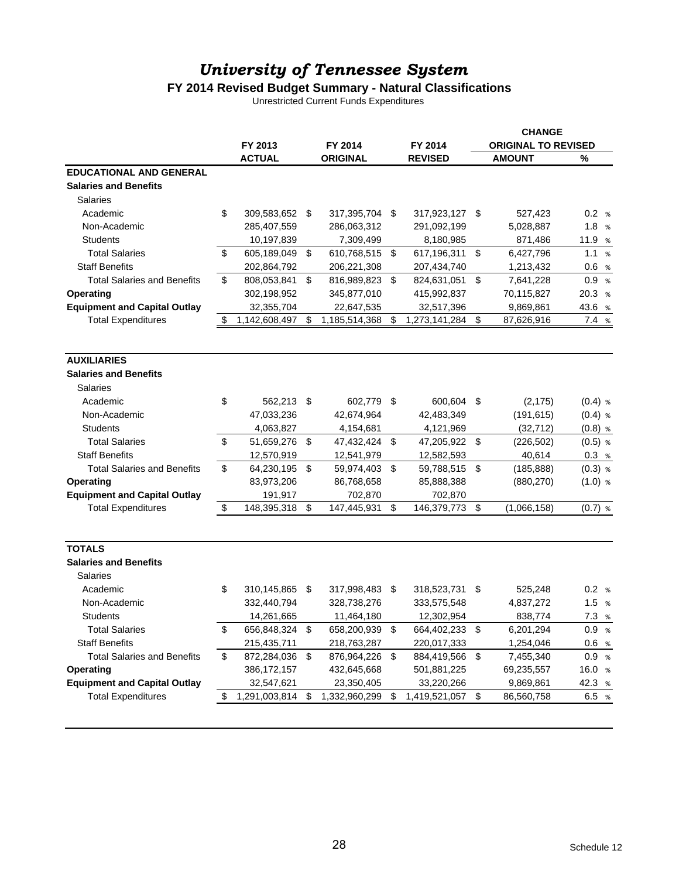# *University of Tennessee System*

## FY 2014 Revised Budget Summary - Natural Classifications

Unrestricted Current Funds Expenditures

| | FY 2013 ACTUAL | FY 2014 ORIGINAL | FY 2014 REVISED | CHANGE ORIGINAL TO REVISED AMOUNT | % |
|---|---|---|---|---|---|
| **EDUCATIONAL AND GENERAL** | | | | | |
| **Salaries and Benefits** | | | | | |
| Salaries | | | | | |
| Academic | $ 309,583,652 | $ 317,395,704 | $ 317,923,127 | $ 527,423 | 0.2 % |
| Non-Academic | 285,407,559 | 286,063,312 | 291,092,199 | 5,028,887 | 1.8 % |
| Students | 10,197,839 | 7,309,499 | 8,180,985 | 871,486 | 11.9 % |
| Total Salaries | $ 605,189,049 | $ 610,768,515 | $ 617,196,311 | $ 6,427,796 | 1.1 % |
| Staff Benefits | 202,864,792 | 206,221,308 | 207,434,740 | 1,213,432 | 0.6 % |
| Total Salaries and Benefits | $ 808,053,841 | $ 816,989,823 | $ 824,631,051 | $ 7,641,228 | 0.9 % |
| **Operating** | 302,198,952 | 345,877,010 | 415,992,837 | 70,115,827 | 20.3 % |
| **Equipment and Capital Outlay** | 32,355,704 | 22,647,535 | 32,517,396 | 9,869,861 | 43.6 % |
| Total Expenditures | $ 1,142,608,497 | $ 1,185,514,368 | $ 1,273,141,284 | $ 87,626,916 | 7.4 % |
| **AUXILIARIES** | | | | | |
| **Salaries and Benefits** | | | | | |
| Salaries | | | | | |
| Academic | $ 562,213 | $ 602,779 | $ 600,604 | $ (2,175) | (0.4) % |
| Non-Academic | 47,033,236 | 42,674,964 | 42,483,349 | (191,615) | (0.4) % |
| Students | 4,063,827 | 4,154,681 | 4,121,969 | (32,712) | (0.8) % |
| Total Salaries | $ 51,659,276 | $ 47,432,424 | $ 47,205,922 | $ (226,502) | (0.5) % |
| Staff Benefits | 12,570,919 | 12,541,979 | 12,582,593 | 40,614 | 0.3 % |
| Total Salaries and Benefits | $ 64,230,195 | $ 59,974,403 | $ 59,788,515 | $ (185,888) | (0.3) % |
| **Operating** | 83,973,206 | 86,768,658 | 85,888,388 | (880,270) | (1.0) % |
| **Equipment and Capital Outlay** | 191,917 | 702,870 | 702,870 | | |
| Total Expenditures | $ 148,395,318 | $ 147,445,931 | $ 146,379,773 | $ (1,066,158) | (0.7) % |
| **TOTALS** | | | | | |
| **Salaries and Benefits** | | | | | |
| Salaries | | | | | |
| Academic | $ 310,145,865 | $ 317,998,483 | $ 318,523,731 | $ 525,248 | 0.2 % |
| Non-Academic | 332,440,794 | 328,738,276 | 333,575,548 | 4,837,272 | 1.5 % |
| Students | 14,261,665 | 11,464,180 | 12,302,954 | 838,774 | 7.3 % |
| Total Salaries | $ 656,848,324 | $ 658,200,939 | $ 664,402,233 | $ 6,201,294 | 0.9 % |
| Staff Benefits | 215,435,711 | 218,763,287 | 220,017,333 | 1,254,046 | 0.6 % |
| Total Salaries and Benefits | $ 872,284,036 | $ 876,964,226 | $ 884,419,566 | $ 7,455,340 | 0.9 % |
| **Operating** | 386,172,157 | 432,645,668 | 501,881,225 | 69,235,557 | 16.0 % |
| **Equipment and Capital Outlay** | 32,547,621 | 23,350,405 | 33,220,266 | 9,869,861 | 42.3 % |
| Total Expenditures | $ 1,291,003,814 | $ 1,332,960,299 | $ 1,419,521,057 | $ 86,560,758 | 6.5 % |

Schedule 12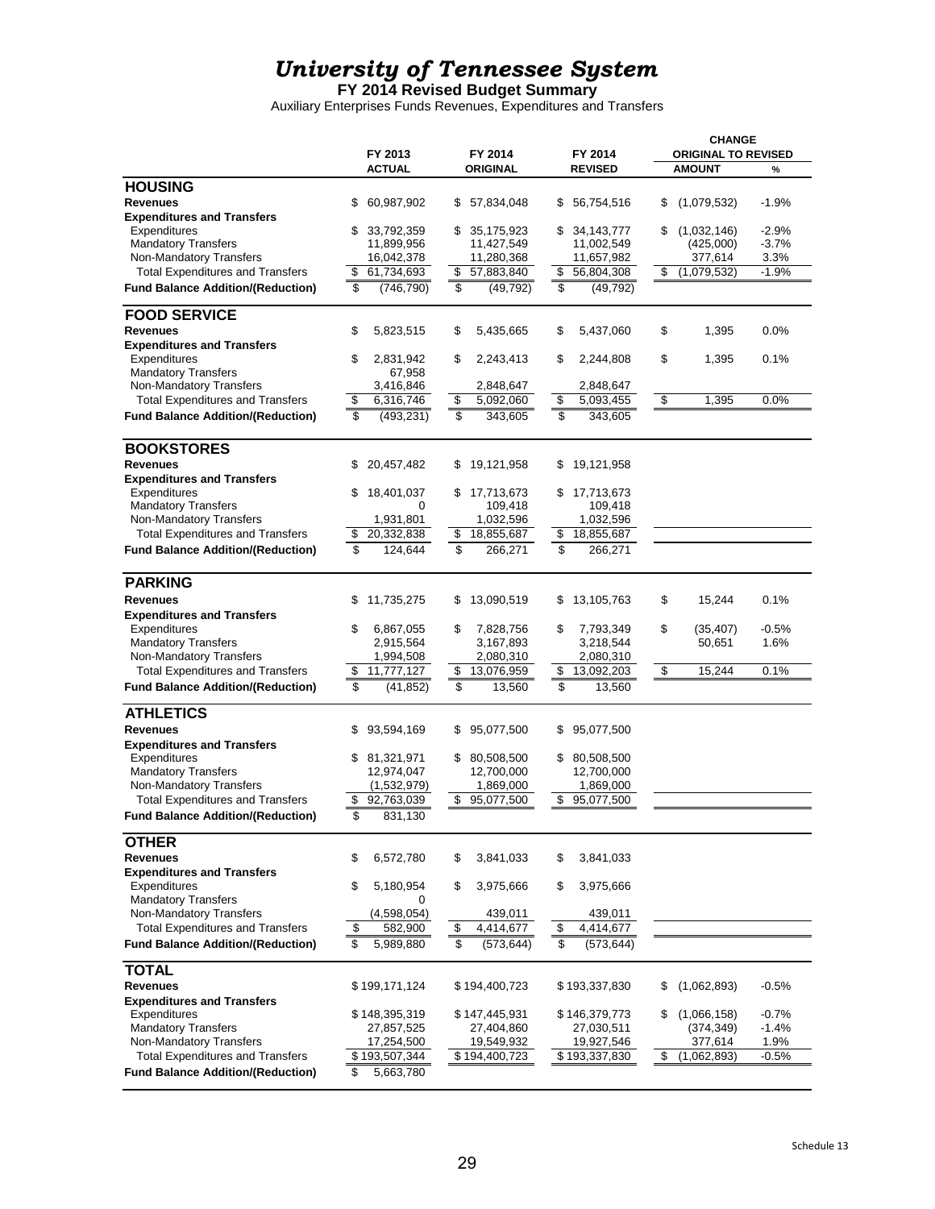# *University of Tennessee System*

**FY 2014 Revised Budget Summary**

Auxiliary Enterprises Funds Revenues, Expenditures and Transfers

| | FY 2013 ACTUAL | FY 2014 ORIGINAL | FY 2014 REVISED | CHANGE ORIGINAL TO REVISED AMOUNT | % |
|---|---|---|---|---|---|
| **HOUSING** | | | | | |
| **Revenues** | $ 60,987,902 | $ 57,834,048 | $ 56,754,516 | $ (1,079,532) | -1.9% |
| **Expenditures and Transfers** | | | | | |
| Expenditures | $ 33,792,359 | $ 35,175,923 | $ 34,143,777 | $ (1,032,146) | -2.9% |
| Mandatory Transfers | 11,899,956 | 11,427,549 | 11,002,549 | (425,000) | -3.7% |
| Non-Mandatory Transfers | 16,042,378 | 11,280,368 | 11,657,982 | 377,614 | 3.3% |
| Total Expenditures and Transfers | $ 61,734,693 | $ 57,883,840 | $ 56,804,308 | $ (1,079,532) | -1.9% |
| **Fund Balance Addition/(Reduction)** | $ (746,790) | $ (49,792) | $ (49,792) | | |
| **FOOD SERVICE** | | | | | |
| **Revenues** | $ 5,823,515 | $ 5,435,665 | $ 5,437,060 | $ 1,395 | 0.0% |
| **Expenditures and Transfers** | | | | | |
| Expenditures | $ 2,831,942 | $ 2,243,413 | $ 2,244,808 | $ 1,395 | 0.1% |
| Mandatory Transfers | 67,958 | | | | |
| Non-Mandatory Transfers | 3,416,846 | 2,848,647 | 2,848,647 | | |
| Total Expenditures and Transfers | $ 6,316,746 | $ 5,092,060 | $ 5,093,455 | $ 1,395 | 0.0% |
| **Fund Balance Addition/(Reduction)** | $ (493,231) | $ 343,605 | $ 343,605 | | |
| **BOOKSTORES** | | | | | |
| **Revenues** | $ 20,457,482 | $ 19,121,958 | $ 19,121,958 | | |
| **Expenditures and Transfers** | | | | | |
| Expenditures | $ 18,401,037 | $ 17,713,673 | $ 17,713,673 | | |
| Mandatory Transfers | 0 | 109,418 | 109,418 | | |
| Non-Mandatory Transfers | 1,931,801 | 1,032,596 | 1,032,596 | | |
| Total Expenditures and Transfers | $ 20,332,838 | $ 18,855,687 | $ 18,855,687 | | |
| **Fund Balance Addition/(Reduction)** | $ 124,644 | $ 266,271 | $ 266,271 | | |
| **PARKING** | | | | | |
| **Revenues** | $ 11,735,275 | $ 13,090,519 | $ 13,105,763 | $ 15,244 | 0.1% |
| **Expenditures and Transfers** | | | | | |
| Expenditures | $ 6,867,055 | $ 7,828,756 | $ 7,793,349 | $ (35,407) | -0.5% |
| Mandatory Transfers | 2,915,564 | 3,167,893 | 3,218,544 | 50,651 | 1.6% |
| Non-Mandatory Transfers | 1,994,508 | 2,080,310 | 2,080,310 | | |
| Total Expenditures and Transfers | $ 11,777,127 | $ 13,076,959 | $ 13,092,203 | $ 15,244 | 0.1% |
| **Fund Balance Addition/(Reduction)** | $ (41,852) | $ 13,560 | $ 13,560 | | |
| **ATHLETICS** | | | | | |
| **Revenues** | $ 93,594,169 | $ 95,077,500 | $ 95,077,500 | | |
| **Expenditures and Transfers** | | | | | |
| Expenditures | $ 81,321,971 | $ 80,508,500 | $ 80,508,500 | | |
| Mandatory Transfers | 12,974,047 | 12,700,000 | 12,700,000 | | |
| Non-Mandatory Transfers | (1,532,979) | 1,869,000 | 1,869,000 | | |
| Total Expenditures and Transfers | $ 92,763,039 | $ 95,077,500 | $ 95,077,500 | | |
| **Fund Balance Addition/(Reduction)** | $ 831,130 | | | | |
| **OTHER** | | | | | |
| **Revenues** | $ 6,572,780 | $ 3,841,033 | $ 3,841,033 | | |
| **Expenditures and Transfers** | | | | | |
| Expenditures | $ 5,180,954 | $ 3,975,666 | $ 3,975,666 | | |
| Mandatory Transfers | 0 | | | | |
| Non-Mandatory Transfers | (4,598,054) | 439,011 | 439,011 | | |
| Total Expenditures and Transfers | $ 582,900 | $ 4,414,677 | $ 4,414,677 | | |
| **Fund Balance Addition/(Reduction)** | $ 5,989,880 | $ (573,644) | $ (573,644) | | |
| **TOTAL** | | | | | |
| **Revenues** | $ 199,171,124 | $ 194,400,723 | $ 193,337,830 | $ (1,062,893) | -0.5% |
| **Expenditures and Transfers** | | | | | |
| Expenditures | $ 148,395,319 | $ 147,445,931 | $ 146,379,773 | $ (1,066,158) | -0.7% |
| Mandatory Transfers | 27,857,525 | 27,404,860 | 27,030,511 | (374,349) | -1.4% |
| Non-Mandatory Transfers | 17,254,500 | 19,549,932 | 19,927,546 | 377,614 | 1.9% |
| Total Expenditures and Transfers | $ 193,507,344 | $ 194,400,723 | $ 193,337,830 | $ (1,062,893) | -0.5% |
| **Fund Balance Addition/(Reduction)** | $ 5,663,780 | | | | |

Schedule 13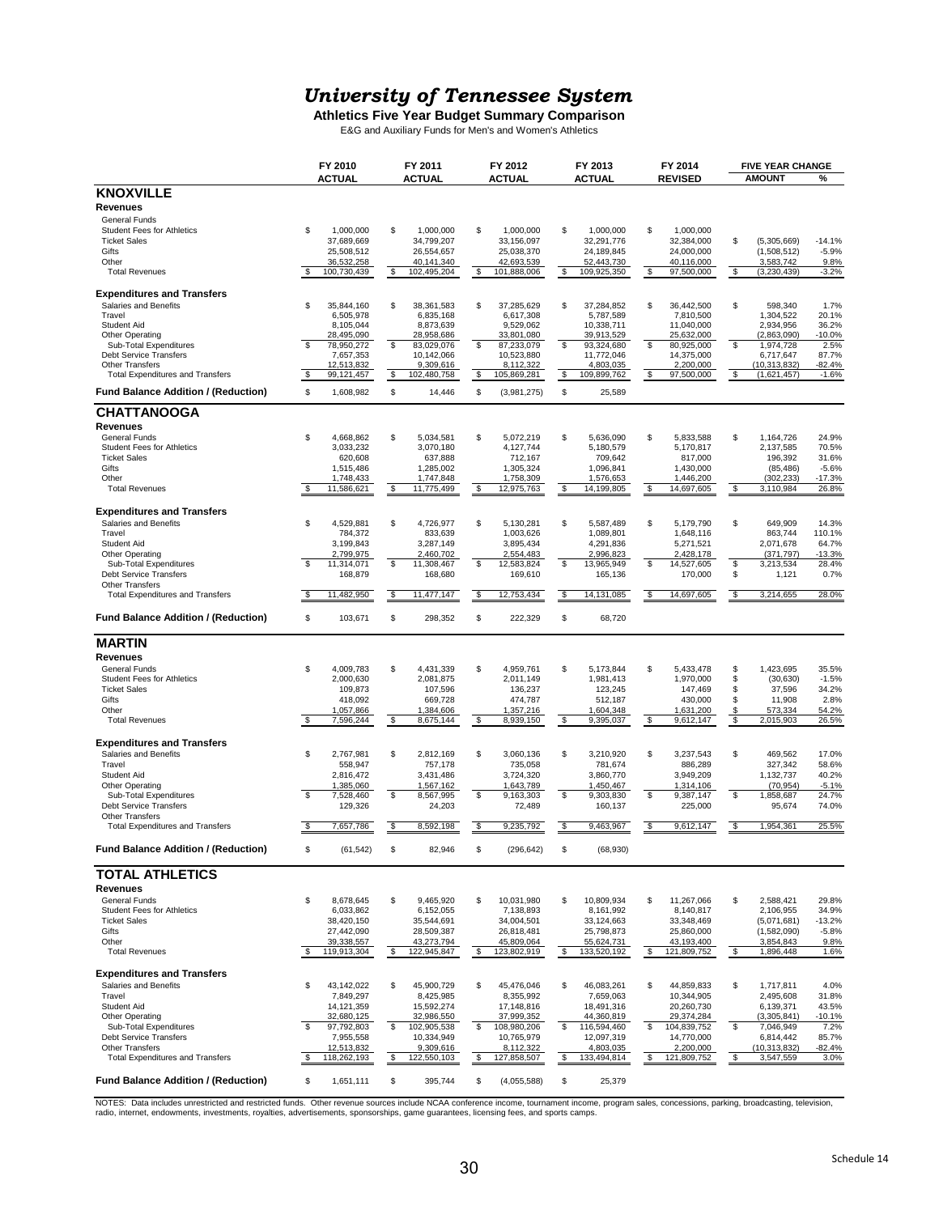# *University of Tennessee System*

**Athletics Five Year Budget Summary Comparison**

E&G and Auxiliary Funds for Men's and Women's Athletics

| | FY 2010 ACTUAL | FY 2011 ACTUAL | FY 2012 ACTUAL | FY 2013 ACTUAL | FY 2014 REVISED | FIVE YEAR CHANGE AMOUNT | % |
|---|---|---|---|---|---|---|---|
| **KNOXVILLE** | | | | | | | |
| **Revenues** | | | | | | | |
| General Funds | | | | | | | |
| Student Fees for Athletics | $ 1,000,000 | $ 1,000,000 | $ 1,000,000 | $ 1,000,000 | $ 1,000,000 | | |
| Ticket Sales | 37,689,669 | 34,799,207 | 33,156,097 | 32,291,776 | 32,384,000 | $ (5,305,669) | -14.1% |
| Gifts | 25,508,512 | 26,554,657 | 25,038,370 | 24,189,845 | 24,000,000 | (1,508,512) | -5.9% |
| Other | 36,532,258 | 40,141,340 | 42,693,539 | 52,443,730 | 40,116,000 | 3,583,742 | 9.8% |
| Total Revenues | $ 100,730,439 | $ 102,495,204 | $ 101,888,006 | $ 109,925,350 | $ 97,500,000 | $ (3,230,439) | -3.2% |
| **Expenditures and Transfers** | | | | | | | |
| Salaries and Benefits | $ 35,844,160 | $ 38,361,583 | $ 37,285,629 | $ 37,284,852 | $ 36,442,500 | $ 598,340 | 1.7% |
| Travel | 6,505,978 | 6,835,168 | 6,617,308 | 5,787,589 | 7,810,500 | 1,304,522 | 20.1% |
| Student Aid | 8,105,044 | 8,873,639 | 9,529,062 | 10,338,711 | 11,040,000 | 2,934,956 | 36.2% |
| Other Operating | 28,495,090 | 28,958,686 | 33,801,080 | 39,913,529 | 25,632,000 | (2,863,090) | -10.0% |
| Sub-Total Expenditures | $ 78,950,272 | $ 83,029,076 | $ 87,233,079 | $ 93,324,680 | $ 80,925,000 | $ 1,974,728 | 2.5% |
| Debt Service Transfers | 7,657,353 | 10,142,066 | 10,523,880 | 11,772,046 | 14,375,000 | 6,717,647 | 87.7% |
| Other Transfers | 12,513,832 | 9,309,616 | 8,112,322 | 4,803,035 | 2,200,000 | (10,313,832) | -82.4% |
| Total Expenditures and Transfers | $ 99,121,457 | $ 102,480,758 | $ 105,869,281 | $ 109,899,762 | $ 97,500,000 | $ (1,621,457) | -1.6% |
| **Fund Balance Addition / (Reduction)** | $ 1,608,982 | $ 14,446 | $ (3,981,275) | $ 25,589 | | | |
| **CHATTANOOGA** | | | | | | | |
| **Revenues** | | | | | | | |
| General Funds | $ 4,668,862 | $ 5,034,581 | $ 5,072,219 | $ 5,636,090 | $ 5,833,588 | $ 1,164,726 | 24.9% |
| Student Fees for Athletics | 3,033,232 | 3,070,180 | 4,127,744 | 5,180,579 | 5,170,817 | 2,137,585 | 70.5% |
| Ticket Sales | 620,608 | 637,888 | 712,167 | 709,642 | 817,000 | 196,392 | 31.6% |
| Gifts | 1,515,486 | 1,285,002 | 1,305,324 | 1,096,841 | 1,430,000 | (85,486) | -5.6% |
| Other | 1,748,433 | 1,747,848 | 1,758,309 | 1,576,653 | 1,446,200 | (302,233) | -17.3% |
| Total Revenues | $ 11,586,621 | $ 11,775,499 | $ 12,975,763 | $ 14,199,805 | $ 14,697,605 | $ 3,110,984 | 26.8% |
| **Expenditures and Transfers** | | | | | | | |
| Salaries and Benefits | $ 4,529,881 | $ 4,726,977 | $ 5,130,281 | $ 5,587,489 | $ 5,179,790 | $ 649,909 | 14.3% |
| Travel | 784,372 | 833,639 | 1,003,626 | 1,089,801 | 1,648,116 | 863,744 | 110.1% |
| Student Aid | 3,199,843 | 3,287,149 | 3,895,434 | 4,291,836 | 5,271,521 | 2,071,678 | 64.7% |
| Other Operating | 2,799,975 | 2,460,702 | 2,554,483 | 2,996,823 | 2,428,178 | (371,797) | -13.3% |
| Sub-Total Expenditures | $ 11,314,071 | $ 11,308,467 | $ 12,583,824 | $ 13,965,949 | $ 14,527,605 | $ 3,213,534 | 28.4% |
| Debt Service Transfers | 168,879 | 168,680 | 169,610 | 165,136 | 170,000 | $ 1,121 | 0.7% |
| Other Transfers | | | | | | | |
| Total Expenditures and Transfers | $ 11,482,950 | $ 11,477,147 | $ 12,753,434 | $ 14,131,085 | $ 14,697,605 | $ 3,214,655 | 28.0% |
| **Fund Balance Addition / (Reduction)** | $ 103,671 | $ 298,352 | $ 222,329 | $ 68,720 | | | |
| **MARTIN** | | | | | | | |
| **Revenues** | | | | | | | |
| General Funds | $ 4,009,783 | $ 4,431,339 | $ 4,959,761 | $ 5,173,844 | $ 5,433,478 | $ 1,423,695 | 35.5% |
| Student Fees for Athletics | 2,000,630 | 2,081,875 | 2,011,149 | 1,981,413 | 1,970,000 | $ (30,630) | -1.5% |
| Ticket Sales | 109,873 | 107,596 | 136,237 | 123,245 | 147,469 | $ 37,596 | 34.2% |
| Gifts | 418,092 | 669,728 | 474,787 | 512,187 | 430,000 | $ 11,908 | 2.8% |
| Other | 1,057,866 | 1,384,606 | 1,357,216 | 1,604,348 | 1,631,200 | $ 573,334 | 54.2% |
| Total Revenues | $ 7,596,244 | $ 8,675,144 | $ 8,939,150 | $ 9,395,037 | $ 9,612,147 | $ 2,015,903 | 26.5% |
| **Expenditures and Transfers** | | | | | | | |
| Salaries and Benefits | $ 2,767,981 | $ 2,812,169 | $ 3,060,136 | $ 3,210,920 | $ 3,237,543 | $ 469,562 | 17.0% |
| Travel | 558,947 | 757,178 | 735,058 | 781,674 | 886,289 | 327,342 | 58.6% |
| Student Aid | 2,816,472 | 3,431,486 | 3,724,320 | 3,860,770 | 3,949,209 | 1,132,737 | 40.2% |
| Other Operating | 1,385,060 | 1,567,162 | 1,643,789 | 1,450,467 | 1,314,106 | (70,954) | -5.1% |
| Sub-Total Expenditures | $ 7,528,460 | $ 8,567,995 | $ 9,163,303 | $ 9,303,830 | $ 9,387,147 | $ 1,858,687 | 24.7% |
| Debt Service Transfers | 129,326 | 24,203 | 72,489 | 160,137 | 225,000 | 95,674 | 74.0% |
| Other Transfers | | | | | | | |
| Total Expenditures and Transfers | $ 7,657,786 | $ 8,592,198 | $ 9,235,792 | $ 9,463,967 | $ 9,612,147 | $ 1,954,361 | 25.5% |
| **Fund Balance Addition / (Reduction)** | $ (61,542) | $ 82,946 | $ (296,642) | $ (68,930) | | | |
| **TOTAL ATHLETICS** | | | | | | | |
| **Revenues** | | | | | | | |
| General Funds | $ 8,678,645 | $ 9,465,920 | $ 10,031,980 | $ 10,809,934 | $ 11,267,066 | $ 2,588,421 | 29.8% |
| Student Fees for Athletics | 6,033,862 | 6,152,055 | 7,138,893 | 8,161,992 | 8,140,817 | 2,106,955 | 34.9% |
| Ticket Sales | 38,420,150 | 35,544,691 | 34,004,501 | 33,124,663 | 33,348,469 | (5,071,681) | -13.2% |
| Gifts | 27,442,090 | 28,509,387 | 26,818,481 | 25,798,873 | 25,860,000 | (1,582,090) | -5.8% |
| Other | 39,338,557 | 43,273,794 | 45,809,064 | 55,624,731 | 43,193,400 | 3,854,843 | 9.8% |
| Total Revenues | $ 119,913,304 | $ 122,945,847 | $ 123,802,919 | $ 133,520,192 | $ 121,809,752 | $ 1,896,448 | 1.6% |
| **Expenditures and Transfers** | | | | | | | |
| Salaries and Benefits | $ 43,142,022 | $ 45,900,729 | $ 45,476,046 | $ 46,083,261 | $ 44,859,833 | $ 1,717,811 | 4.0% |
| Travel | 7,849,297 | 8,425,985 | 8,355,992 | 7,659,063 | 10,344,905 | 2,495,608 | 31.8% |
| Student Aid | 14,121,359 | 15,592,274 | 17,148,816 | 18,491,316 | 20,260,730 | 6,139,371 | 43.5% |
| Other Operating | 32,680,125 | 32,986,550 | 37,999,352 | 44,360,819 | 29,374,284 | (3,305,841) | -10.1% |
| Sub-Total Expenditures | $ 97,792,803 | $ 102,905,538 | $ 108,980,206 | $ 116,594,460 | $ 104,839,752 | $ 7,046,949 | 7.2% |
| Debt Service Transfers | 7,955,558 | 10,334,949 | 10,765,979 | 12,097,319 | 14,770,000 | 6,814,442 | 85.7% |
| Other Transfers | 12,513,832 | 9,309,616 | 8,112,322 | 4,803,035 | 2,200,000 | (10,313,832) | -82.4% |
| Total Expenditures and Transfers | $ 118,262,193 | $ 122,550,103 | $ 127,858,507 | $ 133,494,814 | $ 121,809,752 | $ 3,547,559 | 3.0% |
| **Fund Balance Addition / (Reduction)** | $ 1,651,111 | $ 395,744 | $ (4,055,588) | $ 25,379 | | | |

NOTES: Data includes unrestricted and restricted funds. Other revenue sources include NCAA conference income, tournament income, program sales, concessions, parking, broadcasting, television, radio, internet, endowments, investments, royalties, advertisements, sponsorships, game guarantees, licensing fees, and sports camps.

Schedule 14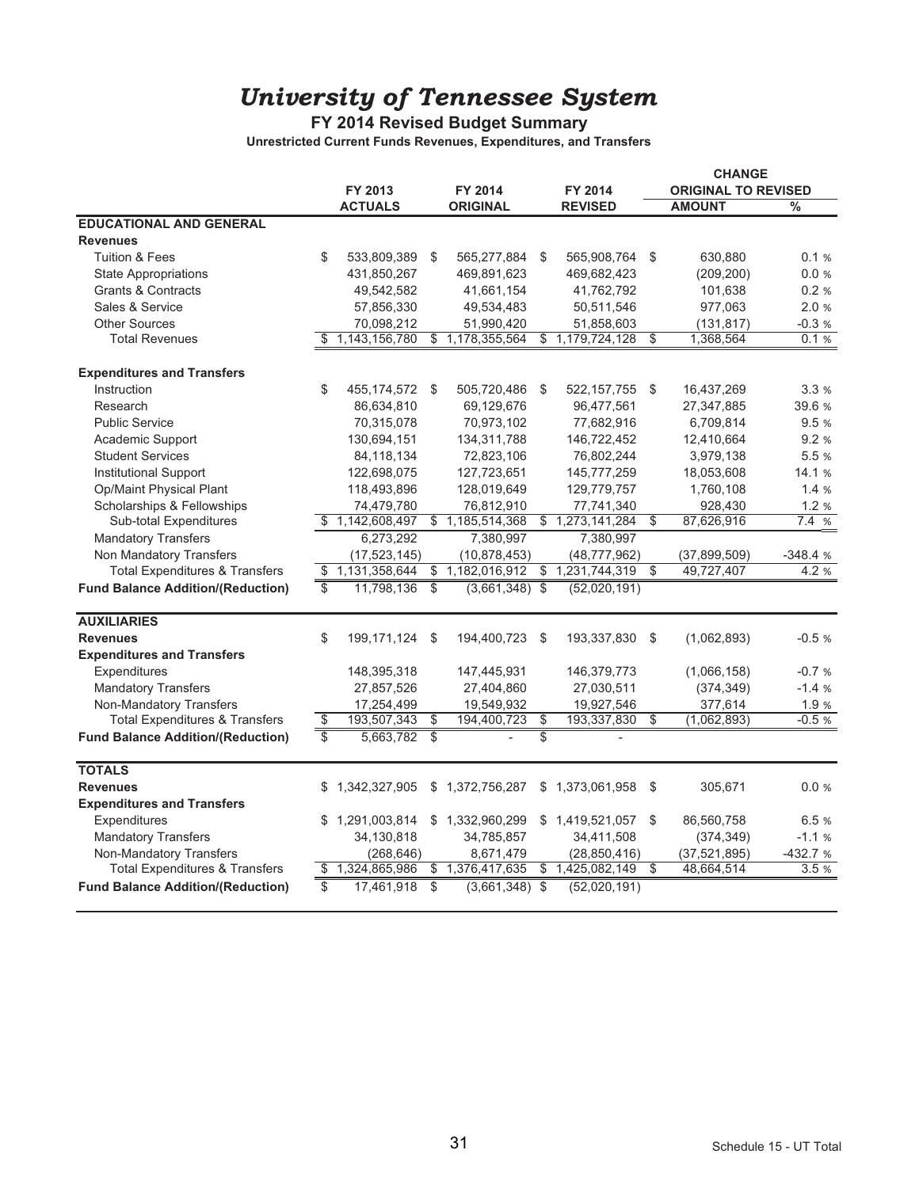# *University of Tennessee System*

### FY 2014 Revised Budget Summary

**Unrestricted Current Funds Revenues, Expenditures, and Transfers**

| | FY 2013 ACTUALS | FY 2014 ORIGINAL | FY 2014 REVISED | CHANGE ORIGINAL TO REVISED AMOUNT | % |
|---|---|---|---|---|---|
| **EDUCATIONAL AND GENERAL** | | | | | |
| **Revenues** | | | | | |
| Tuition & Fees | $ 533,809,389 | $ 565,277,884 | $ 565,908,764 | $ 630,880 | 0.1 % |
| State Appropriations | 431,850,267 | 469,891,623 | 469,682,423 | (209,200) | 0.0 % |
| Grants & Contracts | 49,542,582 | 41,661,154 | 41,762,792 | 101,638 | 0.2 % |
| Sales & Service | 57,856,330 | 49,534,483 | 50,511,546 | 977,063 | 2.0 % |
| Other Sources | 70,098,212 | 51,990,420 | 51,858,603 | (131,817) | -0.3 % |
| Total Revenues | $ 1,143,156,780 | $ 1,178,355,564 | $ 1,179,724,128 | $ 1,368,564 | 0.1 % |
| **Expenditures and Transfers** | | | | | |
| Instruction | $ 455,174,572 | $ 505,720,486 | $ 522,157,755 | $ 16,437,269 | 3.3 % |
| Research | 86,634,810 | 69,129,676 | 96,477,561 | 27,347,885 | 39.6 % |
| Public Service | 70,315,078 | 70,973,102 | 77,682,916 | 6,709,814 | 9.5 % |
| Academic Support | 130,694,151 | 134,311,788 | 146,722,452 | 12,410,664 | 9.2 % |
| Student Services | 84,118,134 | 72,823,106 | 76,802,244 | 3,979,138 | 5.5 % |
| Institutional Support | 122,698,075 | 127,723,651 | 145,777,259 | 18,053,608 | 14.1 % |
| Op/Maint Physical Plant | 118,493,896 | 128,019,649 | 129,779,757 | 1,760,108 | 1.4 % |
| Scholarships & Fellowships | 74,479,780 | 76,812,910 | 77,741,340 | 928,430 | 1.2 % |
| Sub-total Expenditures | $ 1,142,608,497 | $ 1,185,514,368 | $ 1,273,141,284 | $ 87,626,916 | 7.4 % |
| Mandatory Transfers | 6,273,292 | 7,380,997 | 7,380,997 | | |
| Non Mandatory Transfers | (17,523,145) | (10,878,453) | (48,777,962) | (37,899,509) | -348.4 % |
| Total Expenditures & Transfers | $ 1,131,358,644 | $ 1,182,016,912 | $ 1,231,744,319 | $ 49,727,407 | 4.2 % |
| **Fund Balance Addition/(Reduction)** | $ 11,798,136 | $ (3,661,348) | $ (52,020,191) | | |
| **AUXILIARIES** | | | | | |
| **Revenues** | $ 199,171,124 | $ 194,400,723 | $ 193,337,830 | $ (1,062,893) | -0.5 % |
| **Expenditures and Transfers** | | | | | |
| Expenditures | 148,395,318 | 147,445,931 | 146,379,773 | (1,066,158) | -0.7 % |
| Mandatory Transfers | 27,857,526 | 27,404,860 | 27,030,511 | (374,349) | -1.4 % |
| Non-Mandatory Transfers | 17,254,499 | 19,549,932 | 19,927,546 | 377,614 | 1.9 % |
| Total Expenditures & Transfers | $ 193,507,343 | $ 194,400,723 | $ 193,337,830 | $ (1,062,893) | -0.5 % |
| **Fund Balance Addition/(Reduction)** | $ 5,663,782 | $ - | $ - | | |
| **TOTALS** | | | | | |
| **Revenues** | $ 1,342,327,905 | $ 1,372,756,287 | $ 1,373,061,958 | $ 305,671 | 0.0 % |
| **Expenditures and Transfers** | | | | | |
| Expenditures | $ 1,291,003,814 | $ 1,332,960,299 | $ 1,419,521,057 | $ 86,560,758 | 6.5 % |
| Mandatory Transfers | 34,130,818 | 34,785,857 | 34,411,508 | (374,349) | -1.1 % |
| Non-Mandatory Transfers | (268,646) | 8,671,479 | (28,850,416) | (37,521,895) | -432.7 % |
| Total Expenditures & Transfers | $ 1,324,865,986 | $ 1,376,417,635 | $ 1,425,082,149 | $ 48,664,514 | 3.5 % |
| **Fund Balance Addition/(Reduction)** | $ 17,461,918 | $ (3,661,348) | $ (52,020,191) | | |

Schedule 15 - UT Total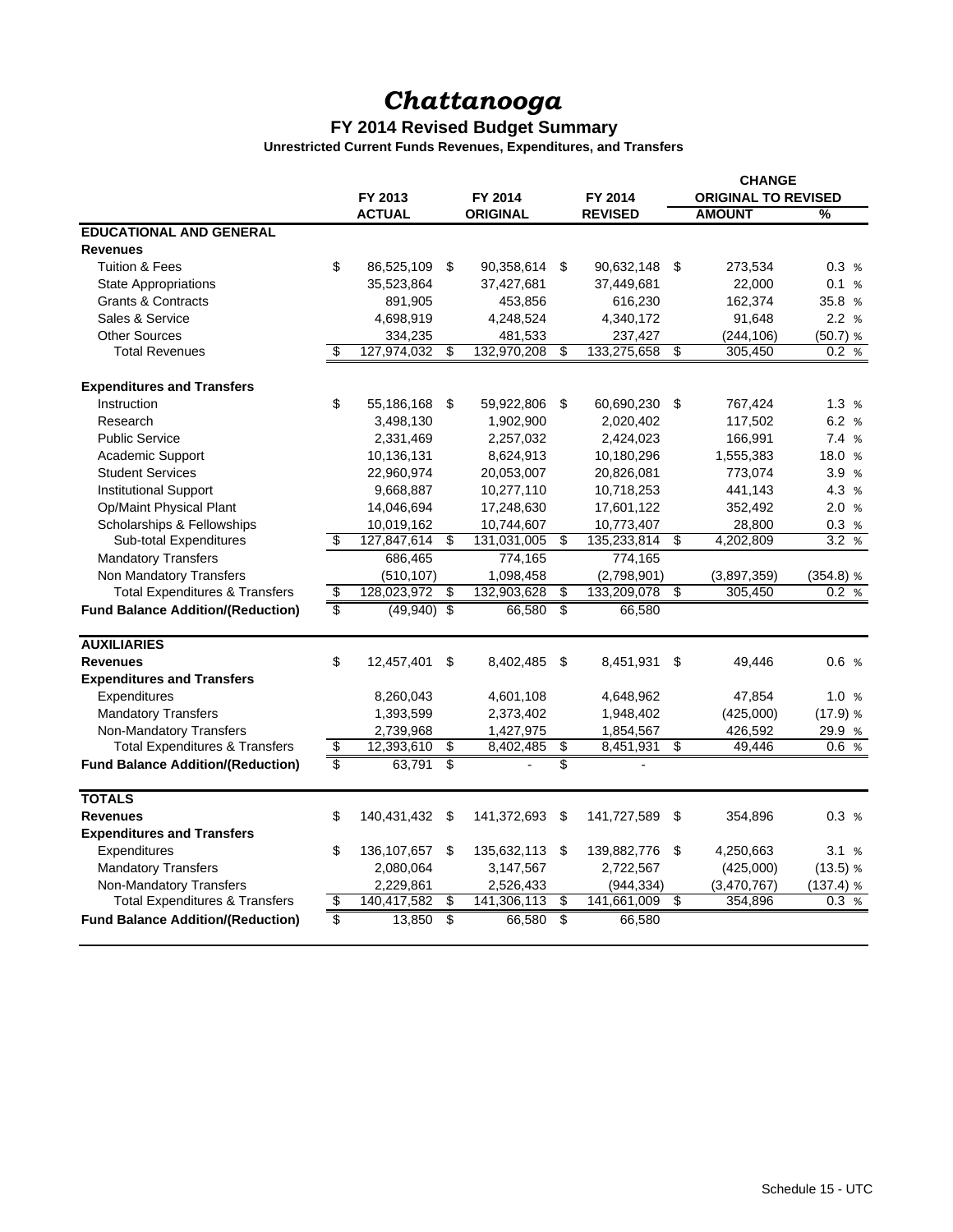# *Chattanooga*

## FY 2014 Revised Budget Summary

### Unrestricted Current Funds Revenues, Expenditures, and Transfers

| | FY 2013 ACTUAL | FY 2014 ORIGINAL | FY 2014 REVISED | CHANGE ORIGINAL TO REVISED AMOUNT | CHANGE ORIGINAL TO REVISED % |
|---|---|---|---|---|---|
| **EDUCATIONAL AND GENERAL** | | | | | |
| **Revenues** | | | | | |
| Tuition & Fees | $ 86,525,109 | $ 90,358,614 | $ 90,632,148 | $ 273,534 | 0.3 % |
| State Appropriations | 35,523,864 | 37,427,681 | 37,449,681 | 22,000 | 0.1 % |
| Grants & Contracts | 891,905 | 453,856 | 616,230 | 162,374 | 35.8 % |
| Sales & Service | 4,698,919 | 4,248,524 | 4,340,172 | 91,648 | 2.2 % |
| Other Sources | 334,235 | 481,533 | 237,427 | (244,106) | (50.7) % |
| Total Revenues | $ 127,974,032 | $ 132,970,208 | $ 133,275,658 | $ 305,450 | 0.2 % |
| **Expenditures and Transfers** | | | | | |
| Instruction | $ 55,186,168 | $ 59,922,806 | $ 60,690,230 | $ 767,424 | 1.3 % |
| Research | 3,498,130 | 1,902,900 | 2,020,402 | 117,502 | 6.2 % |
| Public Service | 2,331,469 | 2,257,032 | 2,424,023 | 166,991 | 7.4 % |
| Academic Support | 10,136,131 | 8,624,913 | 10,180,296 | 1,555,383 | 18.0 % |
| Student Services | 22,960,974 | 20,053,007 | 20,826,081 | 773,074 | 3.9 % |
| Institutional Support | 9,668,887 | 10,277,110 | 10,718,253 | 441,143 | 4.3 % |
| Op/Maint Physical Plant | 14,046,694 | 17,248,630 | 17,601,122 | 352,492 | 2.0 % |
| Scholarships & Fellowships | 10,019,162 | 10,744,607 | 10,773,407 | 28,800 | 0.3 % |
| Sub-total Expenditures | $ 127,847,614 | $ 131,031,005 | $ 135,233,814 | $ 4,202,809 | 3.2 % |
| Mandatory Transfers | 686,465 | 774,165 | 774,165 | | |
| Non Mandatory Transfers | (510,107) | 1,098,458 | (2,798,901) | (3,897,359) | (354.8) % |
| Total Expenditures & Transfers | $ 128,023,972 | $ 132,903,628 | $ 133,209,078 | $ 305,450 | 0.2 % |
| **Fund Balance Addition/(Reduction)** | $ (49,940) | $ 66,580 | $ 66,580 | | |
| **AUXILIARIES** | | | | | |
| **Revenues** | $ 12,457,401 | $ 8,402,485 | $ 8,451,931 | $ 49,446 | 0.6 % |
| **Expenditures and Transfers** | | | | | |
| Expenditures | 8,260,043 | 4,601,108 | 4,648,962 | 47,854 | 1.0 % |
| Mandatory Transfers | 1,393,599 | 2,373,402 | 1,948,402 | (425,000) | (17.9) % |
| Non-Mandatory Transfers | 2,739,968 | 1,427,975 | 1,854,567 | 426,592 | 29.9 % |
| Total Expenditures & Transfers | $ 12,393,610 | $ 8,402,485 | $ 8,451,931 | $ 49,446 | 0.6 % |
| **Fund Balance Addition/(Reduction)** | $ 63,791 | $ - | $ - | | |
| **TOTALS** | | | | | |
| **Revenues** | $ 140,431,432 | $ 141,372,693 | $ 141,727,589 | $ 354,896 | 0.3 % |
| **Expenditures and Transfers** | | | | | |
| Expenditures | $ 136,107,657 | $ 135,632,113 | $ 139,882,776 | $ 4,250,663 | 3.1 % |
| Mandatory Transfers | 2,080,064 | 3,147,567 | 2,722,567 | (425,000) | (13.5) % |
| Non-Mandatory Transfers | 2,229,861 | 2,526,433 | (944,334) | (3,470,767) | (137.4) % |
| Total Expenditures & Transfers | $ 140,417,582 | $ 141,306,113 | $ 141,661,009 | $ 354,896 | 0.3 % |
| **Fund Balance Addition/(Reduction)** | $ 13,850 | $ 66,580 | $ 66,580 | | |

Schedule 15 - UTC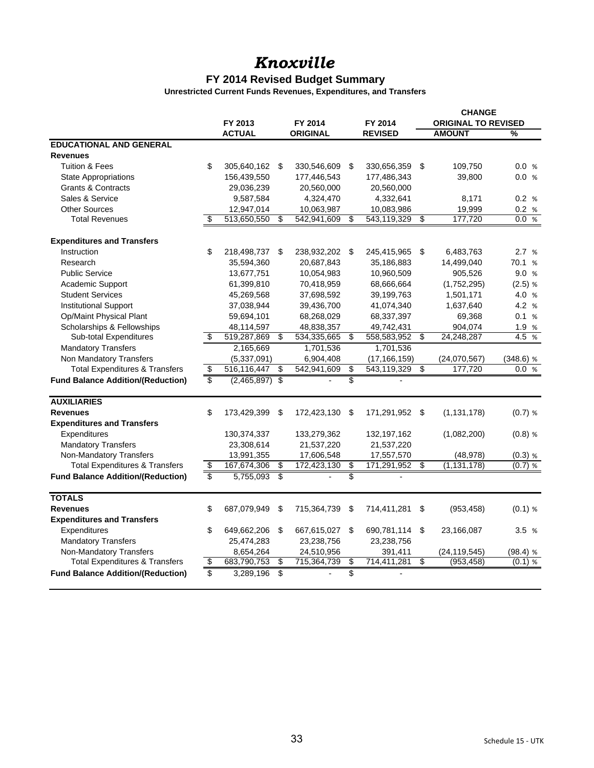# *Knoxville*

## FY 2014 Revised Budget Summary

### Unrestricted Current Funds Revenues, Expenditures, and Transfers

| | FY 2013 ACTUAL | FY 2014 ORIGINAL | FY 2014 REVISED | CHANGE ORIGINAL TO REVISED AMOUNT | CHANGE ORIGINAL TO REVISED % |
|---|---|---|---|---|---|
| **EDUCATIONAL AND GENERAL** | | | | | |
| **Revenues** | | | | | |
| Tuition & Fees | $ 305,640,162 | $ 330,546,609 | $ 330,656,359 | $ 109,750 | 0.0 % |
| State Appropriations | 156,439,550 | 177,446,543 | 177,486,343 | 39,800 | 0.0 % |
| Grants & Contracts | 29,036,239 | 20,560,000 | 20,560,000 | | |
| Sales & Service | 9,587,584 | 4,324,470 | 4,332,641 | 8,171 | 0.2 % |
| Other Sources | 12,947,014 | 10,063,987 | 10,083,986 | 19,999 | 0.2 % |
| Total Revenues | $ 513,650,550 | $ 542,941,609 | $ 543,119,329 | $ 177,720 | 0.0 % |
| **Expenditures and Transfers** | | | | | |
| Instruction | $ 218,498,737 | $ 238,932,202 | $ 245,415,965 | $ 6,483,763 | 2.7 % |
| Research | 35,594,360 | 20,687,843 | 35,186,883 | 14,499,040 | 70.1 % |
| Public Service | 13,677,751 | 10,054,983 | 10,960,509 | 905,526 | 9.0 % |
| Academic Support | 61,399,810 | 70,418,959 | 68,666,664 | (1,752,295) | (2.5) % |
| Student Services | 45,269,568 | 37,698,592 | 39,199,763 | 1,501,171 | 4.0 % |
| Institutional Support | 37,038,944 | 39,436,700 | 41,074,340 | 1,637,640 | 4.2 % |
| Op/Maint Physical Plant | 59,694,101 | 68,268,029 | 68,337,397 | 69,368 | 0.1 % |
| Scholarships & Fellowships | 48,114,597 | 48,838,357 | 49,742,431 | 904,074 | 1.9 % |
| Sub-total Expenditures | $ 519,287,869 | $ 534,335,665 | $ 558,583,952 | $ 24,248,287 | 4.5 % |
| Mandatory Transfers | 2,165,669 | 1,701,536 | 1,701,536 | | |
| Non Mandatory Transfers | (5,337,091) | 6,904,408 | (17,166,159) | (24,070,567) | (348.6) % |
| Total Expenditures & Transfers | $ 516,116,447 | $ 542,941,609 | $ 543,119,329 | $ 177,720 | 0.0 % |
| **Fund Balance Addition/(Reduction)** | $ (2,465,897) | $ - | $ - | | |
| **AUXILIARIES** | | | | | |
| **Revenues** | $ 173,429,399 | $ 172,423,130 | $ 171,291,952 | $ (1,131,178) | (0.7) % |
| **Expenditures and Transfers** | | | | | |
| Expenditures | 130,374,337 | 133,279,362 | 132,197,162 | (1,082,200) | (0.8) % |
| Mandatory Transfers | 23,308,614 | 21,537,220 | 21,537,220 | | |
| Non-Mandatory Transfers | 13,991,355 | 17,606,548 | 17,557,570 | (48,978) | (0.3) % |
| Total Expenditures & Transfers | $ 167,674,306 | $ 172,423,130 | $ 171,291,952 | $ (1,131,178) | (0.7) % |
| **Fund Balance Addition/(Reduction)** | $ 5,755,093 | $ - | $ - | | |
| **TOTALS** | | | | | |
| **Revenues** | $ 687,079,949 | $ 715,364,739 | $ 714,411,281 | $ (953,458) | (0.1) % |
| **Expenditures and Transfers** | | | | | |
| Expenditures | $ 649,662,206 | $ 667,615,027 | $ 690,781,114 | $ 23,166,087 | 3.5 % |
| Mandatory Transfers | 25,474,283 | 23,238,756 | 23,238,756 | | |
| Non-Mandatory Transfers | 8,654,264 | 24,510,956 | 391,411 | (24,119,545) | (98.4) % |
| Total Expenditures & Transfers | $ 683,790,753 | $ 715,364,739 | $ 714,411,281 | $ (953,458) | (0.1) % |
| **Fund Balance Addition/(Reduction)** | $ 3,289,196 | $ - | $ - | | |

Schedule 15 - UTK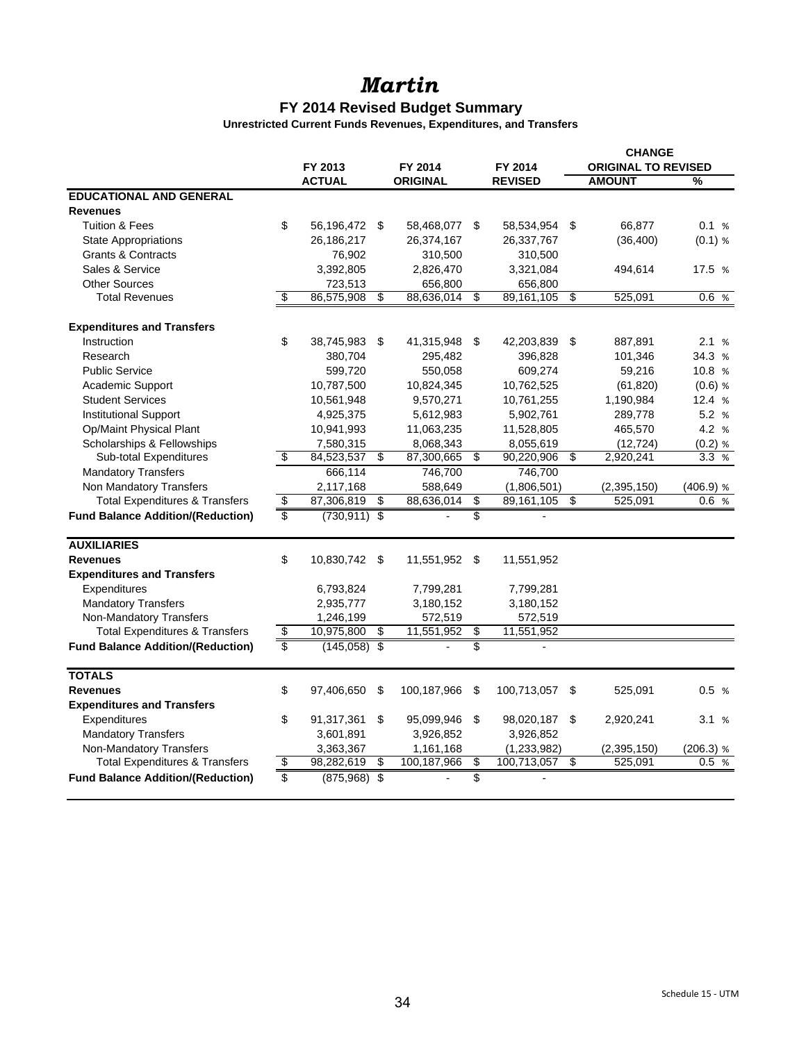# *Martin*

## FY 2014 Revised Budget Summary

### Unrestricted Current Funds Revenues, Expenditures, and Transfers

| | FY 2013 ACTUAL | FY 2014 ORIGINAL | FY 2014 REVISED | CHANGE ORIGINAL TO REVISED AMOUNT | % |
|---|---|---|---|---|---|
| **EDUCATIONAL AND GENERAL** | | | | | |
| **Revenues** | | | | | |
| Tuition & Fees | $ 56,196,472 | $ 58,468,077 | $ 58,534,954 | $ 66,877 | 0.1 % |
| State Appropriations | 26,186,217 | 26,374,167 | 26,337,767 | (36,400) | (0.1) % |
| Grants & Contracts | 76,902 | 310,500 | 310,500 | | |
| Sales & Service | 3,392,805 | 2,826,470 | 3,321,084 | 494,614 | 17.5 % |
| Other Sources | 723,513 | 656,800 | 656,800 | | |
| Total Revenues | $ 86,575,908 | $ 88,636,014 | $ 89,161,105 | $ 525,091 | 0.6 % |
| **Expenditures and Transfers** | | | | | |
| Instruction | $ 38,745,983 | $ 41,315,948 | $ 42,203,839 | $ 887,891 | 2.1 % |
| Research | 380,704 | 295,482 | 396,828 | 101,346 | 34.3 % |
| Public Service | 599,720 | 550,058 | 609,274 | 59,216 | 10.8 % |
| Academic Support | 10,787,500 | 10,824,345 | 10,762,525 | (61,820) | (0.6) % |
| Student Services | 10,561,948 | 9,570,271 | 10,761,255 | 1,190,984 | 12.4 % |
| Institutional Support | 4,925,375 | 5,612,983 | 5,902,761 | 289,778 | 5.2 % |
| Op/Maint Physical Plant | 10,941,993 | 11,063,235 | 11,528,805 | 465,570 | 4.2 % |
| Scholarships & Fellowships | 7,580,315 | 8,068,343 | 8,055,619 | (12,724) | (0.2) % |
| Sub-total Expenditures | $ 84,523,537 | $ 87,300,665 | $ 90,220,906 | $ 2,920,241 | 3.3 % |
| Mandatory Transfers | 666,114 | 746,700 | 746,700 | | |
| Non Mandatory Transfers | 2,117,168 | 588,649 | (1,806,501) | (2,395,150) | (406.9) % |
| Total Expenditures & Transfers | $ 87,306,819 | $ 88,636,014 | $ 89,161,105 | $ 525,091 | 0.6 % |
| **Fund Balance Addition/(Reduction)** | $ (730,911) | $ - | $ - | | |
| **AUXILIARIES** | | | | | |
| **Revenues** | $ 10,830,742 | $ 11,551,952 | $ 11,551,952 | | |
| **Expenditures and Transfers** | | | | | |
| Expenditures | 6,793,824 | 7,799,281 | 7,799,281 | | |
| Mandatory Transfers | 2,935,777 | 3,180,152 | 3,180,152 | | |
| Non-Mandatory Transfers | 1,246,199 | 572,519 | 572,519 | | |
| Total Expenditures & Transfers | $ 10,975,800 | $ 11,551,952 | $ 11,551,952 | | |
| **Fund Balance Addition/(Reduction)** | $ (145,058) | $ - | $ - | | |
| **TOTALS** | | | | | |
| **Revenues** | $ 97,406,650 | $ 100,187,966 | $ 100,713,057 | $ 525,091 | 0.5 % |
| **Expenditures and Transfers** | | | | | |
| Expenditures | $ 91,317,361 | $ 95,099,946 | $ 98,020,187 | $ 2,920,241 | 3.1 % |
| Mandatory Transfers | 3,601,891 | 3,926,852 | 3,926,852 | | |
| Non-Mandatory Transfers | 3,363,367 | 1,161,168 | (1,233,982) | (2,395,150) | (206.3) % |
| Total Expenditures & Transfers | $ 98,282,619 | $ 100,187,966 | $ 100,713,057 | $ 525,091 | 0.5 % |
| **Fund Balance Addition/(Reduction)** | $ (875,968) | $ - | $ - | | |

Schedule 15 - UTM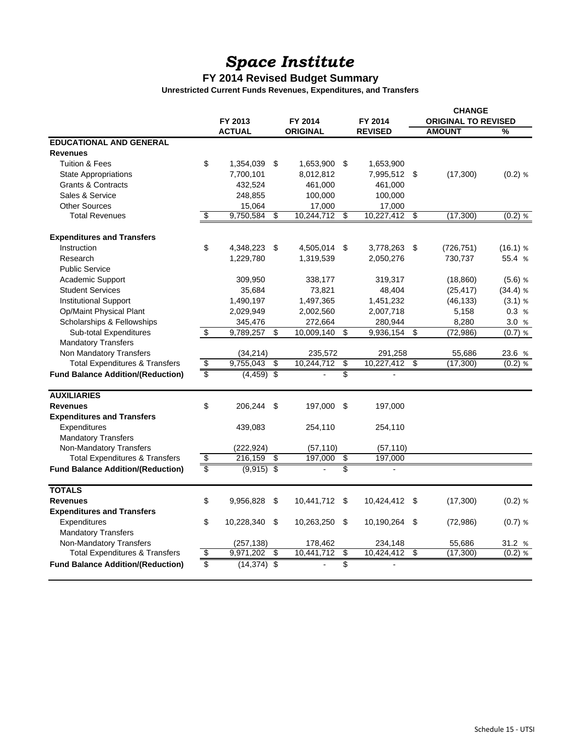# *Space Institute*

## FY 2014 Revised Budget Summary

### Unrestricted Current Funds Revenues, Expenditures, and Transfers

| | FY 2013 ACTUAL | FY 2014 ORIGINAL | FY 2014 REVISED | CHANGE ORIGINAL TO REVISED AMOUNT | CHANGE ORIGINAL TO REVISED % |
|---|---|---|---|---|---|
| **EDUCATIONAL AND GENERAL** | | | | | |
| **Revenues** | | | | | |
| Tuition & Fees | $ 1,354,039 | $ 1,653,900 | $ 1,653,900 | | |
| State Appropriations | 7,700,101 | 8,012,812 | 7,995,512 | $ (17,300) | (0.2) % |
| Grants & Contracts | 432,524 | 461,000 | 461,000 | | |
| Sales & Service | 248,855 | 100,000 | 100,000 | | |
| Other Sources | 15,064 | 17,000 | 17,000 | | |
| Total Revenues | $ 9,750,584 | $ 10,244,712 | $ 10,227,412 | $ (17,300) | (0.2) % |
| **Expenditures and Transfers** | | | | | |
| Instruction | $ 4,348,223 | $ 4,505,014 | $ 3,778,263 | $ (726,751) | (16.1) % |
| Research | 1,229,780 | 1,319,539 | 2,050,276 | 730,737 | 55.4 % |
| Public Service | | | | | |
| Academic Support | 309,950 | 338,177 | 319,317 | (18,860) | (5.6) % |
| Student Services | 35,684 | 73,821 | 48,404 | (25,417) | (34.4) % |
| Institutional Support | 1,490,197 | 1,497,365 | 1,451,232 | (46,133) | (3.1) % |
| Op/Maint Physical Plant | 2,029,949 | 2,002,560 | 2,007,718 | 5,158 | 0.3 % |
| Scholarships & Fellowships | 345,476 | 272,664 | 280,944 | 8,280 | 3.0 % |
| Sub-total Expenditures | $ 9,789,257 | $ 10,009,140 | $ 9,936,154 | $ (72,986) | (0.7) % |
| Mandatory Transfers | | | | | |
| Non Mandatory Transfers | (34,214) | 235,572 | 291,258 | 55,686 | 23.6 % |
| Total Expenditures & Transfers | $ 9,755,043 | $ 10,244,712 | $ 10,227,412 | $ (17,300) | (0.2) % |
| **Fund Balance Addition/(Reduction)** | $ (4,459) | $ - | $ - | | |
| **AUXILIARIES** | | | | | |
| **Revenues** | $ 206,244 | $ 197,000 | $ 197,000 | | |
| **Expenditures and Transfers** | | | | | |
| Expenditures | 439,083 | 254,110 | 254,110 | | |
| Mandatory Transfers | | | | | |
| Non-Mandatory Transfers | (222,924) | (57,110) | (57,110) | | |
| Total Expenditures & Transfers | $ 216,159 | $ 197,000 | $ 197,000 | | |
| **Fund Balance Addition/(Reduction)** | $ (9,915) | $ - | $ - | | |
| **TOTALS** | | | | | |
| **Revenues** | $ 9,956,828 | $ 10,441,712 | $ 10,424,412 | $ (17,300) | (0.2) % |
| **Expenditures and Transfers** | | | | | |
| Expenditures | $ 10,228,340 | $ 10,263,250 | $ 10,190,264 | $ (72,986) | (0.7) % |
| Mandatory Transfers | | | | | |
| Non-Mandatory Transfers | (257,138) | 178,462 | 234,148 | 55,686 | 31.2 % |
| Total Expenditures & Transfers | $ 9,971,202 | $ 10,441,712 | $ 10,424,412 | $ (17,300) | (0.2) % |
| **Fund Balance Addition/(Reduction)** | $ (14,374) | $ - | $ - | | |

Schedule 15 - UTSI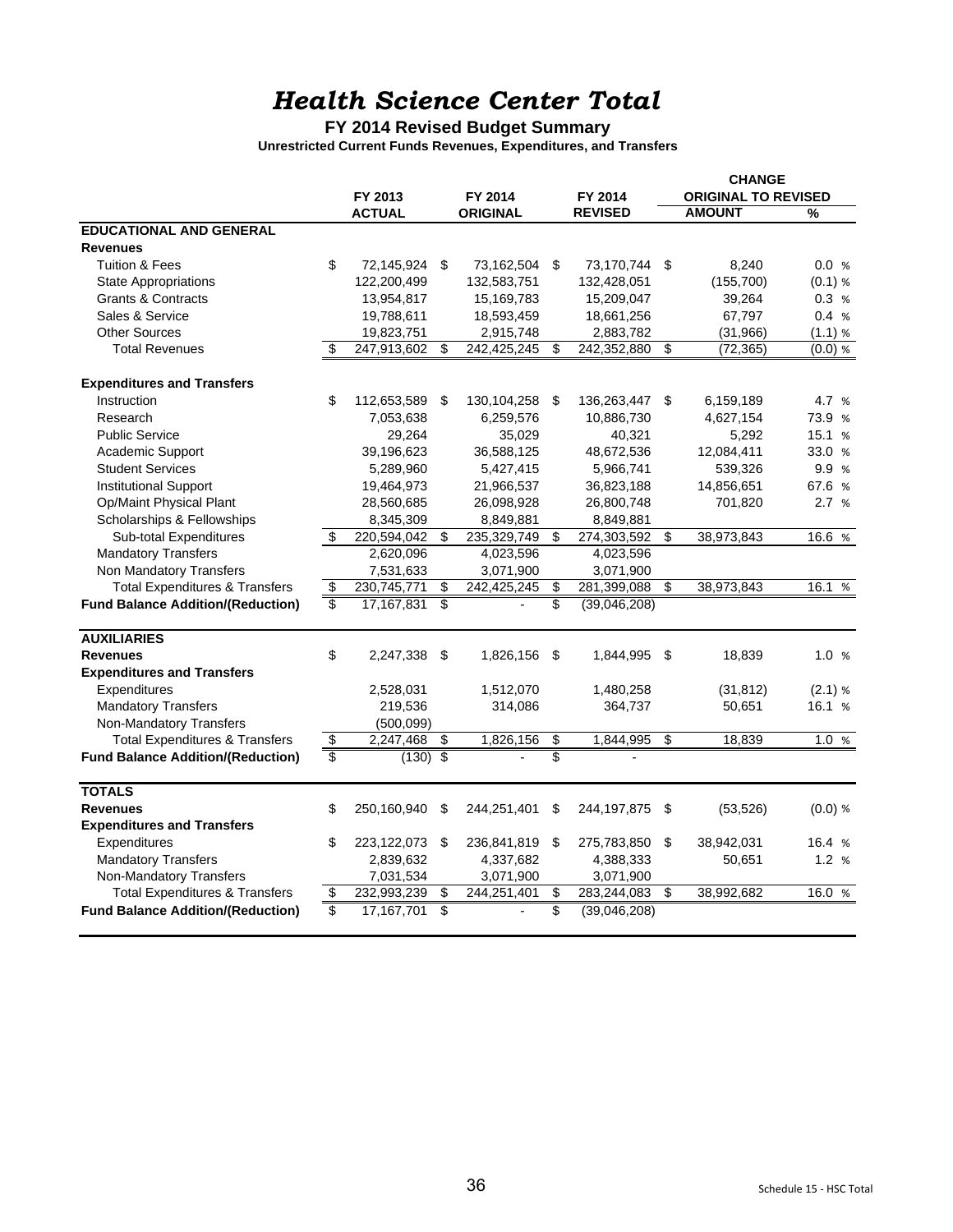# *Health Science Center Total*

## FY 2014 Revised Budget Summary

### Unrestricted Current Funds Revenues, Expenditures, and Transfers

| | FY 2013 ACTUAL | FY 2014 ORIGINAL | FY 2014 REVISED | CHANGE ORIGINAL TO REVISED AMOUNT | % |
|---|---|---|---|---|---|
| **EDUCATIONAL AND GENERAL** | | | | | |
| **Revenues** | | | | | |
| Tuition & Fees | $ 72,145,924 | $ 73,162,504 | $ 73,170,744 | $ 8,240 | 0.0 % |
| State Appropriations | 122,200,499 | 132,583,751 | 132,428,051 | (155,700) | (0.1) % |
| Grants & Contracts | 13,954,817 | 15,169,783 | 15,209,047 | 39,264 | 0.3 % |
| Sales & Service | 19,788,611 | 18,593,459 | 18,661,256 | 67,797 | 0.4 % |
| Other Sources | 19,823,751 | 2,915,748 | 2,883,782 | (31,966) | (1.1) % |
| Total Revenues | $ 247,913,602 | $ 242,425,245 | $ 242,352,880 | $ (72,365) | (0.0) % |
| **Expenditures and Transfers** | | | | | |
| Instruction | $ 112,653,589 | $ 130,104,258 | $ 136,263,447 | $ 6,159,189 | 4.7 % |
| Research | 7,053,638 | 6,259,576 | 10,886,730 | 4,627,154 | 73.9 % |
| Public Service | 29,264 | 35,029 | 40,321 | 5,292 | 15.1 % |
| Academic Support | 39,196,623 | 36,588,125 | 48,672,536 | 12,084,411 | 33.0 % |
| Student Services | 5,289,960 | 5,427,415 | 5,966,741 | 539,326 | 9.9 % |
| Institutional Support | 19,464,973 | 21,966,537 | 36,823,188 | 14,856,651 | 67.6 % |
| Op/Maint Physical Plant | 28,560,685 | 26,098,928 | 26,800,748 | 701,820 | 2.7 % |
| Scholarships & Fellowships | 8,345,309 | 8,849,881 | 8,849,881 | | |
| Sub-total Expenditures | $ 220,594,042 | $ 235,329,749 | $ 274,303,592 | $ 38,973,843 | 16.6 % |
| Mandatory Transfers | 2,620,096 | 4,023,596 | 4,023,596 | | |
| Non Mandatory Transfers | 7,531,633 | 3,071,900 | 3,071,900 | | |
| Total Expenditures & Transfers | $ 230,745,771 | $ 242,425,245 | $ 281,399,088 | $ 38,973,843 | 16.1 % |
| **Fund Balance Addition/(Reduction)** | $ 17,167,831 | $ - | $ (39,046,208) | | |
| **AUXILIARIES** | | | | | |
| **Revenues** | $ 2,247,338 | $ 1,826,156 | $ 1,844,995 | $ 18,839 | 1.0 % |
| **Expenditures and Transfers** | | | | | |
| Expenditures | 2,528,031 | 1,512,070 | 1,480,258 | (31,812) | (2.1) % |
| Mandatory Transfers | 219,536 | 314,086 | 364,737 | 50,651 | 16.1 % |
| Non-Mandatory Transfers | (500,099) | | | | |
| Total Expenditures & Transfers | $ 2,247,468 | $ 1,826,156 | $ 1,844,995 | $ 18,839 | 1.0 % |
| **Fund Balance Addition/(Reduction)** | $ (130) | $ - | $ - | | |
| **TOTALS** | | | | | |
| **Revenues** | $ 250,160,940 | $ 244,251,401 | $ 244,197,875 | $ (53,526) | (0.0) % |
| **Expenditures and Transfers** | | | | | |
| Expenditures | $ 223,122,073 | $ 236,841,819 | $ 275,783,850 | $ 38,942,031 | 16.4 % |
| Mandatory Transfers | 2,839,632 | 4,337,682 | 4,388,333 | 50,651 | 1.2 % |
| Non-Mandatory Transfers | 7,031,534 | 3,071,900 | 3,071,900 | | |
| Total Expenditures & Transfers | $ 232,993,239 | $ 244,251,401 | $ 283,244,083 | $ 38,992,682 | 16.0 % |
| **Fund Balance Addition/(Reduction)** | $ 17,167,701 | $ - | $ (39,046,208) | | |

Schedule 15 - HSC Total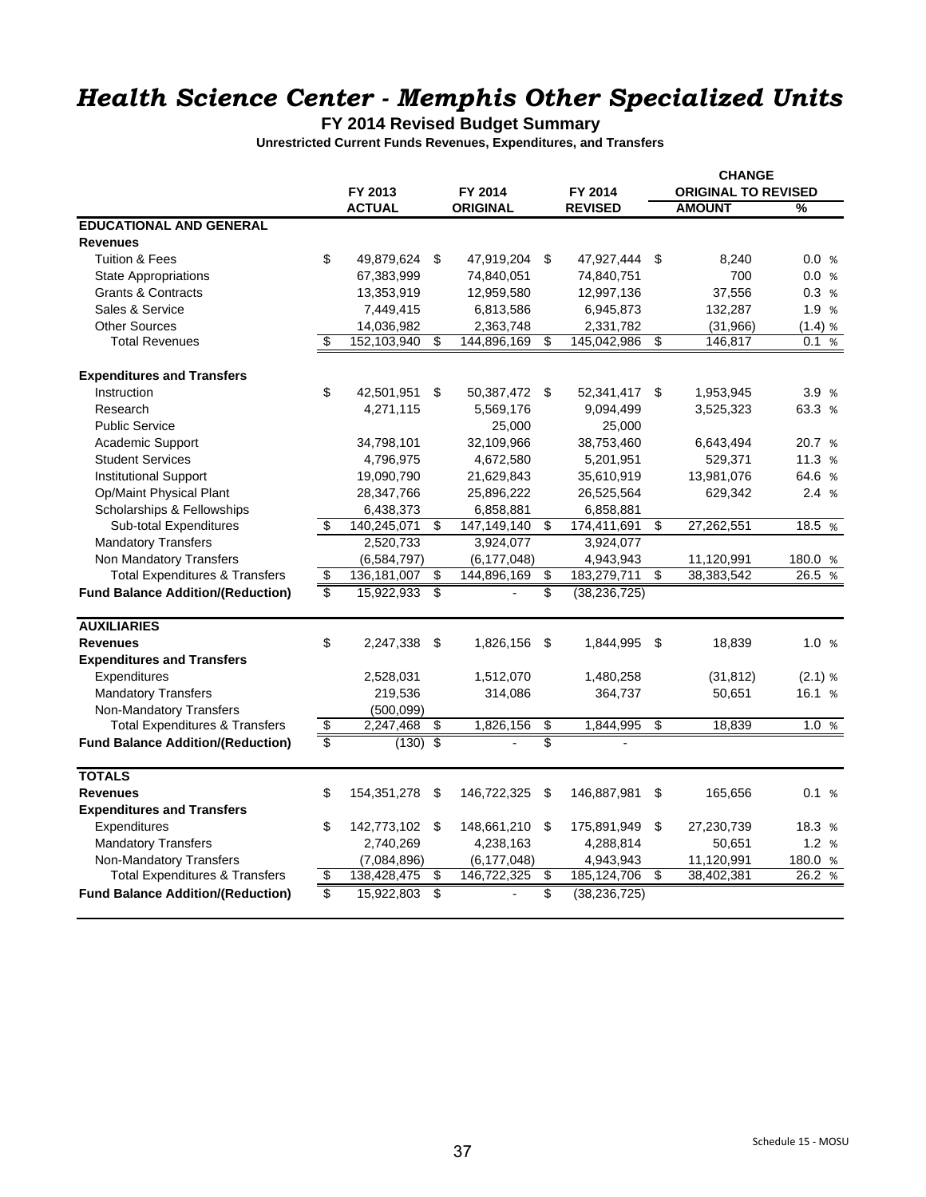# *Health Science Center - Memphis Other Specialized Units*

**FY 2014 Revised Budget Summary**

**Unrestricted Current Funds Revenues, Expenditures, and Transfers**

| | FY 2013 ACTUAL | FY 2014 ORIGINAL | FY 2014 REVISED | CHANGE ORIGINAL TO REVISED AMOUNT | % |
|---|---|---|---|---|---|
| **EDUCATIONAL AND GENERAL** | | | | | |
| **Revenues** | | | | | |
| Tuition & Fees | $ 49,879,624 | $ 47,919,204 | $ 47,927,444 | $ 8,240 | 0.0 % |
| State Appropriations | 67,383,999 | 74,840,051 | 74,840,751 | 700 | 0.0 % |
| Grants & Contracts | 13,353,919 | 12,959,580 | 12,997,136 | 37,556 | 0.3 % |
| Sales & Service | 7,449,415 | 6,813,586 | 6,945,873 | 132,287 | 1.9 % |
| Other Sources | 14,036,982 | 2,363,748 | 2,331,782 | (31,966) | (1.4) % |
| Total Revenues | $ 152,103,940 | $ 144,896,169 | $ 145,042,986 | $ 146,817 | 0.1 % |
| **Expenditures and Transfers** | | | | | |
| Instruction | $ 42,501,951 | $ 50,387,472 | $ 52,341,417 | $ 1,953,945 | 3.9 % |
| Research | 4,271,115 | 5,569,176 | 9,094,499 | 3,525,323 | 63.3 % |
| Public Service | | 25,000 | 25,000 | | |
| Academic Support | 34,798,101 | 32,109,966 | 38,753,460 | 6,643,494 | 20.7 % |
| Student Services | 4,796,975 | 4,672,580 | 5,201,951 | 529,371 | 11.3 % |
| Institutional Support | 19,090,790 | 21,629,843 | 35,610,919 | 13,981,076 | 64.6 % |
| Op/Maint Physical Plant | 28,347,766 | 25,896,222 | 26,525,564 | 629,342 | 2.4 % |
| Scholarships & Fellowships | 6,438,373 | 6,858,881 | 6,858,881 | | |
| Sub-total Expenditures | $ 140,245,071 | $ 147,149,140 | $ 174,411,691 | $ 27,262,551 | 18.5 % |
| Mandatory Transfers | 2,520,733 | 3,924,077 | 3,924,077 | | |
| Non Mandatory Transfers | (6,584,797) | (6,177,048) | 4,943,943 | 11,120,991 | 180.0 % |
| Total Expenditures & Transfers | $ 136,181,007 | $ 144,896,169 | $ 183,279,711 | $ 38,383,542 | 26.5 % |
| **Fund Balance Addition/(Reduction)** | $ 15,922,933 | $ - | $ (38,236,725) | | |
| **AUXILIARIES** | | | | | |
| **Revenues** | $ 2,247,338 | $ 1,826,156 | $ 1,844,995 | $ 18,839 | 1.0 % |
| **Expenditures and Transfers** | | | | | |
| Expenditures | 2,528,031 | 1,512,070 | 1,480,258 | (31,812) | (2.1) % |
| Mandatory Transfers | 219,536 | 314,086 | 364,737 | 50,651 | 16.1 % |
| Non-Mandatory Transfers | (500,099) | | | | |
| Total Expenditures & Transfers | $ 2,247,468 | $ 1,826,156 | $ 1,844,995 | $ 18,839 | 1.0 % |
| **Fund Balance Addition/(Reduction)** | $ (130) | $ - | $ - | | |
| **TOTALS** | | | | | |
| **Revenues** | $ 154,351,278 | $ 146,722,325 | $ 146,887,981 | $ 165,656 | 0.1 % |
| **Expenditures and Transfers** | | | | | |
| Expenditures | $ 142,773,102 | $ 148,661,210 | $ 175,891,949 | $ 27,230,739 | 18.3 % |
| Mandatory Transfers | 2,740,269 | 4,238,163 | 4,288,814 | 50,651 | 1.2 % |
| Non-Mandatory Transfers | (7,084,896) | (6,177,048) | 4,943,943 | 11,120,991 | 180.0 % |
| Total Expenditures & Transfers | $ 138,428,475 | $ 146,722,325 | $ 185,124,706 | $ 38,402,381 | 26.2 % |
| **Fund Balance Addition/(Reduction)** | $ 15,922,803 | $ - | $ (38,236,725) | | |

Schedule 15 - MOSU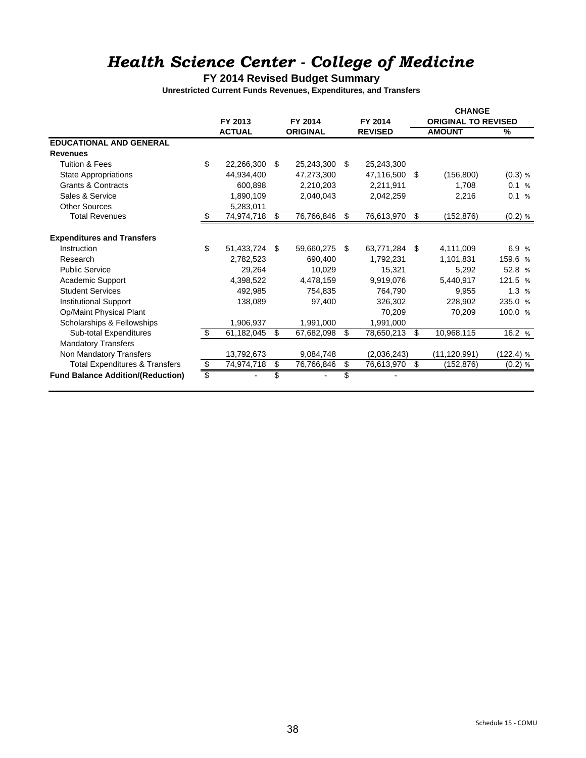# *Health Science Center - College of Medicine*

## FY 2014 Revised Budget Summary

**Unrestricted Current Funds Revenues, Expenditures, and Transfers**

| | FY 2013 ACTUAL | FY 2014 ORIGINAL | FY 2014 REVISED | CHANGE ORIGINAL TO REVISED AMOUNT | % |
|---|---|---|---|---|---|
| **EDUCATIONAL AND GENERAL** | | | | | |
| **Revenues** | | | | | |
| Tuition & Fees | $ 22,266,300 | $ 25,243,300 | $ 25,243,300 | | |
| State Appropriations | 44,934,400 | 47,273,300 | 47,116,500 | $ (156,800) | (0.3) % |
| Grants & Contracts | 600,898 | 2,210,203 | 2,211,911 | 1,708 | 0.1 % |
| Sales & Service | 1,890,109 | 2,040,043 | 2,042,259 | 2,216 | 0.1 % |
| Other Sources | 5,283,011 | | | | |
| Total Revenues | $ 74,974,718 | $ 76,766,846 | $ 76,613,970 | $ (152,876) | (0.2) % |
| **Expenditures and Transfers** | | | | | |
| Instruction | $ 51,433,724 | $ 59,660,275 | $ 63,771,284 | $ 4,111,009 | 6.9 % |
| Research | 2,782,523 | 690,400 | 1,792,231 | 1,101,831 | 159.6 % |
| Public Service | 29,264 | 10,029 | 15,321 | 5,292 | 52.8 % |
| Academic Support | 4,398,522 | 4,478,159 | 9,919,076 | 5,440,917 | 121.5 % |
| Student Services | 492,985 | 754,835 | 764,790 | 9,955 | 1.3 % |
| Institutional Support | 138,089 | 97,400 | 326,302 | 228,902 | 235.0 % |
| Op/Maint Physical Plant | | | 70,209 | 70,209 | 100.0 % |
| Scholarships & Fellowships | 1,906,937 | 1,991,000 | 1,991,000 | | |
| Sub-total Expenditures | $ 61,182,045 | $ 67,682,098 | $ 78,650,213 | $ 10,968,115 | 16.2 % |
| Mandatory Transfers | | | | | |
| Non Mandatory Transfers | 13,792,673 | 9,084,748 | (2,036,243) | (11,120,991) | (122.4) % |
| Total Expenditures & Transfers | $ 74,974,718 | $ 76,766,846 | $ 76,613,970 | $ (152,876) | (0.2) % |
| **Fund Balance Addition/(Reduction)** | $ - | $ - | $ - | | |

Schedule 15 - COMU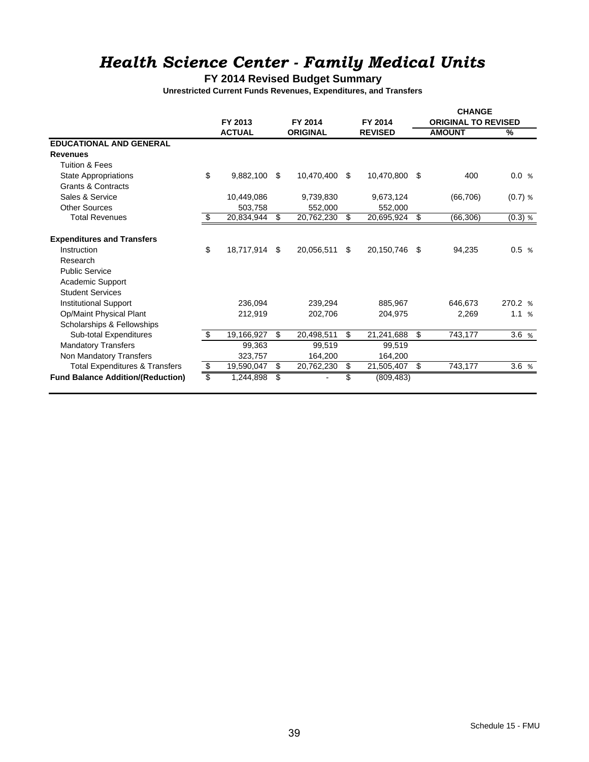# *Health Science Center - Family Medical Units*

**FY 2014 Revised Budget Summary**

**Unrestricted Current Funds Revenues, Expenditures, and Transfers**

| | FY 2013 ACTUAL | FY 2014 ORIGINAL | FY 2014 REVISED | CHANGE ORIGINAL TO REVISED AMOUNT | CHANGE ORIGINAL TO REVISED % |
|---|---|---|---|---|---|
| **EDUCATIONAL AND GENERAL** | | | | | |
| **Revenues** | | | | | |
| Tuition & Fees | | | | | |
| State Appropriations | $ 9,882,100 | $ 10,470,400 | $ 10,470,800 | $ 400 | 0.0 % |
| Grants & Contracts | | | | | |
| Sales & Service | 10,449,086 | 9,739,830 | 9,673,124 | (66,706) | (0.7) % |
| Other Sources | 503,758 | 552,000 | 552,000 | | |
| Total Revenues | $ 20,834,944 | $ 20,762,230 | $ 20,695,924 | $ (66,306) | (0.3) % |
| **Expenditures and Transfers** | | | | | |
| Instruction | $ 18,717,914 | $ 20,056,511 | $ 20,150,746 | $ 94,235 | 0.5 % |
| Research | | | | | |
| Public Service | | | | | |
| Academic Support | | | | | |
| Student Services | | | | | |
| Institutional Support | 236,094 | 239,294 | 885,967 | 646,673 | 270.2 % |
| Op/Maint Physical Plant | 212,919 | 202,706 | 204,975 | 2,269 | 1.1 % |
| Scholarships & Fellowships | | | | | |
| Sub-total Expenditures | $ 19,166,927 | $ 20,498,511 | $ 21,241,688 | $ 743,177 | 3.6 % |
| Mandatory Transfers | 99,363 | 99,519 | 99,519 | | |
| Non Mandatory Transfers | 323,757 | 164,200 | 164,200 | | |
| Total Expenditures & Transfers | $ 19,590,047 | $ 20,762,230 | $ 21,505,407 | $ 743,177 | 3.6 % |
| **Fund Balance Addition/(Reduction)** | $ 1,244,898 | $ - | $ (809,483) | | |

Schedule 15 - FMU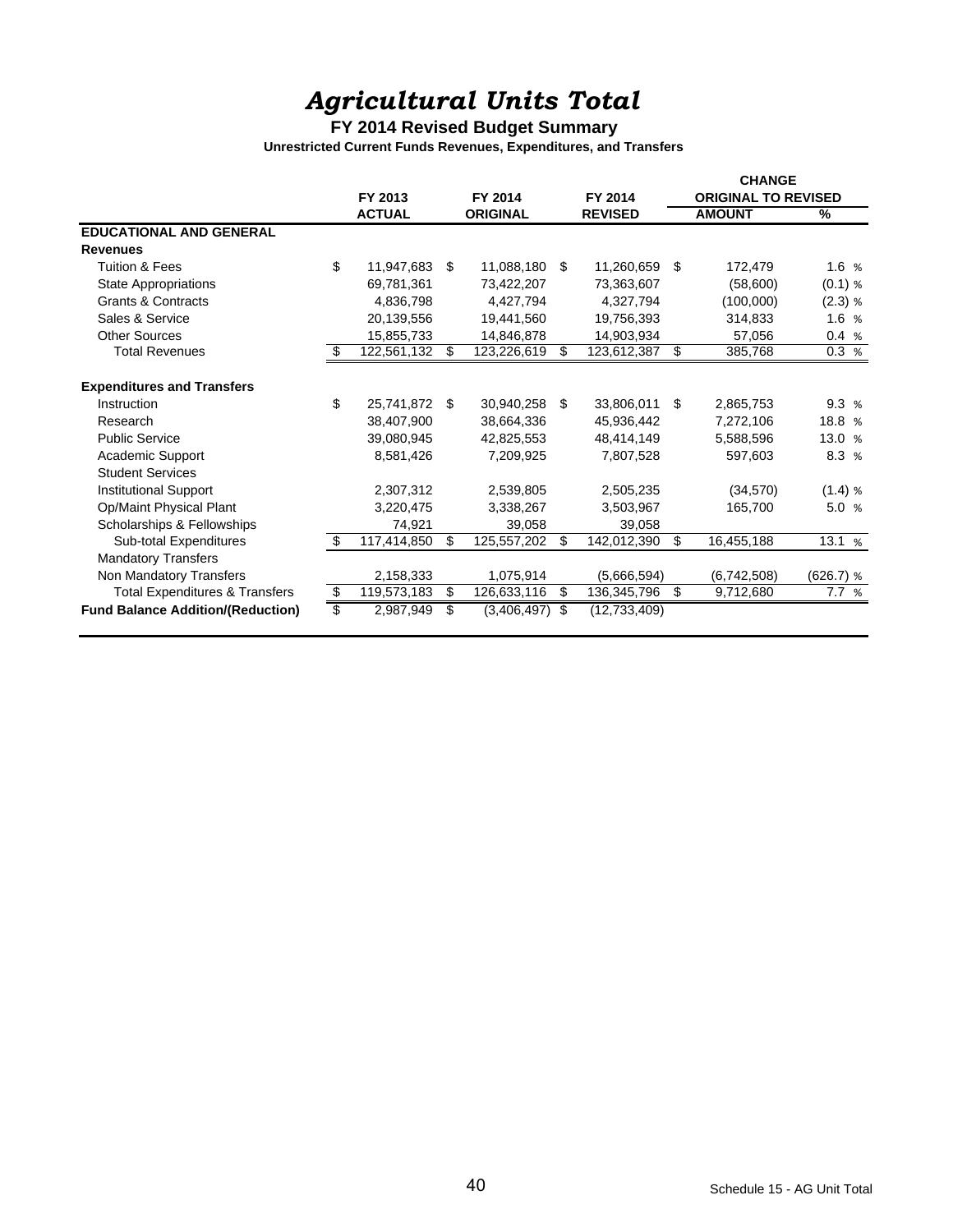# *Agricultural Units Total*

## FY 2014 Revised Budget Summary

### Unrestricted Current Funds Revenues, Expenditures, and Transfers

| | FY 2013 ACTUAL | FY 2014 ORIGINAL | FY 2014 REVISED | CHANGE ORIGINAL TO REVISED AMOUNT | CHANGE ORIGINAL TO REVISED % |
|---|---|---|---|---|---|
| **EDUCATIONAL AND GENERAL** | | | | | |
| **Revenues** | | | | | |
| Tuition & Fees | $ 11,947,683 | $ 11,088,180 | $ 11,260,659 | $ 172,479 | 1.6 % |
| State Appropriations | 69,781,361 | 73,422,207 | 73,363,607 | (58,600) | (0.1) % |
| Grants & Contracts | 4,836,798 | 4,427,794 | 4,327,794 | (100,000) | (2.3) % |
| Sales & Service | 20,139,556 | 19,441,560 | 19,756,393 | 314,833 | 1.6 % |
| Other Sources | 15,855,733 | 14,846,878 | 14,903,934 | 57,056 | 0.4 % |
| Total Revenues | $ 122,561,132 | $ 123,226,619 | $ 123,612,387 | $ 385,768 | 0.3 % |
| | | | | | |
| **Expenditures and Transfers** | | | | | |
| Instruction | $ 25,741,872 | $ 30,940,258 | $ 33,806,011 | $ 2,865,753 | 9.3 % |
| Research | 38,407,900 | 38,664,336 | 45,936,442 | 7,272,106 | 18.8 % |
| Public Service | 39,080,945 | 42,825,553 | 48,414,149 | 5,588,596 | 13.0 % |
| Academic Support | 8,581,426 | 7,209,925 | 7,807,528 | 597,603 | 8.3 % |
| Student Services | | | | | |
| Institutional Support | 2,307,312 | 2,539,805 | 2,505,235 | (34,570) | (1.4) % |
| Op/Maint Physical Plant | 3,220,475 | 3,338,267 | 3,503,967 | 165,700 | 5.0 % |
| Scholarships & Fellowships | 74,921 | 39,058 | 39,058 | | |
| Sub-total Expenditures | $ 117,414,850 | $ 125,557,202 | $ 142,012,390 | $ 16,455,188 | 13.1 % |
| Mandatory Transfers | | | | | |
| Non Mandatory Transfers | 2,158,333 | 1,075,914 | (5,666,594) | (6,742,508) | (626.7) % |
| Total Expenditures & Transfers | $ 119,573,183 | $ 126,633,116 | $ 136,345,796 | $ 9,712,680 | 7.7 % |
| **Fund Balance Addition/(Reduction)** | $ 2,987,949 | $ (3,406,497) | $ (12,733,409) | | |

Schedule 15 - AG Unit Total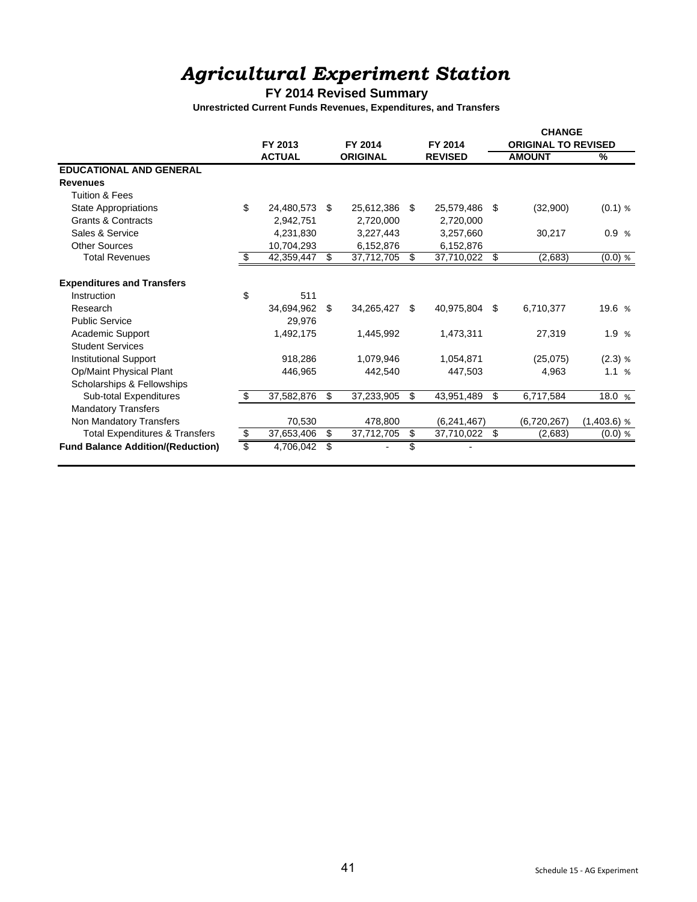# *Agricultural Experiment Station*

## FY 2014 Revised Summary

### Unrestricted Current Funds Revenues, Expenditures, and Transfers

| | FY 2013 ACTUAL | FY 2014 ORIGINAL | FY 2014 REVISED | CHANGE ORIGINAL TO REVISED AMOUNT | CHANGE ORIGINAL TO REVISED % |
|---|---|---|---|---|---|
| **EDUCATIONAL AND GENERAL** | | | | | |
| **Revenues** | | | | | |
| Tuition & Fees | | | | | |
| State Appropriations | $ 24,480,573 | $ 25,612,386 | $ 25,579,486 | $ (32,900) | (0.1) % |
| Grants & Contracts | 2,942,751 | 2,720,000 | 2,720,000 | | |
| Sales & Service | 4,231,830 | 3,227,443 | 3,257,660 | 30,217 | 0.9 % |
| Other Sources | 10,704,293 | 6,152,876 | 6,152,876 | | |
| Total Revenues | $ 42,359,447 | $ 37,712,705 | $ 37,710,022 | $ (2,683) | (0.0) % |
| **Expenditures and Transfers** | | | | | |
| Instruction | $ 511 | | | | |
| Research | 34,694,962 | $ 34,265,427 | $ 40,975,804 | $ 6,710,377 | 19.6 % |
| Public Service | 29,976 | | | | |
| Academic Support | 1,492,175 | 1,445,992 | 1,473,311 | 27,319 | 1.9 % |
| Student Services | | | | | |
| Institutional Support | 918,286 | 1,079,946 | 1,054,871 | (25,075) | (2.3) % |
| Op/Maint Physical Plant | 446,965 | 442,540 | 447,503 | 4,963 | 1.1 % |
| Scholarships & Fellowships | | | | | |
| Sub-total Expenditures | $ 37,582,876 | $ 37,233,905 | $ 43,951,489 | $ 6,717,584 | 18.0 % |
| Mandatory Transfers | | | | | |
| Non Mandatory Transfers | 70,530 | 478,800 | (6,241,467) | (6,720,267) | (1,403.6) % |
| Total Expenditures & Transfers | $ 37,653,406 | $ 37,712,705 | $ 37,710,022 | $ (2,683) | (0.0) % |
| **Fund Balance Addition/(Reduction)** | $ 4,706,042 | $ - | $ - | | |

Schedule 15 - AG Experiment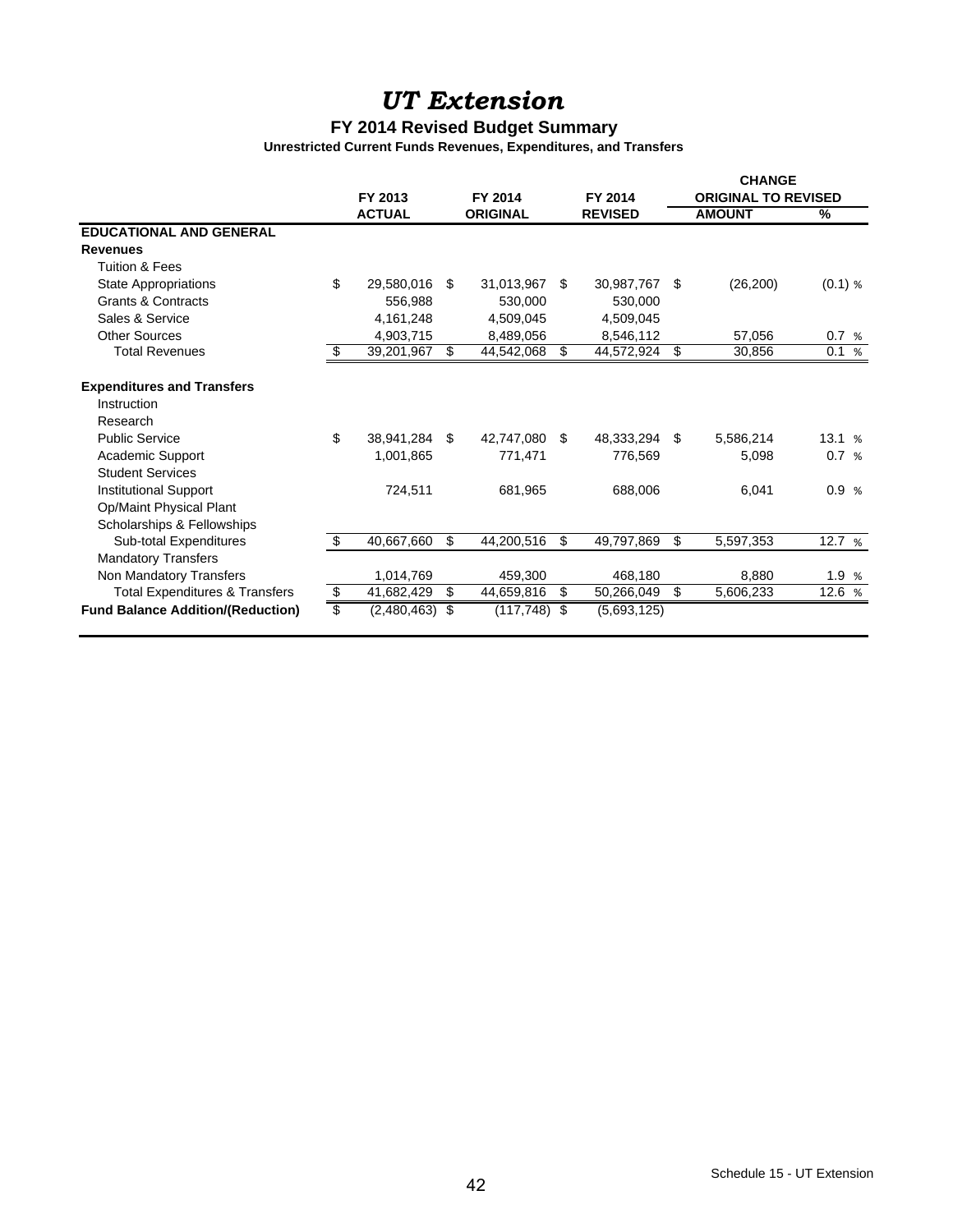# *UT Extension*

## FY 2014 Revised Budget Summary

### Unrestricted Current Funds Revenues, Expenditures, and Transfers

| | FY 2013 ACTUAL | FY 2014 ORIGINAL | FY 2014 REVISED | CHANGE ORIGINAL TO REVISED AMOUNT | % |
|---|---|---|---|---|---|
| **EDUCATIONAL AND GENERAL** | | | | | |
| **Revenues** | | | | | |
| Tuition & Fees | | | | | |
| State Appropriations | $ 29,580,016 | $ 31,013,967 | $ 30,987,767 | $ (26,200) | (0.1) % |
| Grants & Contracts | 556,988 | 530,000 | 530,000 | | |
| Sales & Service | 4,161,248 | 4,509,045 | 4,509,045 | | |
| Other Sources | 4,903,715 | 8,489,056 | 8,546,112 | 57,056 | 0.7 % |
| Total Revenues | $ 39,201,967 | $ 44,542,068 | $ 44,572,924 | $ 30,856 | 0.1 % |
| **Expenditures and Transfers** | | | | | |
| Instruction | | | | | |
| Research | | | | | |
| Public Service | $ 38,941,284 | $ 42,747,080 | $ 48,333,294 | $ 5,586,214 | 13.1 % |
| Academic Support | 1,001,865 | 771,471 | 776,569 | 5,098 | 0.7 % |
| Student Services | | | | | |
| Institutional Support | 724,511 | 681,965 | 688,006 | 6,041 | 0.9 % |
| Op/Maint Physical Plant | | | | | |
| Scholarships & Fellowships | | | | | |
| Sub-total Expenditures | $ 40,667,660 | $ 44,200,516 | $ 49,797,869 | $ 5,597,353 | 12.7 % |
| Mandatory Transfers | | | | | |
| Non Mandatory Transfers | 1,014,769 | 459,300 | 468,180 | 8,880 | 1.9 % |
| Total Expenditures & Transfers | $ 41,682,429 | $ 44,659,816 | $ 50,266,049 | $ 5,606,233 | 12.6 % |
| **Fund Balance Addition/(Reduction)** | $ (2,480,463) | $ (117,748) | $ (5,693,125) | | |

Schedule 15 - UT Extension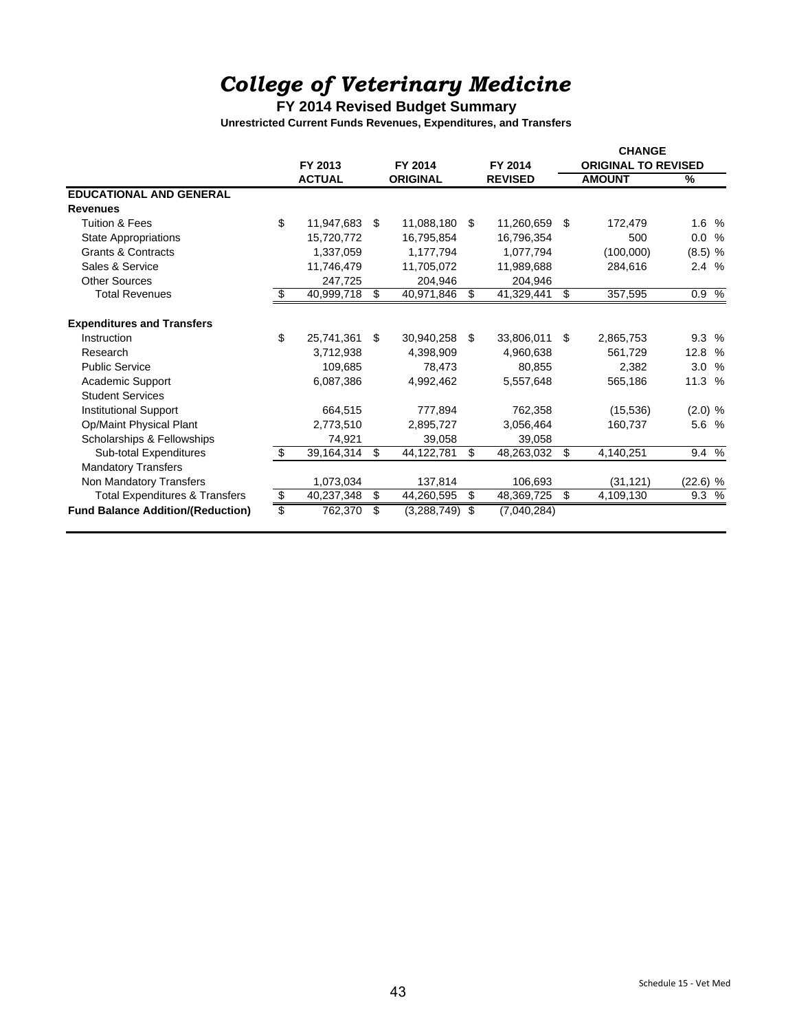# *College of Veterinary Medicine*

**FY 2014 Revised Budget Summary**

**Unrestricted Current Funds Revenues, Expenditures, and Transfers**

| | FY 2013 ACTUAL | FY 2014 ORIGINAL | FY 2014 REVISED | CHANGE ORIGINAL TO REVISED AMOUNT | % |
|---|---|---|---|---|---|
| **EDUCATIONAL AND GENERAL** | | | | | |
| **Revenues** | | | | | |
| Tuition & Fees | $ 11,947,683 | $ 11,088,180 | $ 11,260,659 | $ 172,479 | 1.6 % |
| State Appropriations | 15,720,772 | 16,795,854 | 16,796,354 | 500 | 0.0 % |
| Grants & Contracts | 1,337,059 | 1,177,794 | 1,077,794 | (100,000) | (8.5) % |
| Sales & Service | 11,746,479 | 11,705,072 | 11,989,688 | 284,616 | 2.4 % |
| Other Sources | 247,725 | 204,946 | 204,946 | | |
| Total Revenues | $ 40,999,718 | $ 40,971,846 | $ 41,329,441 | $ 357,595 | 0.9 % |
| **Expenditures and Transfers** | | | | | |
| Instruction | $ 25,741,361 | $ 30,940,258 | $ 33,806,011 | $ 2,865,753 | 9.3 % |
| Research | 3,712,938 | 4,398,909 | 4,960,638 | 561,729 | 12.8 % |
| Public Service | 109,685 | 78,473 | 80,855 | 2,382 | 3.0 % |
| Academic Support | 6,087,386 | 4,992,462 | 5,557,648 | 565,186 | 11.3 % |
| Student Services | | | | | |
| Institutional Support | 664,515 | 777,894 | 762,358 | (15,536) | (2.0) % |
| Op/Maint Physical Plant | 2,773,510 | 2,895,727 | 3,056,464 | 160,737 | 5.6 % |
| Scholarships & Fellowships | 74,921 | 39,058 | 39,058 | | |
| Sub-total Expenditures | $ 39,164,314 | $ 44,122,781 | $ 48,263,032 | $ 4,140,251 | 9.4 % |
| Mandatory Transfers | | | | | |
| Non Mandatory Transfers | 1,073,034 | 137,814 | 106,693 | (31,121) | (22.6) % |
| Total Expenditures & Transfers | $ 40,237,348 | $ 44,260,595 | $ 48,369,725 | $ 4,109,130 | 9.3 % |
| **Fund Balance Addition/(Reduction)** | $ 762,370 | $ (3,288,749) | $ (7,040,284) | | |

Schedule 15 - Vet Med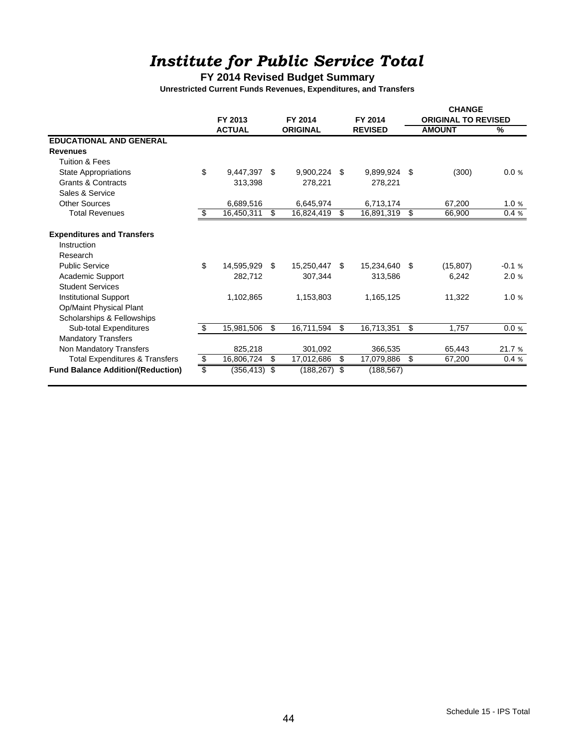# *Institute for Public Service Total*

**FY 2014 Revised Budget Summary**

**Unrestricted Current Funds Revenues, Expenditures, and Transfers**

| | FY 2013 ACTUAL | FY 2014 ORIGINAL | FY 2014 REVISED | CHANGE ORIGINAL TO REVISED AMOUNT | % |
|---|---|---|---|---|---|
| **EDUCATIONAL AND GENERAL** | | | | | |
| **Revenues** | | | | | |
| Tuition & Fees | | | | | |
| State Appropriations | $ 9,447,397 | $ 9,900,224 | $ 9,899,924 | $ (300) | 0.0 % |
| Grants & Contracts | 313,398 | 278,221 | 278,221 | | |
| Sales & Service | | | | | |
| Other Sources | 6,689,516 | 6,645,974 | 6,713,174 | 67,200 | 1.0 % |
| Total Revenues | $ 16,450,311 | $ 16,824,419 | $ 16,891,319 | $ 66,900 | 0.4 % |
| **Expenditures and Transfers** | | | | | |
| Instruction | | | | | |
| Research | | | | | |
| Public Service | $ 14,595,929 | $ 15,250,447 | $ 15,234,640 | $ (15,807) | -0.1 % |
| Academic Support | 282,712 | 307,344 | 313,586 | 6,242 | 2.0 % |
| Student Services | | | | | |
| Institutional Support | 1,102,865 | 1,153,803 | 1,165,125 | 11,322 | 1.0 % |
| Op/Maint Physical Plant | | | | | |
| Scholarships & Fellowships | | | | | |
| Sub-total Expenditures | $ 15,981,506 | $ 16,711,594 | $ 16,713,351 | $ 1,757 | 0.0 % |
| Mandatory Transfers | | | | | |
| Non Mandatory Transfers | 825,218 | 301,092 | 366,535 | 65,443 | 21.7 % |
| Total Expenditures & Transfers | $ 16,806,724 | $ 17,012,686 | $ 17,079,886 | $ 67,200 | 0.4 % |
| **Fund Balance Addition/(Reduction)** | $ (356,413) | $ (188,267) | $ (188,567) | | |

Schedule 15 - IPS Total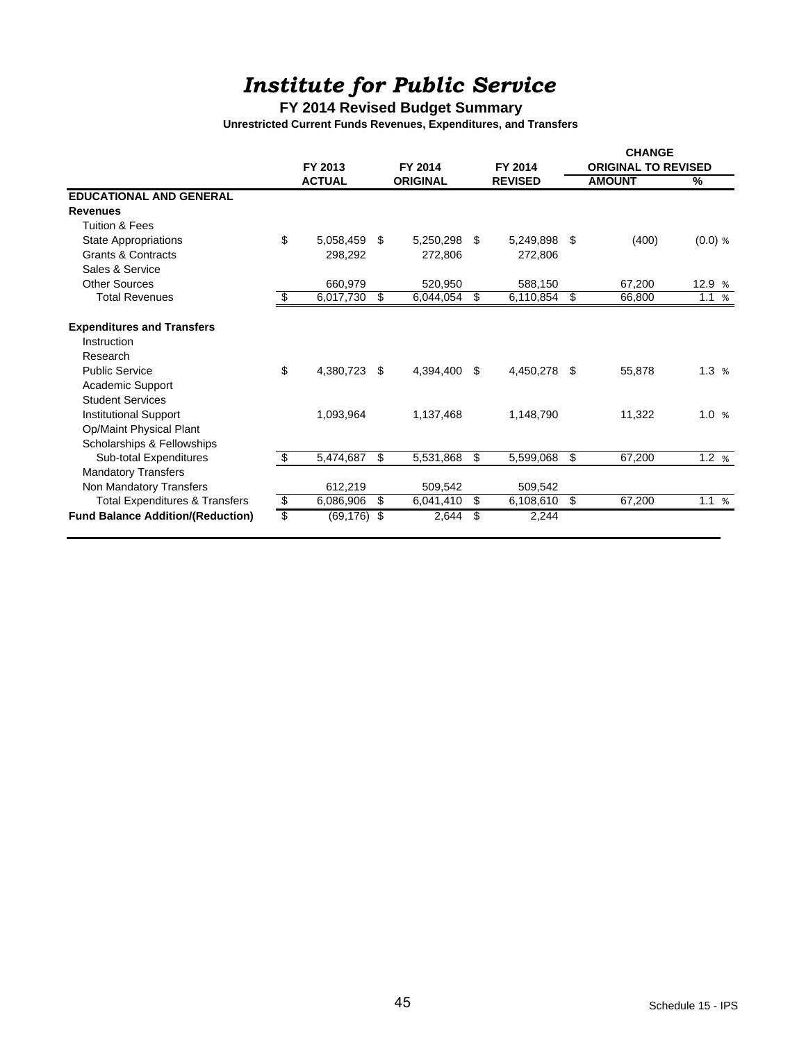# *Institute for Public Service*

**FY 2014 Revised Budget Summary**

**Unrestricted Current Funds Revenues, Expenditures, and Transfers**

| | FY 2013 ACTUAL | FY 2014 ORIGINAL | FY 2014 REVISED | CHANGE ORIGINAL TO REVISED AMOUNT | % |
|---|---|---|---|---|---|
| **EDUCATIONAL AND GENERAL** | | | | | |
| **Revenues** | | | | | |
| Tuition & Fees | | | | | |
| State Appropriations | $ 5,058,459 | $ 5,250,298 | $ 5,249,898 | $ (400) | (0.0) % |
| Grants & Contracts | 298,292 | 272,806 | 272,806 | | |
| Sales & Service | | | | | |
| Other Sources | 660,979 | 520,950 | 588,150 | 67,200 | 12.9 % |
| Total Revenues | $ 6,017,730 | $ 6,044,054 | $ 6,110,854 | $ 66,800 | 1.1 % |
| **Expenditures and Transfers** | | | | | |
| Instruction | | | | | |
| Research | | | | | |
| Public Service | $ 4,380,723 | $ 4,394,400 | $ 4,450,278 | $ 55,878 | 1.3 % |
| Academic Support | | | | | |
| Student Services | | | | | |
| Institutional Support | 1,093,964 | 1,137,468 | 1,148,790 | 11,322 | 1.0 % |
| Op/Maint Physical Plant | | | | | |
| Scholarships & Fellowships | | | | | |
| Sub-total Expenditures | $ 5,474,687 | $ 5,531,868 | $ 5,599,068 | $ 67,200 | 1.2 % |
| Mandatory Transfers | | | | | |
| Non Mandatory Transfers | 612,219 | 509,542 | 509,542 | | |
| Total Expenditures & Transfers | $ 6,086,906 | $ 6,041,410 | $ 6,108,610 | $ 67,200 | 1.1 % |
| **Fund Balance Addition/(Reduction)** | $ (69,176) | $ 2,644 | $ 2,244 | | |

Schedule 15 - IPS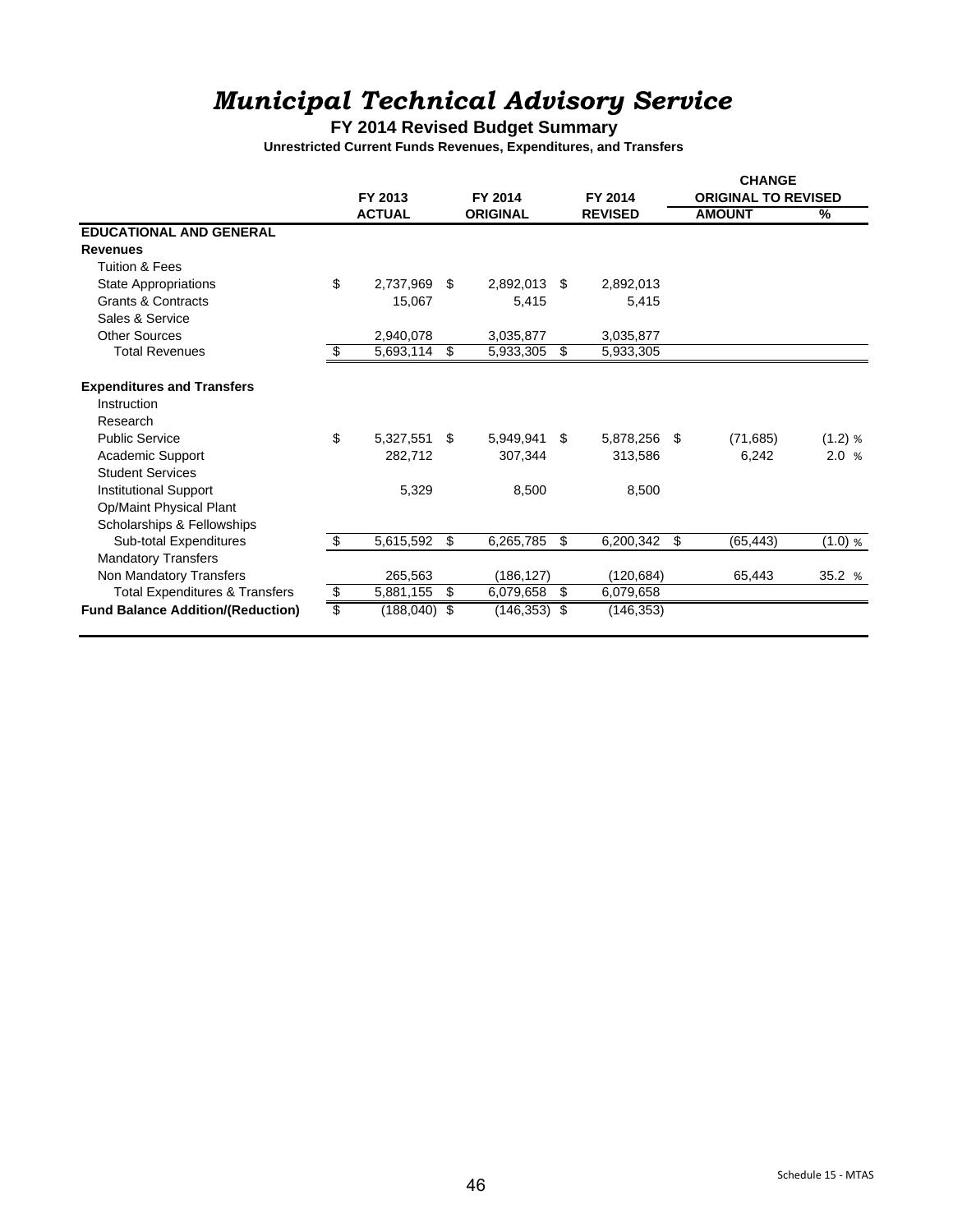# *Municipal Technical Advisory Service*

**FY 2014 Revised Budget Summary**

**Unrestricted Current Funds Revenues, Expenditures, and Transfers**

| | FY 2013 ACTUAL | FY 2014 ORIGINAL | FY 2014 REVISED | CHANGE ORIGINAL TO REVISED AMOUNT | % |
|---|---|---|---|---|---|
| **EDUCATIONAL AND GENERAL** | | | | | |
| **Revenues** | | | | | |
| Tuition & Fees | | | | | |
| State Appropriations | $ 2,737,969 | $ 2,892,013 | $ 2,892,013 | | |
| Grants & Contracts | 15,067 | 5,415 | 5,415 | | |
| Sales & Service | | | | | |
| Other Sources | 2,940,078 | 3,035,877 | 3,035,877 | | |
| Total Revenues | $ 5,693,114 | $ 5,933,305 | $ 5,933,305 | | |
| **Expenditures and Transfers** | | | | | |
| Instruction | | | | | |
| Research | | | | | |
| Public Service | $ 5,327,551 | $ 5,949,941 | $ 5,878,256 | $ (71,685) | (1.2) % |
| Academic Support | 282,712 | 307,344 | 313,586 | 6,242 | 2.0 % |
| Student Services | | | | | |
| Institutional Support | 5,329 | 8,500 | 8,500 | | |
| Op/Maint Physical Plant | | | | | |
| Scholarships & Fellowships | | | | | |
| Sub-total Expenditures | $ 5,615,592 | $ 6,265,785 | $ 6,200,342 | $ (65,443) | (1.0) % |
| Mandatory Transfers | | | | | |
| Non Mandatory Transfers | 265,563 | (186,127) | (120,684) | 65,443 | 35.2 % |
| Total Expenditures & Transfers | $ 5,881,155 | $ 6,079,658 | $ 6,079,658 | | |
| **Fund Balance Addition/(Reduction)** | $ (188,040) | $ (146,353) | $ (146,353) | | |

Schedule 15 - MTAS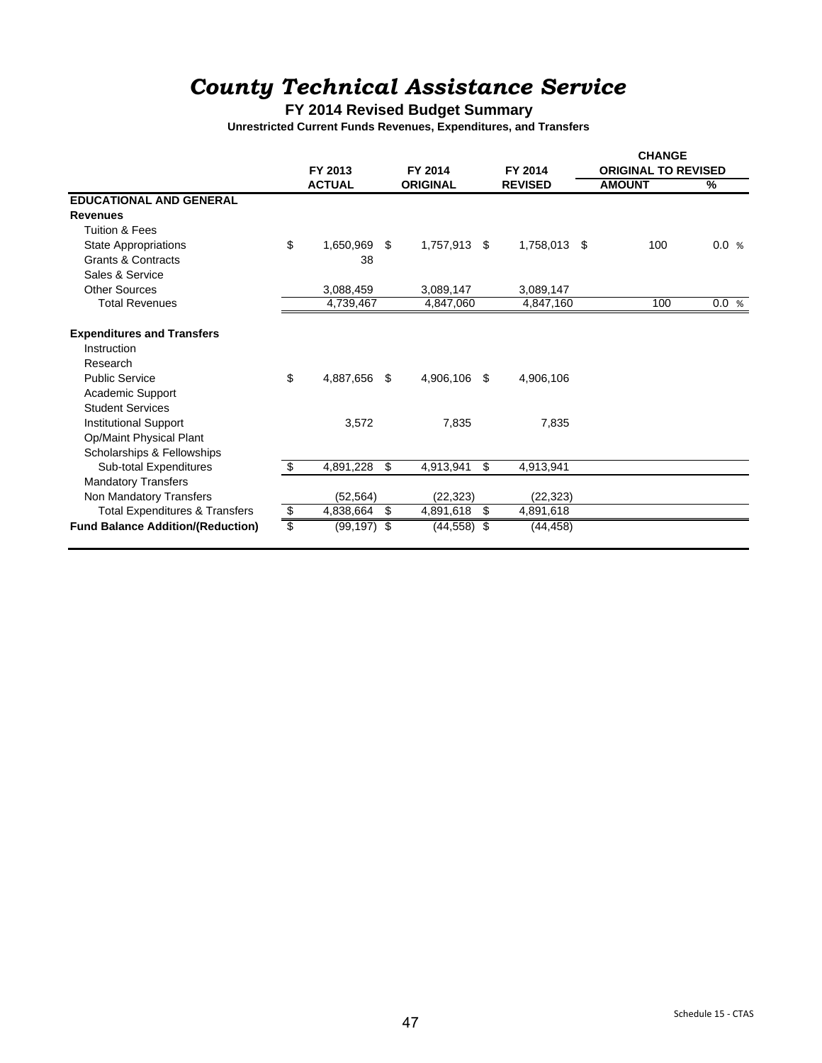# *County Technical Assistance Service*

**FY 2014 Revised Budget Summary**

**Unrestricted Current Funds Revenues, Expenditures, and Transfers**

| | FY 2013 ACTUAL | FY 2014 ORIGINAL | FY 2014 REVISED | CHANGE ORIGINAL TO REVISED AMOUNT | CHANGE ORIGINAL TO REVISED % |
|---|---|---|---|---|---|
| **EDUCATIONAL AND GENERAL** | | | | | |
| **Revenues** | | | | | |
| Tuition & Fees | | | | | |
| State Appropriations | $ 1,650,969 | $ 1,757,913 | $ 1,758,013 | $ 100 | 0.0 % |
| Grants & Contracts | 38 | | | | |
| Sales & Service | | | | | |
| Other Sources | 3,088,459 | 3,089,147 | 3,089,147 | | |
| Total Revenues | 4,739,467 | 4,847,060 | 4,847,160 | 100 | 0.0 % |
| **Expenditures and Transfers** | | | | | |
| Instruction | | | | | |
| Research | | | | | |
| Public Service | $ 4,887,656 | $ 4,906,106 | $ 4,906,106 | | |
| Academic Support | | | | | |
| Student Services | | | | | |
| Institutional Support | 3,572 | 7,835 | 7,835 | | |
| Op/Maint Physical Plant | | | | | |
| Scholarships & Fellowships | | | | | |
| Sub-total Expenditures | $ 4,891,228 | $ 4,913,941 | $ 4,913,941 | | |
| Mandatory Transfers | | | | | |
| Non Mandatory Transfers | (52,564) | (22,323) | (22,323) | | |
| Total Expenditures & Transfers | $ 4,838,664 | $ 4,891,618 | $ 4,891,618 | | |
| **Fund Balance Addition/(Reduction)** | $ (99,197) | $ (44,558) | $ (44,458) | | |

Schedule 15 - CTAS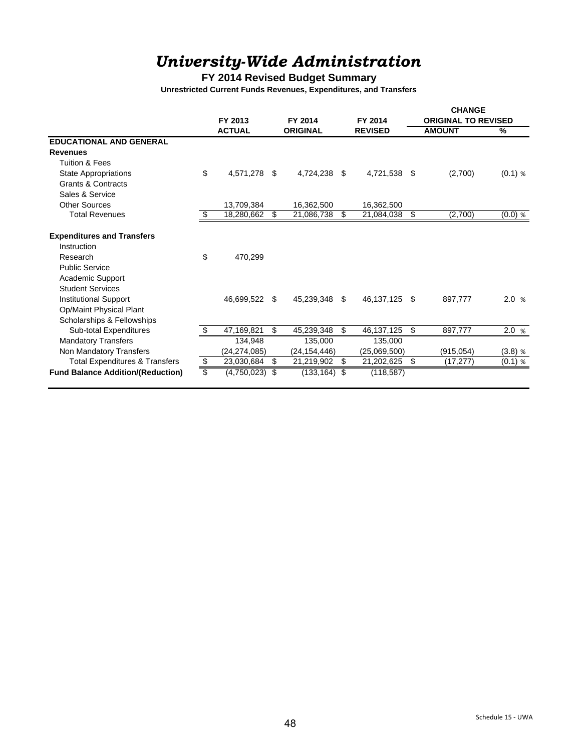# *University-Wide Administration*

## FY 2014 Revised Budget Summary

### Unrestricted Current Funds Revenues, Expenditures, and Transfers

| | FY 2013 ACTUAL | FY 2014 ORIGINAL | FY 2014 REVISED | CHANGE ORIGINAL TO REVISED AMOUNT | CHANGE ORIGINAL TO REVISED % |
|---|---|---|---|---|---|
| **EDUCATIONAL AND GENERAL** | | | | | |
| **Revenues** | | | | | |
| Tuition & Fees | | | | | |
| State Appropriations | $ 4,571,278 | $ 4,724,238 | $ 4,721,538 | $ (2,700) | (0.1) % |
| Grants & Contracts | | | | | |
| Sales & Service | | | | | |
| Other Sources | 13,709,384 | 16,362,500 | 16,362,500 | | |
| Total Revenues | $ 18,280,662 | $ 21,086,738 | $ 21,084,038 | $ (2,700) | (0.0) % |
| | | | | | |
| **Expenditures and Transfers** | | | | | |
| Instruction | | | | | |
| Research | $ 470,299 | | | | |
| Public Service | | | | | |
| Academic Support | | | | | |
| Student Services | | | | | |
| Institutional Support | 46,699,522 | $ 45,239,348 | $ 46,137,125 | $ 897,777 | 2.0 % |
| Op/Maint Physical Plant | | | | | |
| Scholarships & Fellowships | | | | | |
| Sub-total Expenditures | $ 47,169,821 | $ 45,239,348 | $ 46,137,125 | $ 897,777 | 2.0 % |
| Mandatory Transfers | 134,948 | 135,000 | 135,000 | | |
| Non Mandatory Transfers | (24,274,085) | (24,154,446) | (25,069,500) | (915,054) | (3.8) % |
| Total Expenditures & Transfers | $ 23,030,684 | $ 21,219,902 | $ 21,202,625 | $ (17,277) | (0.1) % |
| **Fund Balance Addition/(Reduction)** | $ (4,750,023) | $ (133,164) | $ (118,587) | | |

Schedule 15 - UWA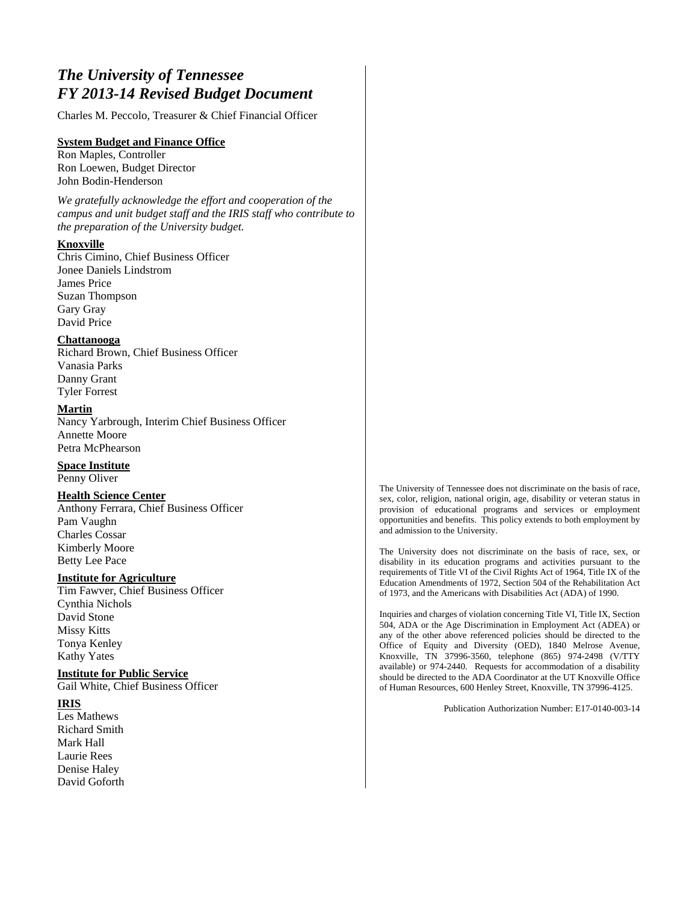# *The University of Tennessee*
# *FY 2013-14 Revised Budget Document*

Charles M. Peccolo, Treasurer & Chief Financial Officer

**System Budget and Finance Office**

Ron Maples, Controller
Ron Loewen, Budget Director
John Bodin-Henderson

*We gratefully acknowledge the effort and cooperation of the campus and unit budget staff and the IRIS staff who contribute to the preparation of the University budget.*

**Knoxville**

Chris Cimino, Chief Business Officer
Jonee Daniels Lindstrom
James Price
Suzan Thompson
Gary Gray
David Price

**Chattanooga**

Richard Brown, Chief Business Officer
Vanasia Parks
Danny Grant
Tyler Forrest

**Martin**

Nancy Yarbrough, Interim Chief Business Officer
Annette Moore
Petra McPhearson

**Space Institute**

Penny Oliver

**Health Science Center**

Anthony Ferrara, Chief Business Officer
Pam Vaughn
Charles Cossar
Kimberly Moore
Betty Lee Pace

**Institute for Agriculture**

Tim Fawver, Chief Business Officer
Cynthia Nichols
David Stone
Missy Kitts
Tonya Kenley
Kathy Yates

**Institute for Public Service**

Gail White, Chief Business Officer

**IRIS**

Les Mathews
Richard Smith
Mark Hall
Laurie Rees
Denise Haley
David Goforth

The University of Tennessee does not discriminate on the basis of race, sex, color, religion, national origin, age, disability or veteran status in provision of educational programs and services or employment opportunities and benefits. This policy extends to both employment by and admission to the University.

The University does not discriminate on the basis of race, sex, or disability in its education programs and activities pursuant to the requirements of Title VI of the Civil Rights Act of 1964, Title IX of the Education Amendments of 1972, Section 504 of the Rehabilitation Act of 1973, and the Americans with Disabilities Act (ADA) of 1990.

Inquiries and charges of violation concerning Title VI, Title IX, Section 504, ADA or the Age Discrimination in Employment Act (ADEA) or any of the other above referenced policies should be directed to the Office of Equity and Diversity (OED), 1840 Melrose Avenue, Knoxville, TN 37996-3560, telephone (865) 974-2498 (V/TTY available) or 974-2440. Requests for accommodation of a disability should be directed to the ADA Coordinator at the UT Knoxville Office of Human Resources, 600 Henley Street, Knoxville, TN 37996-4125.

Publication Authorization Number: E17-0140-003-14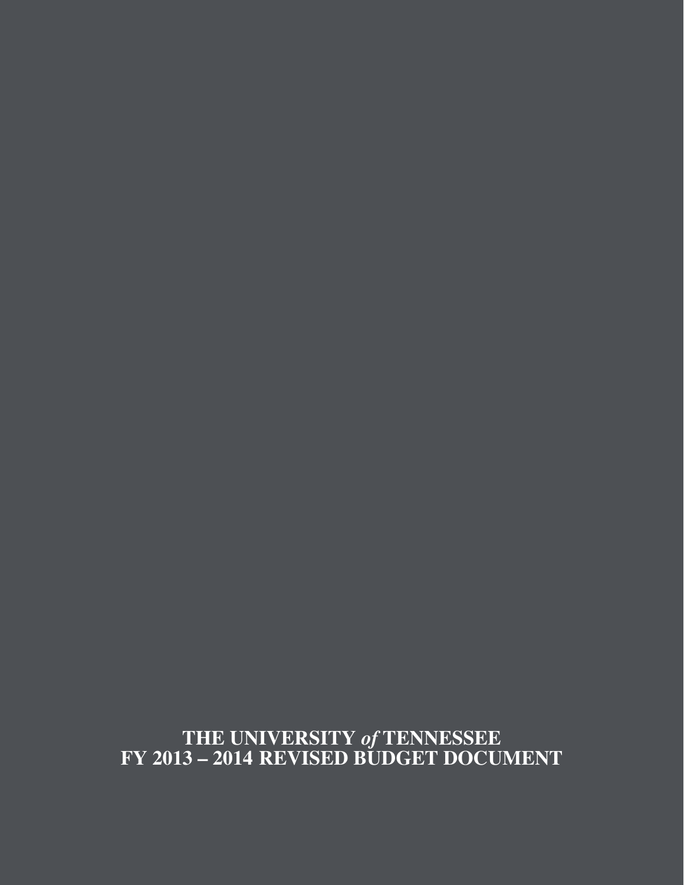**THE UNIVERSITY *of* TENNESSEE**
**FY 2013 – 2014 REVISED BUDGET DOCUMENT**